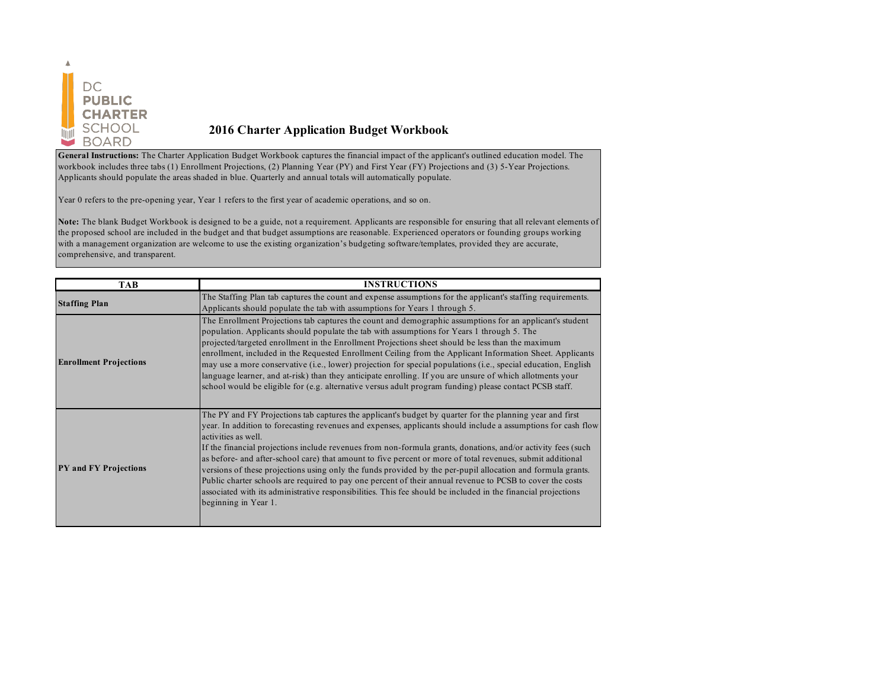DC PUBLIC CHARTER SCHOOL BOARD

# 2016 Charter Application Budget Workbook

**General Instructions:** The Charter Application Budget Workbook captures the financial impact of the applicant's outlined education model. The workbook includes three tabs (1) Enrollment Projections, (2) Planning Year (PY) and First Year (FY) Projections and (3) 5-Year Projections. Applicants should populate the areas shaded in blue. Quarterly and annual totals will automatically populate.

Year 0 refers to the pre-opening year, Year 1 refers to the first year of academic operations, and so on.

**Note:** The blank Budget Workbook is designed to be a guide, not a requirement. Applicants are responsible for ensuring that all relevant elements of the proposed school are included in the budget and that budget assumptions are reasonable. Experienced operators or founding groups working with a management organization are welcome to use the existing organization's budgeting software/templates, provided they are accurate, comprehensive, and transparent.

| TAB | INSTRUCTIONS |
|---|---|
| **Staffing Plan** | The Staffing Plan tab captures the count and expense assumptions for the applicant's staffing requirements. Applicants should populate the tab with assumptions for Years 1 through 5. |
| **Enrollment Projections** | The Enrollment Projections tab captures the count and demographic assumptions for an applicant's student population. Applicants should populate the tab with assumptions for Years 1 through 5. The projected/targeted enrollment in the Enrollment Projections sheet should be less than the maximum enrollment, included in the Requested Enrollment Ceiling from the Applicant Information Sheet. Applicants may use a more conservative (i.e., lower) projection for special populations (i.e., special education, English language learner, and at-risk) than they anticipate enrolling. If you are unsure of which allotments your school would be eligible for (e.g. alternative versus adult program funding) please contact PCSB staff. |
| **PY and FY Projections** | The PY and FY Projections tab captures the applicant's budget by quarter for the planning year and first year. In addition to forecasting revenues and expenses, applicants should include a assumptions for cash flow activities as well.<br>If the financial projections include revenues from non-formula grants, donations, and/or activity fees (such as before- and after-school care) that amount to five percent or more of total revenues, submit additional versions of these projections using only the funds provided by the per-pupil allocation and formula grants. Public charter schools are required to pay one percent of their annual revenue to PCSB to cover the costs associated with its administrative responsibilities. This fee should be included in the financial projections beginning in Year 1. |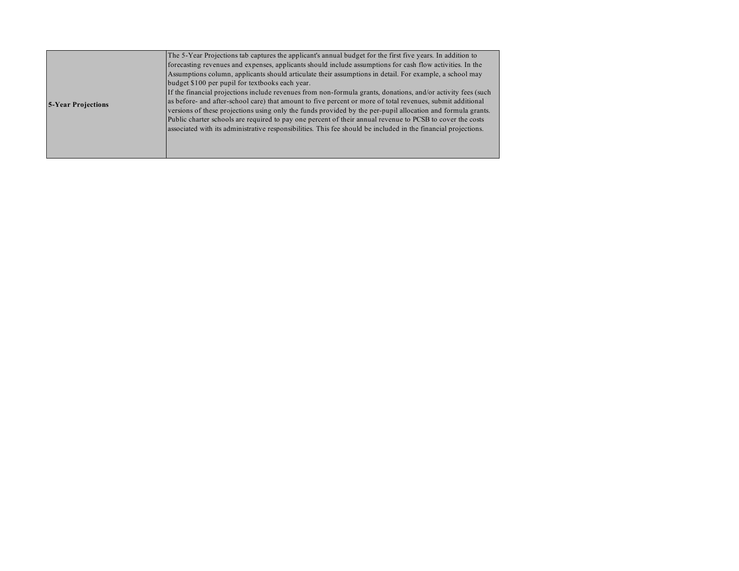| **5-Year Projections** | The 5-Year Projections tab captures the applicant's annual budget for the first five years. In addition to forecasting revenues and expenses, applicants should include assumptions for cash flow activities. In the Assumptions column, applicants should articulate their assumptions in detail. For example, a school may budget $100 per pupil for textbooks each year.<br>If the financial projections include revenues from non-formula grants, donations, and/or activity fees (such as before- and after-school care) that amount to five percent or more of total revenues, submit additional versions of these projections using only the funds provided by the per-pupil allocation and formula grants.<br>Public charter schools are required to pay one percent of their annual revenue to PCSB to cover the costs associated with its administrative responsibilities. This fee should be included in the financial projections. |
|---|---|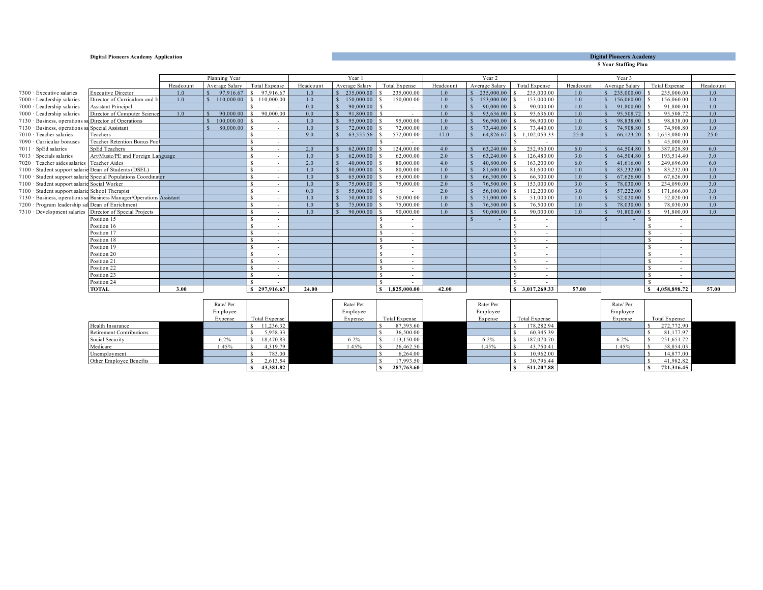**Digital Pioneers Academy Application**

**Digital Pioneers Academy**
**5 Year Staffing Plan**

| | | Planning Year | | | Year 1 | | | Year 2 | | | Year 3 | | | |
|---|---|---|---|---|---|---|---|---|---|---|---|---|---|---|
| | | Headcount | Average Salary | Total Expense | Headcount | Average Salary | Total Expense | Headcount | Average Salary | Total Expense | Headcount | Average Salary | Total Expense | Headcount |
| 7300 · Executive salaries | Executive Director | 1.0 | $ 97,916.67 | $ 97,916.67 | 1.0 | $ 235,000.00 | $ 235,000.00 | 1.0 | $ 235,000.00 | $ 235,000.00 | 1.0 | $ 235,000.00 | $ 235,000.00 | 1.0 |
| 7000 · Leadership salaries | Director of Curriculum and In | 1.0 | $ 110,000.00 | $ 110,000.00 | 1.0 | $ 150,000.00 | $ 150,000.00 | 1.0 | $ 153,000.00 | $ 153,000.00 | 1.0 | $ 156,060.00 | $ 156,060.00 | 1.0 |
| 7000 · Leadership salaries | Assistant Principal | | | $ - | 0.0 | $ 90,000.00 | $ - | 1.0 | $ 90,000.00 | $ 90,000.00 | 1.0 | $ 91,800.00 | $ 91,800.00 | 1.0 |
| 7000 · Leadership salaries | Director of Computer Science | 1.0 | $ 90,000.00 | $ 90,000.00 | 0.0 | $ 91,800.00 | $ - | 1.0 | $ 93,636.00 | $ 93,636.00 | 1.0 | $ 95,508.72 | $ 95,508.72 | 1.0 |
| 7130 · Business, operations sa | Director of Operations | | $ 100,000.00 | $ - | 1.0 | $ 95,000.00 | $ 95,000.00 | 1.0 | $ 96,900.00 | $ 96,900.00 | 1.0 | $ 98,838.00 | $ 98,838.00 | 1.0 |
| 7130 · Business, operations sa | Special Assistant | | $ 80,000.00 | $ - | 1.0 | $ 72,000.00 | $ 72,000.00 | 1.0 | $ 73,440.00 | $ 73,440.00 | 1.0 | $ 74,908.80 | $ 74,908.80 | 1.0 |
| 7010 · Teacher salaries | Teachers | | | $ - | 9.0 | $ 63,555.56 | $ 572,000.00 | 17.0 | $ 64,826.67 | $ 1,102,053.33 | 25.0 | $ 66,123.20 | $ 1,653,080.00 | 25.0 |
| 7090 · Curricular bonuses | Teacher Retention Bonus Pool | | | $ - | | | $ - | | | $ - | | | $ 45,000.00 | |
| 7011 · SpEd salaries | SpEd Teachers | | | $ - | 2.0 | $ 62,000.00 | $ 124,000.00 | 4.0 | $ 63,240.00 | $ 252,960.00 | 6.0 | $ 64,504.80 | $ 387,028.80 | 6.0 |
| 7013 · Specials salaries | Art/Music/PE and Foreign Language | | | $ - | 1.0 | $ 62,000.00 | $ 62,000.00 | 2.0 | $ 63,240.00 | $ 126,480.00 | 3.0 | $ 64,504.80 | $ 193,514.40 | 3.0 |
| 7020 · Teacher aides salaries | Teacher Aides | | | $ - | 2.0 | $ 40,000.00 | $ 80,000.00 | 4.0 | $ 40,800.00 | $ 163,200.00 | 6.0 | $ 41,616.00 | $ 249,696.00 | 6.0 |
| 7100 · Student support salarie | Dean of Students (DSEL) | | | $ - | 1.0 | $ 80,000.00 | $ 80,000.00 | 1.0 | $ 81,600.00 | $ 81,600.00 | 1.0 | $ 83,232.00 | $ 83,232.00 | 1.0 |
| 7100 · Student support salarie | Special Populations Coordinator | | | $ - | 1.0 | $ 65,000.00 | $ 65,000.00 | 1.0 | $ 66,300.00 | $ 66,300.00 | 1.0 | $ 67,626.00 | $ 67,626.00 | 1.0 |
| 7100 · Student support salarie | Social Worker | | | $ - | 1.0 | $ 75,000.00 | $ 75,000.00 | 2.0 | $ 76,500.00 | $ 153,000.00 | 3.0 | $ 78,030.00 | $ 234,090.00 | 3.0 |
| 7100 · Student support salarie | School Therapist | | | $ - | 0.0 | $ 55,000.00 | $ - | 2.0 | $ 56,100.00 | $ 112,200.00 | 3.0 | $ 57,222.00 | $ 171,666.00 | 3.0 |
| 7130 · Business, operations sa | Business Manager/Operations Assistant | | | $ - | 1.0 | $ 50,000.00 | $ 50,000.00 | 1.0 | $ 51,000.00 | $ 51,000.00 | 1.0 | $ 52,020.00 | $ 52,020.00 | 1.0 |
| 7200 · Program leadership sal | Dean of Enrichment | | | $ - | 1.0 | $ 75,000.00 | $ 75,000.00 | 1.0 | $ 76,500.00 | $ 76,500.00 | 1.0 | $ 78,030.00 | $ 78,030.00 | 1.0 |
| 7310 · Development salaries | Director of Special Projects | | | $ - | 1.0 | $ 90,000.00 | $ 90,000.00 | 1.0 | $ 90,000.00 | $ 90,000.00 | 1.0 | $ 91,800.00 | $ 91,800.00 | 1.0 |
| | Position 15 | | | $ - | | | $ - | | $ - | $ - | | $ - | $ - | |
| | Position 16 | | | $ - | | | $ - | | | $ - | | | $ - | |
| | Position 17 | | | $ - | | | $ - | | | $ - | | | $ - | |
| | Position 18 | | | $ - | | | $ - | | | $ - | | | $ - | |
| | Position 19 | | | $ - | | | $ - | | | $ - | | | $ - | |
| | Position 20 | | | $ - | | | $ - | | | $ - | | | $ - | |
| | Position 21 | | | $ - | | | $ - | | | $ - | | | $ - | |
| | Position 22 | | | $ - | | | $ - | | | $ - | | | $ - | |
| | Position 23 | | | $ - | | | $ - | | | $ - | | | $ - | |
| | Position 24 | | | $ - | | | $ - | | | $ - | | | $ - | |
| | **TOTAL** | **3.00** | | **$ 297,916.67** | **24.00** | | **$ 1,825,000.00** | **42.00** | | **$ 3,017,269.33** | **57.00** | | **$ 4,058,898.72** | **57.00** |

| | Rate/ Per Employee Expense | Total Expense | Rate/ Per Employee Expense | Total Expense | Rate/ Per Employee Expense | Total Expense | Rate/ Per Employee Expense | Total Expense |
|---|---|---|---|---|---|---|---|---|
| Health Insurance | | $ 11,236.32 | | $ 87,393.60 | | $ 178,282.94 | | $ 272,772.90 |
| Retirement Contributions | | $ 5,958.33 | | $ 36,500.00 | | $ 60,345.39 | | $ 81,177.97 |
| Social Security | 6.2% | $ 18,470.83 | 6.2% | $ 113,150.00 | 6.2% | $ 187,070.70 | 6.2% | $ 251,651.72 |
| Medicare | 1.45% | $ 4,319.79 | 1.45% | $ 26,462.50 | 1.45% | $ 43,750.41 | 1.45% | $ 58,854.03 |
| Unemployment | | $ 783.00 | | $ 6,264.00 | | $ 10,962.00 | | $ 14,877.00 |
| Other Employee Benefits | | $ 2,613.54 | | $ 17,993.50 | | $ 30,796.44 | | $ 41,982.82 |
| | | **$ 43,381.82** | | **$ 287,763.60** | | **$ 511,207.88** | | **$ 721,316.45** |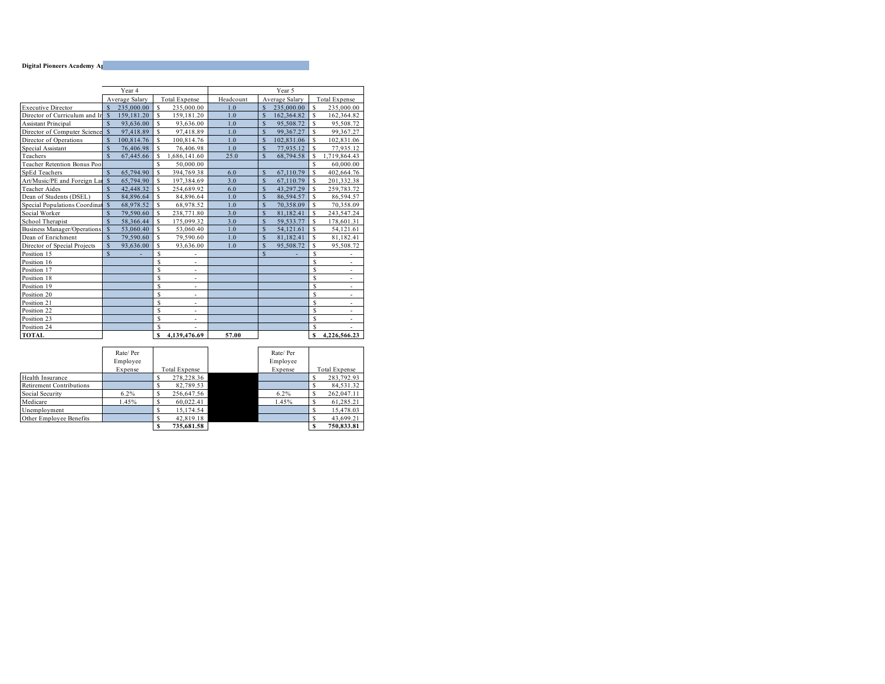**Digital Pioneers Academy Ap**

| | Year 4 | | | Year 5 | |
|---|---|---|---|---|---|
| | Average Salary | Total Expense | Headcount | Average Salary | Total Expense |
| Executive Director | $ 235,000.00 | $ 235,000.00 | 1.0 | $ 235,000.00 | $ 235,000.00 |
| Director of Curriculum and In | $ 159,181.20 | $ 159,181.20 | 1.0 | $ 162,364.82 | $ 162,364.82 |
| Assistant Principal | $ 93,636.00 | $ 93,636.00 | 1.0 | $ 95,508.72 | $ 95,508.72 |
| Director of Computer Science | $ 97,418.89 | $ 97,418.89 | 1.0 | $ 99,367.27 | $ 99,367.27 |
| Director of Operations | $ 100,814.76 | $ 100,814.76 | 1.0 | $ 102,831.06 | $ 102,831.06 |
| Special Assistant | $ 76,406.98 | $ 76,406.98 | 1.0 | $ 77,935.12 | $ 77,935.12 |
| Teachers | $ 67,445.66 | $ 1,686,141.60 | 25.0 | $ 68,794.58 | $ 1,719,864.43 |
| Teacher Retention Bonus Poo | | $ 50,000.00 | | | $ 60,000.00 |
| SpEd Teachers | $ 65,794.90 | $ 394,769.38 | 6.0 | $ 67,110.79 | $ 402,664.76 |
| Art/Music/PE and Foreign La | $ 65,794.90 | $ 197,384.69 | 3.0 | $ 67,110.79 | $ 201,332.38 |
| Teacher Aides | $ 42,448.32 | $ 254,689.92 | 6.0 | $ 43,297.29 | $ 259,783.72 |
| Dean of Students (DSEL) | $ 84,896.64 | $ 84,896.64 | 1.0 | $ 86,594.57 | $ 86,594.57 |
| Special Populations Coordinat | $ 68,978.52 | $ 68,978.52 | 1.0 | $ 70,358.09 | $ 70,358.09 |
| Social Worker | $ 79,590.60 | $ 238,771.80 | 3.0 | $ 81,182.41 | $ 243,547.24 |
| School Therapist | $ 58,366.44 | $ 175,099.32 | 3.0 | $ 59,533.77 | $ 178,601.31 |
| Business Manager/Operations | $ 53,060.40 | $ 53,060.40 | 1.0 | $ 54,121.61 | $ 54,121.61 |
| Dean of Enrichment | $ 79,590.60 | $ 79,590.60 | 1.0 | $ 81,182.41 | $ 81,182.41 |
| Director of Special Projects | $ 93,636.00 | $ 93,636.00 | 1.0 | $ 95,508.72 | $ 95,508.72 |
| Position 15 | $ - | $ - | | $ - | $ - |
| Position 16 | | $ - | | | $ - |
| Position 17 | | $ - | | | $ - |
| Position 18 | | $ - | | | $ - |
| Position 19 | | $ - | | | $ - |
| Position 20 | | $ - | | | $ - |
| Position 21 | | $ - | | | $ - |
| Position 22 | | $ - | | | $ - |
| Position 23 | | $ - | | | $ - |
| Position 24 | | $ - | | | $ - |
| **TOTAL** | | **$ 4,139,476.69** | **57.00** | | **$ 4,226,566.23** |

| | Rate/ Per Employee Expense | Total Expense | | Rate/ Per Employee Expense | Total Expense |
|---|---|---|---|---|---|
| Health Insurance | | $ 278,228.36 | | | $ 283,792.93 |
| Retirement Contributions | | $ 82,789.53 | | | $ 84,531.32 |
| Social Security | 6.2% | $ 256,647.56 | | 6.2% | $ 262,047.11 |
| Medicare | 1.45% | $ 60,022.41 | | 1.45% | $ 61,285.21 |
| Unemployment | | $ 15,174.54 | | | $ 15,478.03 |
| Other Employee Benefits | | $ 42,819.18 | | | $ 43,699.21 |
| | | **$ 735,681.58** | | | **$ 750,833.81** |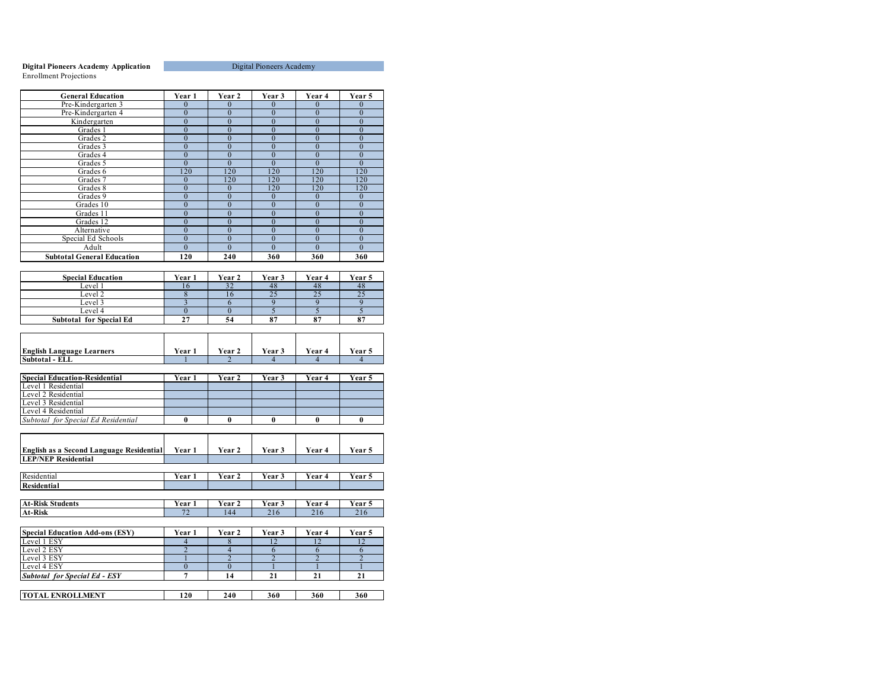**Digital Pioneers Academy Application** | Digital Pioneers Academy

Enrollment Projections

| General Education | Year 1 | Year 2 | Year 3 | Year 4 | Year 5 |
|---|---|---|---|---|---|
| Pre-Kindergarten 3 | 0 | 0 | 0 | 0 | 0 |
| Pre-Kindergarten 4 | 0 | 0 | 0 | 0 | 0 |
| Kindergarten | 0 | 0 | 0 | 0 | 0 |
| Grades 1 | 0 | 0 | 0 | 0 | 0 |
| Grades 2 | 0 | 0 | 0 | 0 | 0 |
| Grades 3 | 0 | 0 | 0 | 0 | 0 |
| Grades 4 | 0 | 0 | 0 | 0 | 0 |
| Grades 5 | 0 | 0 | 0 | 0 | 0 |
| Grades 6 | 120 | 120 | 120 | 120 | 120 |
| Grades 7 | 0 | 120 | 120 | 120 | 120 |
| Grades 8 | 0 | 0 | 120 | 120 | 120 |
| Grades 9 | 0 | 0 | 0 | 0 | 0 |
| Grades 10 | 0 | 0 | 0 | 0 | 0 |
| Grades 11 | 0 | 0 | 0 | 0 | 0 |
| Grades 12 | 0 | 0 | 0 | 0 | 0 |
| Alternative | 0 | 0 | 0 | 0 | 0 |
| Special Ed Schools | 0 | 0 | 0 | 0 | 0 |
| Adult | 0 | 0 | 0 | 0 | 0 |
| **Subtotal General Education** | **120** | **240** | **360** | **360** | **360** |

| Special Education | Year 1 | Year 2 | Year 3 | Year 4 | Year 5 |
|---|---|---|---|---|---|
| Level 1 | 16 | 32 | 48 | 48 | 48 |
| Level 2 | 8 | 16 | 25 | 25 | 25 |
| Level 3 | 3 | 6 | 9 | 9 | 9 |
| Level 4 | 0 | 0 | 5 | 5 | 5 |
| **Subtotal for Special Ed** | **27** | **54** | **87** | **87** | **87** |

| English Language Learners | Year 1 | Year 2 | Year 3 | Year 4 | Year 5 |
|---|---|---|---|---|---|
| **Subtotal - ELL** | 1 | 2 | 4 | 4 | 4 |

| Special Education-Residential | Year 1 | Year 2 | Year 3 | Year 4 | Year 5 |
|---|---|---|---|---|---|
| Level 1 Residential | | | | | |
| Level 2 Residential | | | | | |
| Level 3 Residential | | | | | |
| Level 4 Residential | | | | | |
| *Subtotal for Special Ed Residential* | **0** | **0** | **0** | **0** | **0** |

| English as a Second Language Residential | Year 1 | Year 2 | Year 3 | Year 4 | Year 5 |
|---|---|---|---|---|---|
| **LEP/NEP Residential** | | | | | |

| Residential | Year 1 | Year 2 | Year 3 | Year 4 | Year 5 |
|---|---|---|---|---|---|
| **Residential** | | | | | |

| At-Risk Students | Year 1 | Year 2 | Year 3 | Year 4 | Year 5 |
|---|---|---|---|---|---|
| **At-Risk** | 72 | 144 | 216 | 216 | 216 |

| Special Education Add-ons (ESY) | Year 1 | Year 2 | Year 3 | Year 4 | Year 5 |
|---|---|---|---|---|---|
| Level 1 ESY | 4 | 8 | 12 | 12 | 12 |
| Level 2 ESY | 2 | 4 | 6 | 6 | 6 |
| Level 3 ESY | 1 | 2 | 2 | 2 | 2 |
| Level 4 ESY | 0 | 0 | 1 | 1 | 1 |
| ***Subtotal for Special Ed - ESY*** | **7** | **14** | **21** | **21** | **21** |

| TOTAL ENROLLMENT | 120 | 240 | 360 | 360 | 360 |
|---|---|---|---|---|---|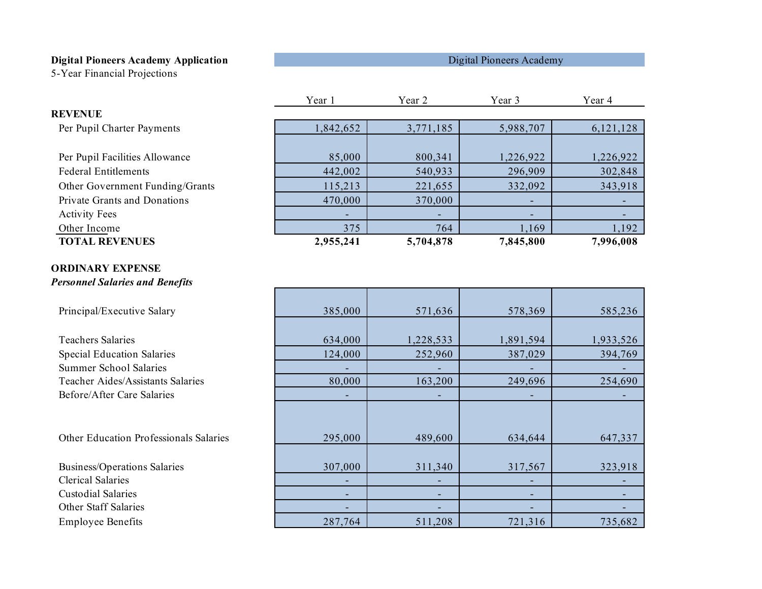**Digital Pioneers Academy Application**
5-Year Financial Projections

| | Digital Pioneers Academy | | | |
|---|---|---|---|---|
| | Year 1 | Year 2 | Year 3 | Year 4 |
| **REVENUE** | | | | |
| Per Pupil Charter Payments | 1,842,652 | 3,771,185 | 5,988,707 | 6,121,128 |
| Per Pupil Facilities Allowance | 85,000 | 800,341 | 1,226,922 | 1,226,922 |
| Federal Entitlements | 442,002 | 540,933 | 296,909 | 302,848 |
| Other Government Funding/Grants | 115,213 | 221,655 | 332,092 | 343,918 |
| Private Grants and Donations | 470,000 | 370,000 | - | - |
| Activity Fees | - | - | - | - |
| Other Income | 375 | 764 | 1,169 | 1,192 |
| **TOTAL REVENUES** | **2,955,241** | **5,704,878** | **7,845,800** | **7,996,008** |
| **ORDINARY EXPENSE** | | | | |
| ***Personnel Salaries and Benefits*** | | | | |
| Principal/Executive Salary | 385,000 | 571,636 | 578,369 | 585,236 |
| Teachers Salaries | 634,000 | 1,228,533 | 1,891,594 | 1,933,526 |
| Special Education Salaries | 124,000 | 252,960 | 387,029 | 394,769 |
| Summer School Salaries | - | - | - | - |
| Teacher Aides/Assistants Salaries | 80,000 | 163,200 | 249,696 | 254,690 |
| Before/After Care Salaries | - | - | - | - |
| Other Education Professionals Salaries | 295,000 | 489,600 | 634,644 | 647,337 |
| Business/Operations Salaries | 307,000 | 311,340 | 317,567 | 323,918 |
| Clerical Salaries | - | - | - | - |
| Custodial Salaries | - | - | - | - |
| Other Staff Salaries | - | - | - | - |
| Employee Benefits | 287,764 | 511,208 | 721,316 | 735,682 |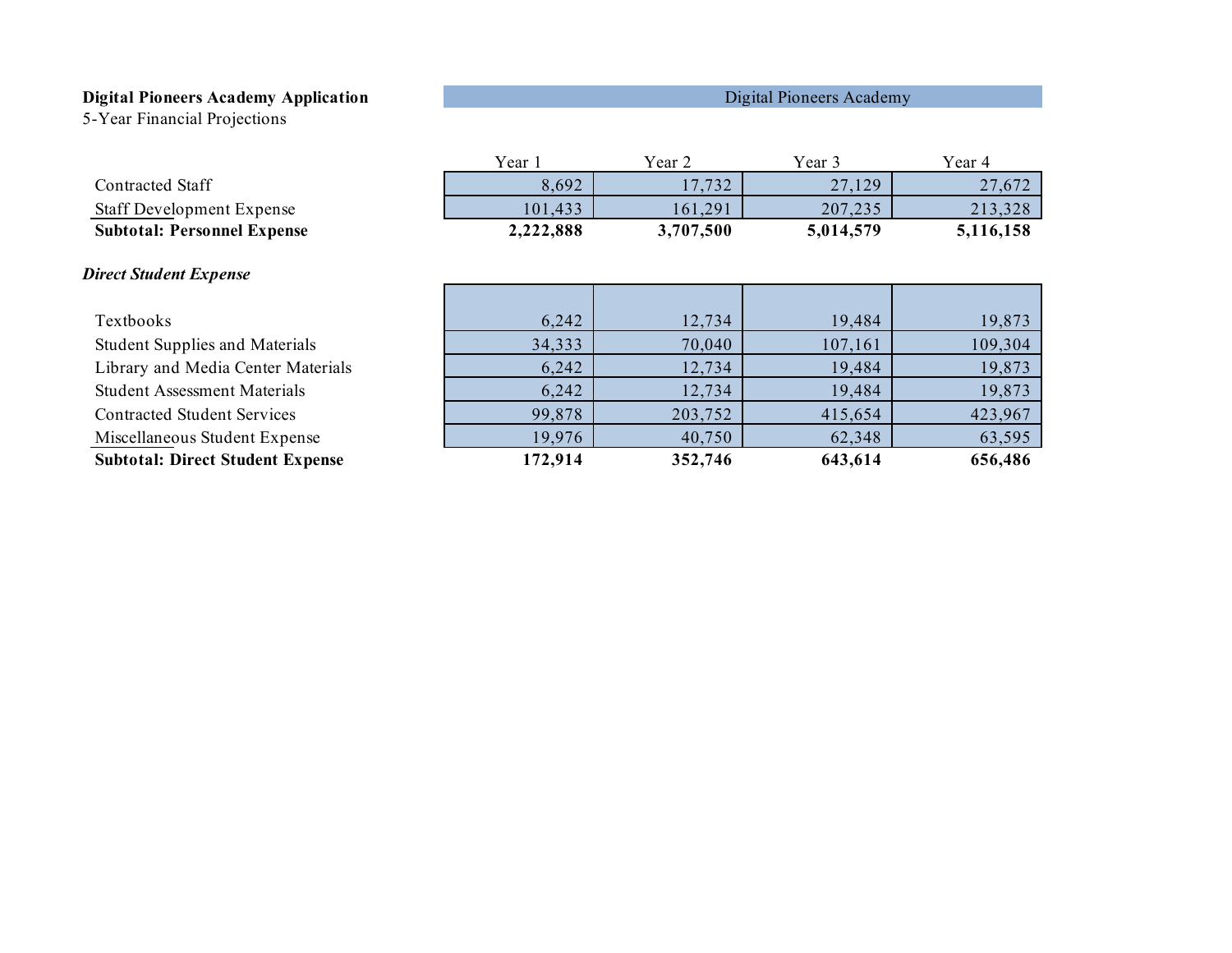**Digital Pioneers Academy Application**
5-Year Financial Projections

| | Digital Pioneers Academy | | | |
|---|---|---|---|---|
| | Year 1 | Year 2 | Year 3 | Year 4 |
| Contracted Staff | 8,692 | 17,732 | 27,129 | 27,672 |
| Staff Development Expense | 101,433 | 161,291 | 207,235 | 213,328 |
| **Subtotal: Personnel Expense** | **2,222,888** | **3,707,500** | **5,014,579** | **5,116,158** |
| | | | | |
| ***Direct Student Expense*** | | | | |
| Textbooks | 6,242 | 12,734 | 19,484 | 19,873 |
| Student Supplies and Materials | 34,333 | 70,040 | 107,161 | 109,304 |
| Library and Media Center Materials | 6,242 | 12,734 | 19,484 | 19,873 |
| Student Assessment Materials | 6,242 | 12,734 | 19,484 | 19,873 |
| Contracted Student Services | 99,878 | 203,752 | 415,654 | 423,967 |
| Miscellaneous Student Expense | 19,976 | 40,750 | 62,348 | 63,595 |
| **Subtotal: Direct Student Expense** | **172,914** | **352,746** | **643,614** | **656,486** |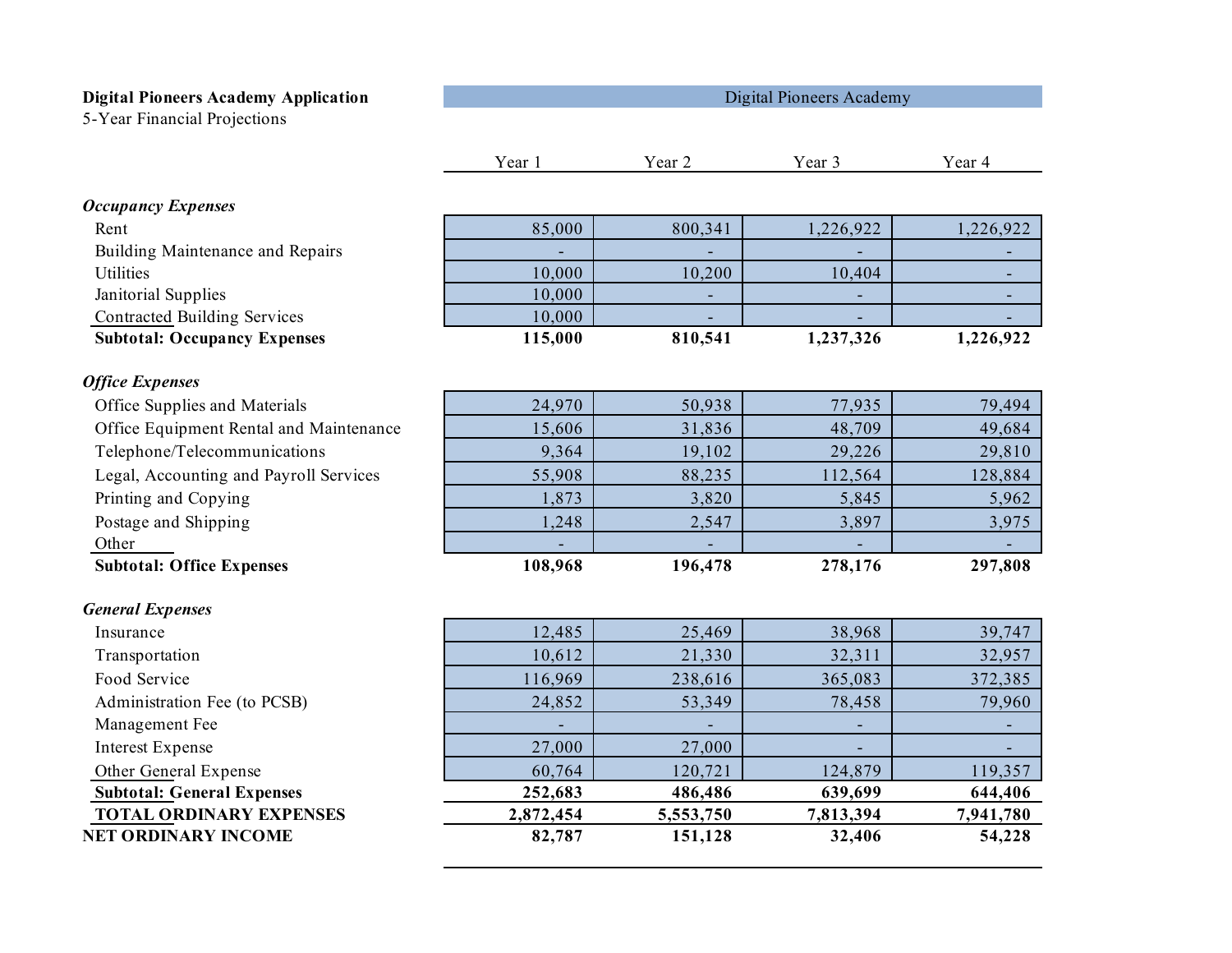**Digital Pioneers Academy Application**
5-Year Financial Projections

| | Digital Pioneers Academy | | | |
|---|---|---|---|---|
| | Year 1 | Year 2 | Year 3 | Year 4 |
| ***Occupancy Expenses*** | | | | |
| Rent | 85,000 | 800,341 | 1,226,922 | 1,226,922 |
| Building Maintenance and Repairs | - | - | - | - |
| Utilities | 10,000 | 10,200 | 10,404 | - |
| Janitorial Supplies | 10,000 | - | - | - |
| Contracted Building Services | 10,000 | - | - | - |
| **Subtotal: Occupancy Expenses** | **115,000** | **810,541** | **1,237,326** | **1,226,922** |
| ***Office Expenses*** | | | | |
| Office Supplies and Materials | 24,970 | 50,938 | 77,935 | 79,494 |
| Office Equipment Rental and Maintenance | 15,606 | 31,836 | 48,709 | 49,684 |
| Telephone/Telecommunications | 9,364 | 19,102 | 29,226 | 29,810 |
| Legal, Accounting and Payroll Services | 55,908 | 88,235 | 112,564 | 128,884 |
| Printing and Copying | 1,873 | 3,820 | 5,845 | 5,962 |
| Postage and Shipping | 1,248 | 2,547 | 3,897 | 3,975 |
| Other | - | - | - | - |
| **Subtotal: Office Expenses** | **108,968** | **196,478** | **278,176** | **297,808** |
| ***General Expenses*** | | | | |
| Insurance | 12,485 | 25,469 | 38,968 | 39,747 |
| Transportation | 10,612 | 21,330 | 32,311 | 32,957 |
| Food Service | 116,969 | 238,616 | 365,083 | 372,385 |
| Administration Fee (to PCSB) | 24,852 | 53,349 | 78,458 | 79,960 |
| Management Fee | - | - | - | - |
| Interest Expense | 27,000 | 27,000 | - | - |
| Other General Expense | 60,764 | 120,721 | 124,879 | 119,357 |
| **Subtotal: General Expenses** | **252,683** | **486,486** | **639,699** | **644,406** |
| **TOTAL ORDINARY EXPENSES** | **2,872,454** | **5,553,750** | **7,813,394** | **7,941,780** |
| **NET ORDINARY INCOME** | **82,787** | **151,128** | **32,406** | **54,228** |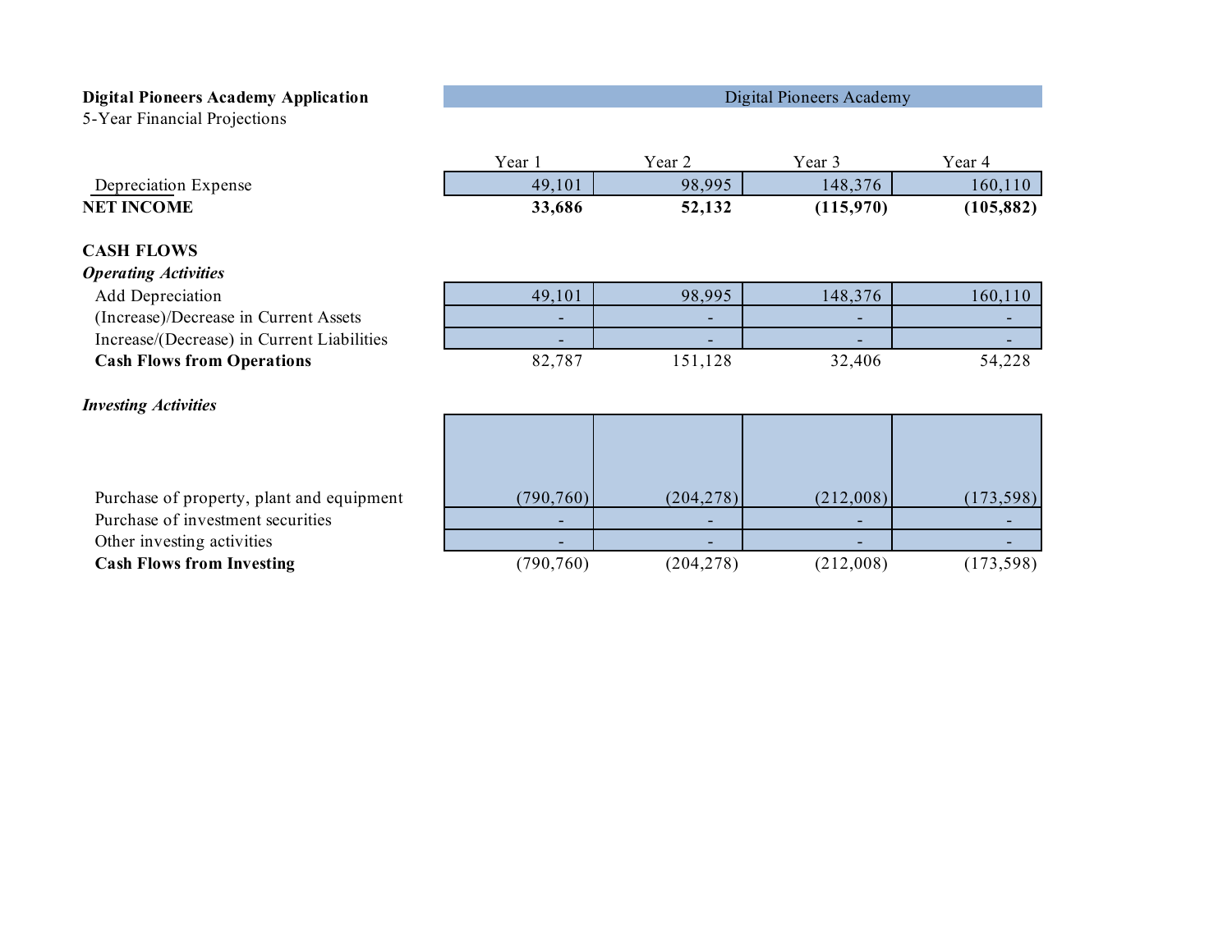**Digital Pioneers Academy Application**
5-Year Financial Projections

| | Digital Pioneers Academy | | | |
|---|---|---|---|---|
| | Year 1 | Year 2 | Year 3 | Year 4 |
| Depreciation Expense | 49,101 | 98,995 | 148,376 | 160,110 |
| **NET INCOME** | **33,686** | **52,132** | **(115,970)** | **(105,882)** |
| | | | | |
| **CASH FLOWS** | | | | |
| ***Operating Activities*** | | | | |
| Add Depreciation | 49,101 | 98,995 | 148,376 | 160,110 |
| (Increase)/Decrease in Current Assets | - | - | - | - |
| Increase/(Decrease) in Current Liabilities | - | - | - | - |
| **Cash Flows from Operations** | 82,787 | 151,128 | 32,406 | 54,228 |
| | | | | |
| ***Investing Activities*** | | | | |
| Purchase of property, plant and equipment | (790,760) | (204,278) | (212,008) | (173,598) |
| Purchase of investment securities | - | - | - | - |
| Other investing activities | - | - | - | - |
| **Cash Flows from Investing** | (790,760) | (204,278) | (212,008) | (173,598) |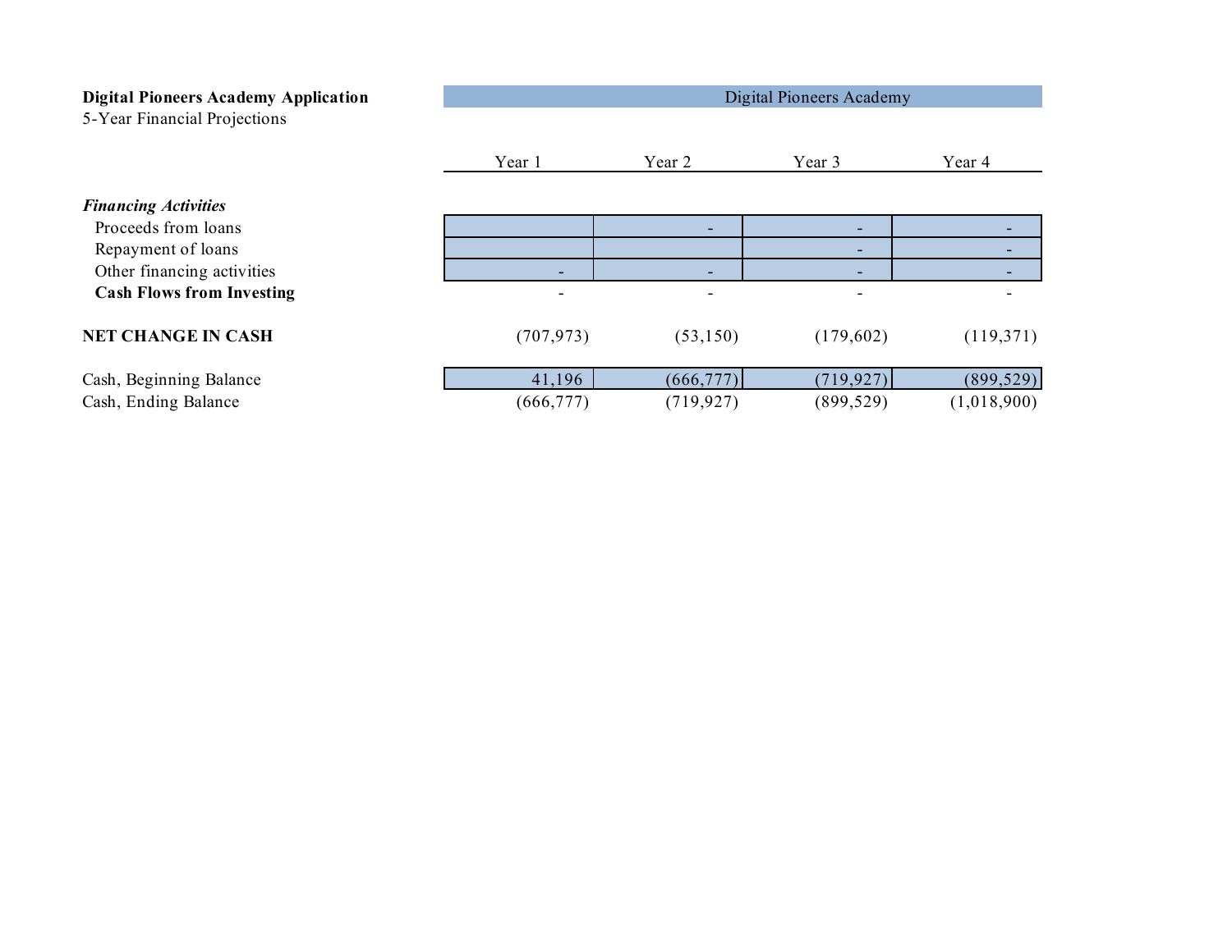**Digital Pioneers Academy Application**
5-Year Financial Projections

| | Digital Pioneers Academy | | | |
|---|---|---|---|---|
| | Year 1 | Year 2 | Year 3 | Year 4 |
| ***Financing Activities*** | | | | |
| Proceeds from loans | | - | - | - |
| Repayment of loans | | | - | - |
| Other financing activities | - | - | - | - |
| **Cash Flows from Investing** | - | - | - | - |
| **NET CHANGE IN CASH** | (707,973) | (53,150) | (179,602) | (119,371) |
| Cash, Beginning Balance | 41,196 | (666,777) | (719,927) | (899,529) |
| Cash, Ending Balance | (666,777) | (719,927) | (899,529) | (1,018,900) |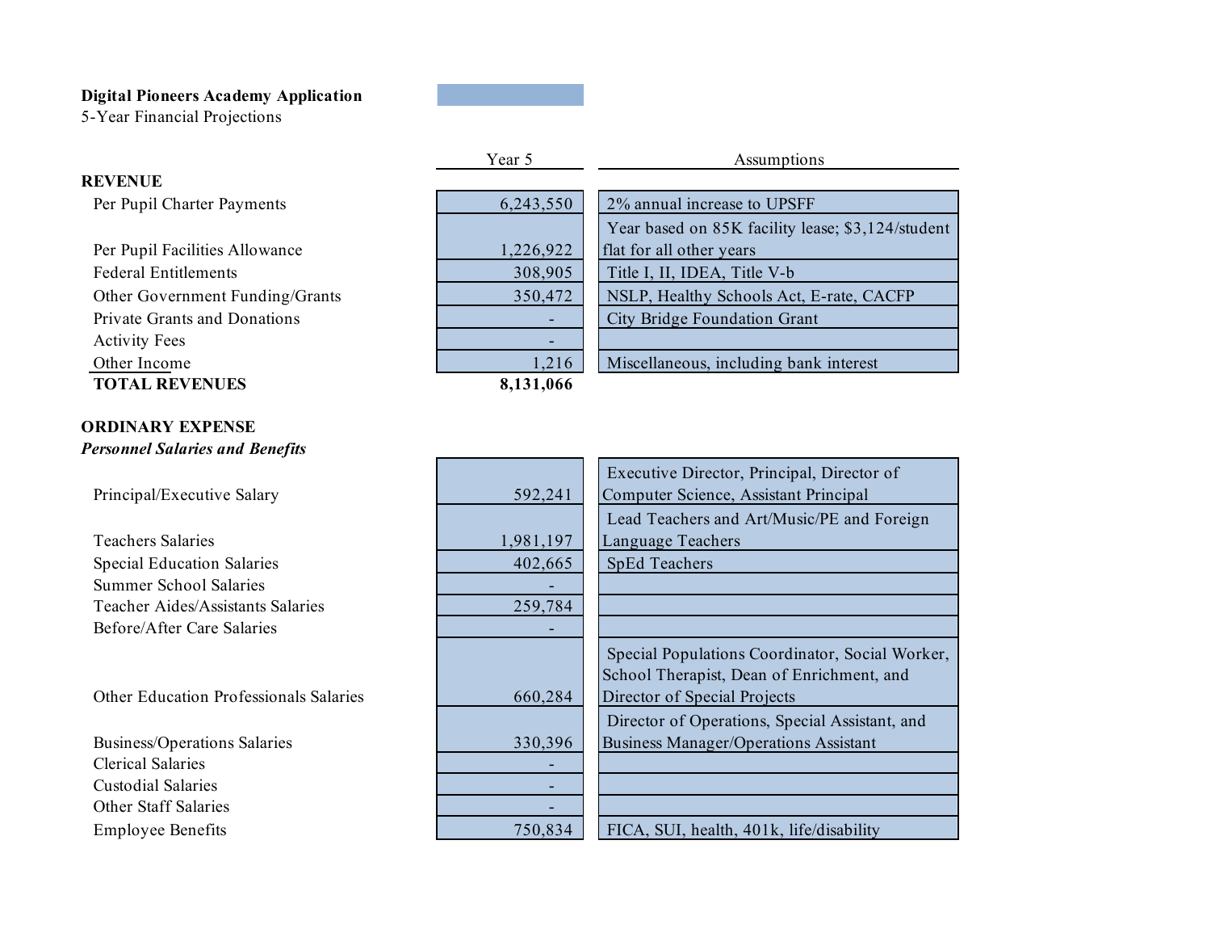**Digital Pioneers Academy Application**
5-Year Financial Projections

| | Year 5 | Assumptions |
|---|---|---|
| **REVENUE** | | |
| Per Pupil Charter Payments | 6,243,550 | 2% annual increase to UPSFF |
| Per Pupil Facilities Allowance | 1,226,922 | Year based on 85K facility lease; $3,124/student flat for all other years |
| Federal Entitlements | 308,905 | Title I, II, IDEA, Title V-b |
| Other Government Funding/Grants | 350,472 | NSLP, Healthy Schools Act, E-rate, CACFP |
| Private Grants and Donations | - | City Bridge Foundation Grant |
| Activity Fees | - | |
| Other Income | 1,216 | Miscellaneous, including bank interest |
| **TOTAL REVENUES** | **8,131,066** | |
| | | |
| **ORDINARY EXPENSE** | | |
| ***Personnel Salaries and Benefits*** | | |
| Principal/Executive Salary | 592,241 | Executive Director, Principal, Director of Computer Science, Assistant Principal |
| Teachers Salaries | 1,981,197 | Lead Teachers and Art/Music/PE and Foreign Language Teachers |
| Special Education Salaries | 402,665 | SpEd Teachers |
| Summer School Salaries | - | |
| Teacher Aides/Assistants Salaries | 259,784 | |
| Before/After Care Salaries | - | |
| Other Education Professionals Salaries | 660,284 | Special Populations Coordinator, Social Worker, School Therapist, Dean of Enrichment, and Director of Special Projects |
| Business/Operations Salaries | 330,396 | Director of Operations, Special Assistant, and Business Manager/Operations Assistant |
| Clerical Salaries | - | |
| Custodial Salaries | - | |
| Other Staff Salaries | - | |
| Employee Benefits | 750,834 | FICA, SUI, health, 401k, life/disability |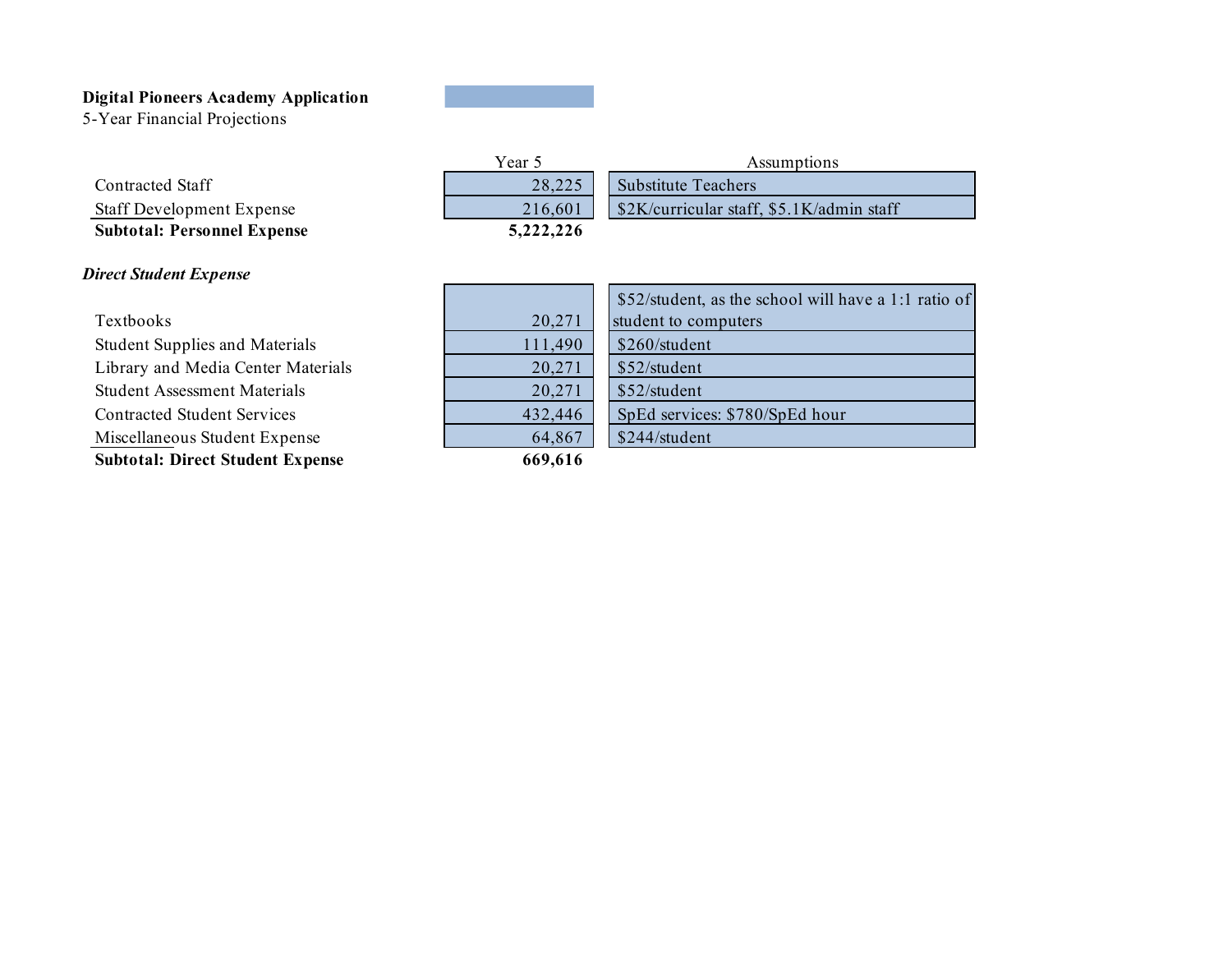**Digital Pioneers Academy Application**
5-Year Financial Projections

| | Year 5 | Assumptions |
|---|---|---|
| Contracted Staff | 28,225 | Substitute Teachers |
| Staff Development Expense | 216,601 | $2K/curricular staff, $5.1K/admin staff |
| **Subtotal: Personnel Expense** | **5,222,226** | |
| | | |
| ***Direct Student Expense*** | | |
| Textbooks | 20,271 | $52/student, as the school will have a 1:1 ratio of student to computers |
| Student Supplies and Materials | 111,490 | $260/student |
| Library and Media Center Materials | 20,271 | $52/student |
| Student Assessment Materials | 20,271 | $52/student |
| Contracted Student Services | 432,446 | SpEd services: $780/SpEd hour |
| Miscellaneous Student Expense | 64,867 | $244/student |
| **Subtotal: Direct Student Expense** | **669,616** | |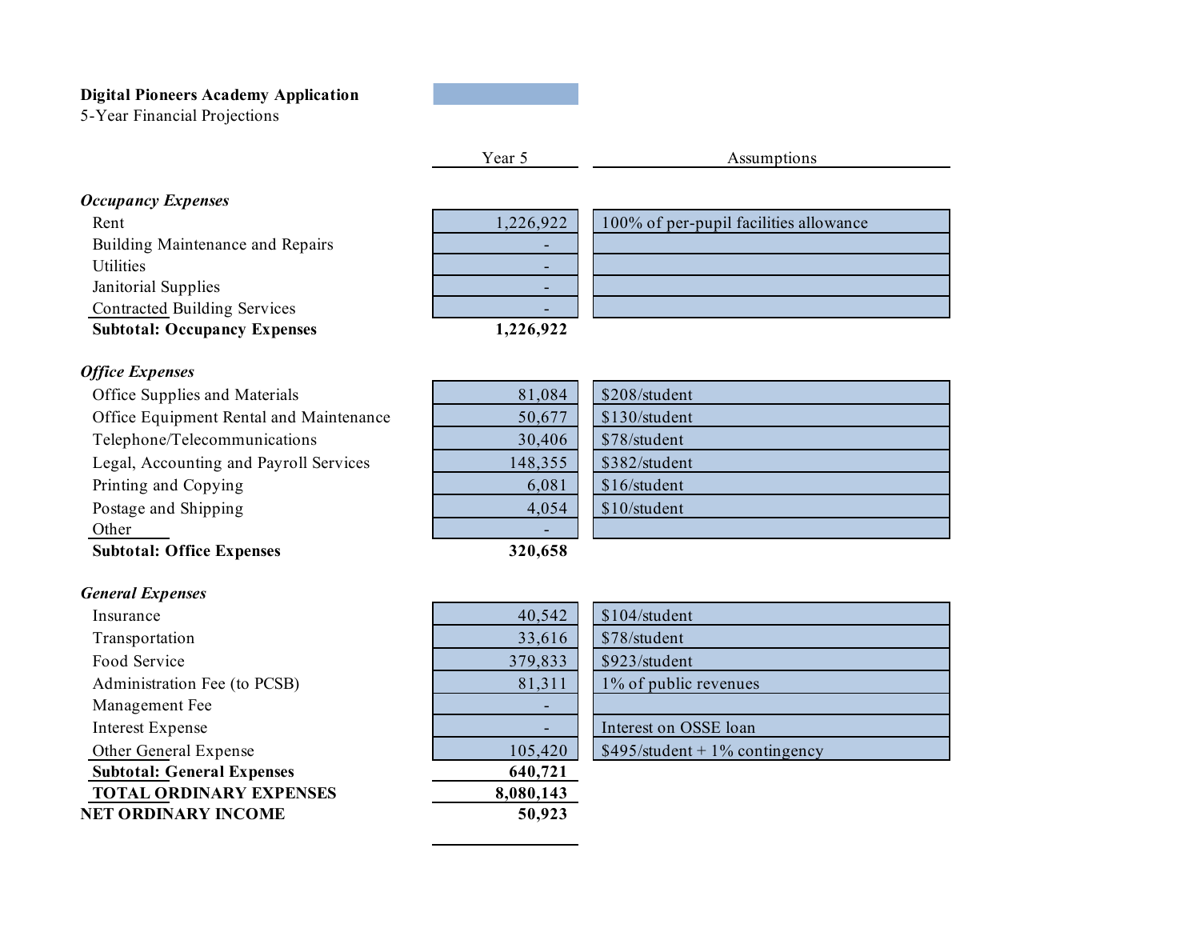**Digital Pioneers Academy Application**
5-Year Financial Projections

| | Year 5 | Assumptions |
|---|---|---|
| ***Occupancy Expenses*** | | |
| Rent | 1,226,922 | 100% of per-pupil facilities allowance |
| Building Maintenance and Repairs | - | |
| Utilities | - | |
| Janitorial Supplies | - | |
| Contracted Building Services | - | |
| **Subtotal: Occupancy Expenses** | **1,226,922** | |
| ***Office Expenses*** | | |
| Office Supplies and Materials | 81,084 | $208/student |
| Office Equipment Rental and Maintenance | 50,677 | $130/student |
| Telephone/Telecommunications | 30,406 | $78/student |
| Legal, Accounting and Payroll Services | 148,355 | $382/student |
| Printing and Copying | 6,081 | $16/student |
| Postage and Shipping | 4,054 | $10/student |
| Other | - | |
| **Subtotal: Office Expenses** | **320,658** | |
| ***General Expenses*** | | |
| Insurance | 40,542 | $104/student |
| Transportation | 33,616 | $78/student |
| Food Service | 379,833 | $923/student |
| Administration Fee (to PCSB) | 81,311 | 1% of public revenues |
| Management Fee | - | |
| Interest Expense | - | Interest on OSSE loan |
| Other General Expense | 105,420 | $495/student + 1% contingency |
| **Subtotal: General Expenses** | **640,721** | |
| **TOTAL ORDINARY EXPENSES** | **8,080,143** | |
| **NET ORDINARY INCOME** | **50,923** | |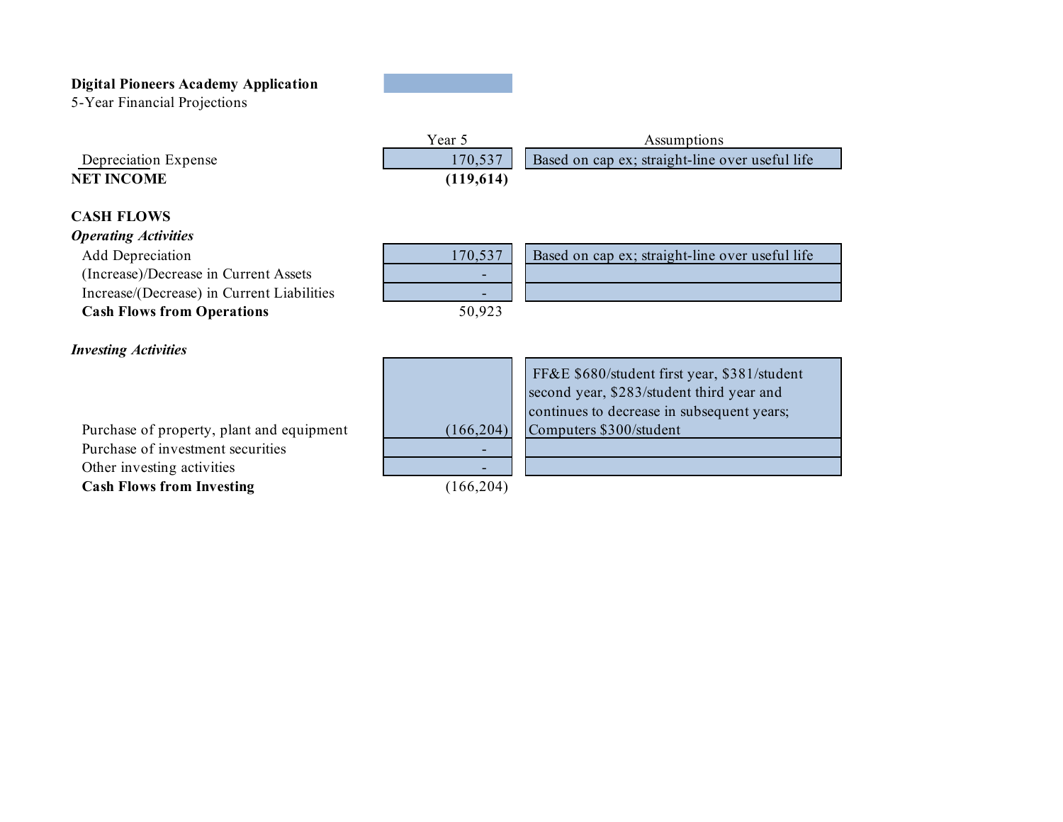**Digital Pioneers Academy Application**
5-Year Financial Projections

| | Year 5 | Assumptions |
|---|---|---|
| Depreciation Expense | 170,537 | Based on cap ex; straight-line over useful life |
| **NET INCOME** | **(119,614)** | |
| | | |
| **CASH FLOWS** | | |
| ***Operating Activities*** | | |
| Add Depreciation | 170,537 | Based on cap ex; straight-line over useful life |
| (Increase)/Decrease in Current Assets | - | |
| Increase/(Decrease) in Current Liabilities | - | |
| **Cash Flows from Operations** | 50,923 | |
| | | |
| ***Investing Activities*** | | |
| Purchase of property, plant and equipment | (166,204) | FF&E $680/student first year, $381/student second year, $283/student third year and continues to decrease in subsequent years; Computers $300/student |
| Purchase of investment securities | - | |
| Other investing activities | - | |
| **Cash Flows from Investing** | (166,204) | |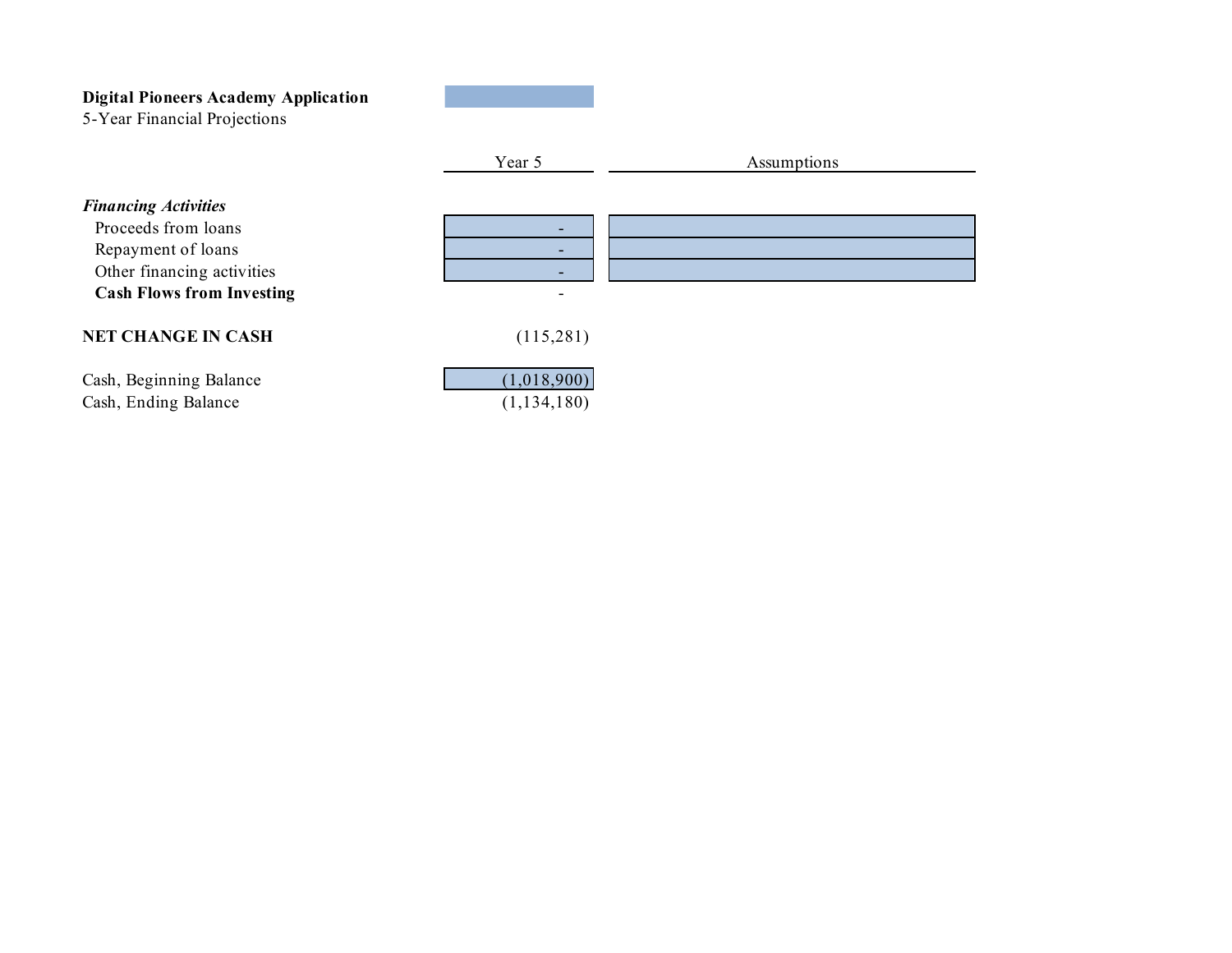**Digital Pioneers Academy Application**
5-Year Financial Projections

| | Year 5 | Assumptions |
|---|---|---|
| ***Financing Activities*** | | |
| Proceeds from loans | - | |
| Repayment of loans | - | |
| Other financing activities | - | |
| **Cash Flows from Investing** | - | |
| | | |
| **NET CHANGE IN CASH** | (115,281) | |
| | | |
| Cash, Beginning Balance | (1,018,900) | |
| Cash, Ending Balance | (1,134,180) | |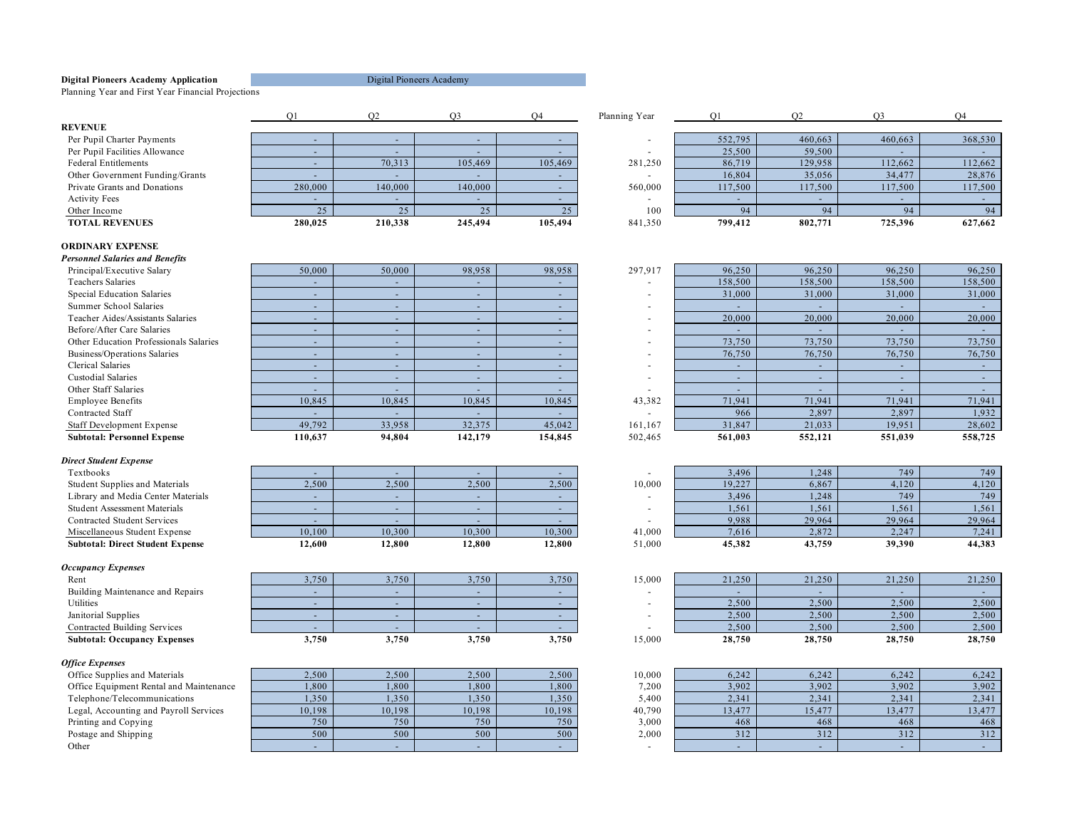**Digital Pioneers Academy Application** Digital Pioneers Academy

Planning Year and First Year Financial Projections

| | Q1 | Q2 | Q3 | Q4 | Planning Year | Q1 | Q2 | Q3 | Q4 |
|---|---|---|---|---|---|---|---|---|---|
| **REVENUE** | | | | | | | | | |
| Per Pupil Charter Payments | - | - | - | - | - | 552,795 | 460,663 | 460,663 | 368,530 |
| Per Pupil Facilities Allowance | - | - | - | - | - | 25,500 | 59,500 | - | - |
| Federal Entitlements | - | 70,313 | 105,469 | 105,469 | 281,250 | 86,719 | 129,958 | 112,662 | 112,662 |
| Other Government Funding/Grants | - | - | - | - | - | 16,804 | 35,056 | 34,477 | 28,876 |
| Private Grants and Donations | 280,000 | 140,000 | 140,000 | - | 560,000 | 117,500 | 117,500 | 117,500 | 117,500 |
| Activity Fees | - | - | - | - | - | - | - | - | - |
| Other Income | 25 | 25 | 25 | 25 | 100 | 94 | 94 | 94 | 94 |
| **TOTAL REVENUES** | **280,025** | **210,338** | **245,494** | **105,494** | 841,350 | **799,412** | **802,771** | **725,396** | **627,662** |
| | | | | | | | | | |
| **ORDINARY EXPENSE** | | | | | | | | | |
| ***Personnel Salaries and Benefits*** | | | | | | | | | |
| Principal/Executive Salary | 50,000 | 50,000 | 98,958 | 98,958 | 297,917 | 96,250 | 96,250 | 96,250 | 96,250 |
| Teachers Salaries | - | - | - | - | - | 158,500 | 158,500 | 158,500 | 158,500 |
| Special Education Salaries | - | - | - | - | - | 31,000 | 31,000 | 31,000 | 31,000 |
| Summer School Salaries | - | - | - | - | - | - | - | - | - |
| Teacher Aides/Assistants Salaries | - | - | - | - | - | 20,000 | 20,000 | 20,000 | 20,000 |
| Before/After Care Salaries | - | - | - | - | - | - | - | - | - |
| Other Education Professionals Salaries | - | - | - | - | - | 73,750 | 73,750 | 73,750 | 73,750 |
| Business/Operations Salaries | - | - | - | - | - | 76,750 | 76,750 | 76,750 | 76,750 |
| Clerical Salaries | - | - | - | - | - | - | - | - | - |
| Custodial Salaries | - | - | - | - | - | - | - | - | - |
| Other Staff Salaries | - | - | - | - | - | - | - | - | - |
| Employee Benefits | 10,845 | 10,845 | 10,845 | 10,845 | 43,382 | 71,941 | 71,941 | 71,941 | 71,941 |
| Contracted Staff | - | - | - | - | - | 966 | 2,897 | 2,897 | 1,932 |
| Staff Development Expense | 49,792 | 33,958 | 32,375 | 45,042 | 161,167 | 31,847 | 21,033 | 19,951 | 28,602 |
| **Subtotal: Personnel Expense** | **110,637** | **94,804** | **142,179** | **154,845** | 502,465 | **561,003** | **552,121** | **551,039** | **558,725** |
| | | | | | | | | | |
| ***Direct Student Expense*** | | | | | | | | | |
| Textbooks | - | - | - | - | - | 3,496 | 1,248 | 749 | 749 |
| Student Supplies and Materials | 2,500 | 2,500 | 2,500 | 2,500 | 10,000 | 19,227 | 6,867 | 4,120 | 4,120 |
| Library and Media Center Materials | - | - | - | - | - | 3,496 | 1,248 | 749 | 749 |
| Student Assessment Materials | - | - | - | - | - | 1,561 | 1,561 | 1,561 | 1,561 |
| Contracted Student Services | - | - | - | - | - | 9,988 | 29,964 | 29,964 | 29,964 |
| Miscellaneous Student Expense | 10,100 | 10,300 | 10,300 | 10,300 | 41,000 | 7,616 | 2,872 | 2,247 | 7,241 |
| **Subtotal: Direct Student Expense** | **12,600** | **12,800** | **12,800** | **12,800** | 51,000 | **45,382** | **43,759** | **39,390** | **44,383** |
| | | | | | | | | | |
| ***Occupancy Expenses*** | | | | | | | | | |
| Rent | 3,750 | 3,750 | 3,750 | 3,750 | 15,000 | 21,250 | 21,250 | 21,250 | 21,250 |
| Building Maintenance and Repairs | - | - | - | - | - | - | - | - | - |
| Utilities | - | - | - | - | - | 2,500 | 2,500 | 2,500 | 2,500 |
| Janitorial Supplies | - | - | - | - | - | 2,500 | 2,500 | 2,500 | 2,500 |
| Contracted Building Services | - | - | - | - | - | 2,500 | 2,500 | 2,500 | 2,500 |
| **Subtotal: Occupancy Expenses** | **3,750** | **3,750** | **3,750** | **3,750** | 15,000 | **28,750** | **28,750** | **28,750** | **28,750** |
| | | | | | | | | | |
| ***Office Expenses*** | | | | | | | | | |
| Office Supplies and Materials | 2,500 | 2,500 | 2,500 | 2,500 | 10,000 | 6,242 | 6,242 | 6,242 | 6,242 |
| Office Equipment Rental and Maintenance | 1,800 | 1,800 | 1,800 | 1,800 | 7,200 | 3,902 | 3,902 | 3,902 | 3,902 |
| Telephone/Telecommunications | 1,350 | 1,350 | 1,350 | 1,350 | 5,400 | 2,341 | 2,341 | 2,341 | 2,341 |
| Legal, Accounting and Payroll Services | 10,198 | 10,198 | 10,198 | 10,198 | 40,790 | 13,477 | 15,477 | 13,477 | 13,477 |
| Printing and Copying | 750 | 750 | 750 | 750 | 3,000 | 468 | 468 | 468 | 468 |
| Postage and Shipping | 500 | 500 | 500 | 500 | 2,000 | 312 | 312 | 312 | 312 |
| Other | - | - | - | - | - | - | - | - | - |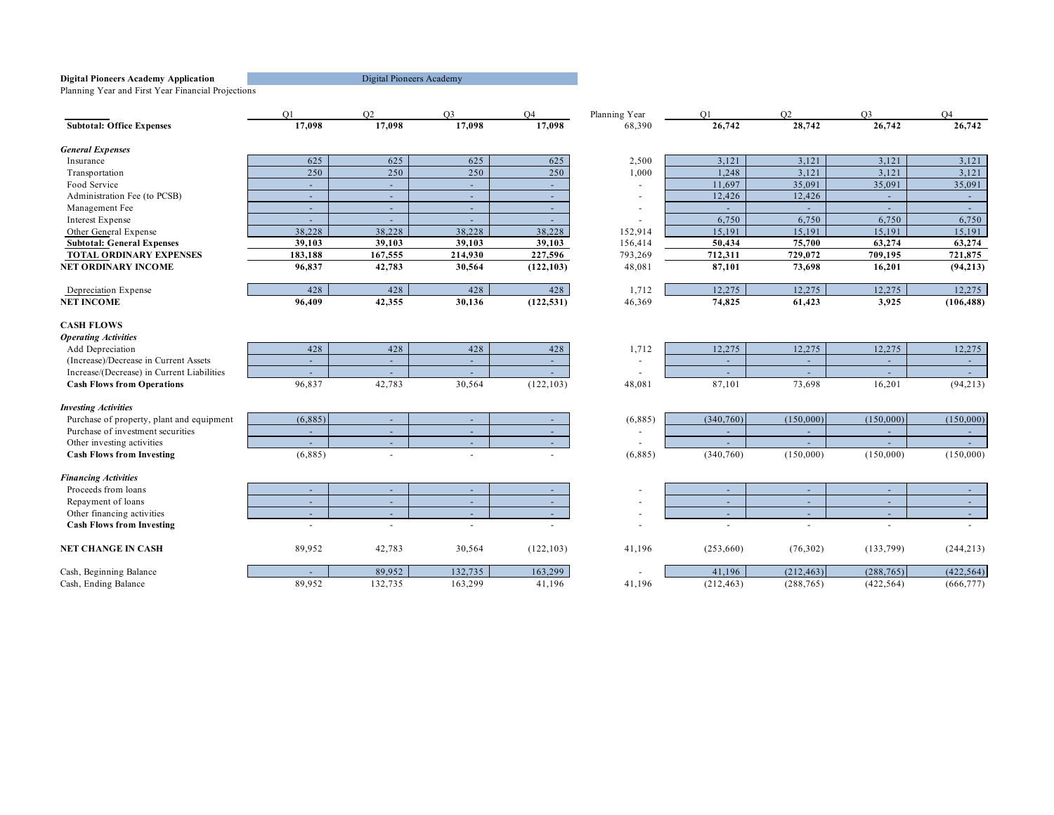**Digital Pioneers Academy Application** Digital Pioneers Academy

Planning Year and First Year Financial Projections

| | Q1 | Q2 | Q3 | Q4 | Planning Year | Q1 | Q2 | Q3 | Q4 |
|---|---|---|---|---|---|---|---|---|---|
| **Subtotal: Office Expenses** | **17,098** | **17,098** | **17,098** | **17,098** | 68,390 | **26,742** | **28,742** | **26,742** | **26,742** |
| | | | | | | | | | |
| ***General Expenses*** | | | | | | | | | |
| Insurance | 625 | 625 | 625 | 625 | 2,500 | 3,121 | 3,121 | 3,121 | 3,121 |
| Transportation | 250 | 250 | 250 | 250 | 1,000 | 1,248 | 3,121 | 3,121 | 3,121 |
| Food Service | - | - | - | - | - | 11,697 | 35,091 | 35,091 | 35,091 |
| Administration Fee (to PCSB) | - | - | - | - | - | 12,426 | 12,426 | - | - |
| Management Fee | - | - | - | - | - | - | - | - | - |
| Interest Expense | - | - | - | - | - | 6,750 | 6,750 | 6,750 | 6,750 |
| Other General Expense | 38,228 | 38,228 | 38,228 | 38,228 | 152,914 | 15,191 | 15,191 | 15,191 | 15,191 |
| **Subtotal: General Expenses** | **39,103** | **39,103** | **39,103** | **39,103** | 156,414 | **50,434** | **75,700** | **63,274** | **63,274** |
| **TOTAL ORDINARY EXPENSES** | **183,188** | **167,555** | **214,930** | **227,596** | 793,269 | **712,311** | **729,072** | **709,195** | **721,875** |
| **NET ORDINARY INCOME** | **96,837** | **42,783** | **30,564** | **(122,103)** | 48,081 | **87,101** | **73,698** | **16,201** | **(94,213)** |
| | | | | | | | | | |
| Depreciation Expense | 428 | 428 | 428 | 428 | 1,712 | 12,275 | 12,275 | 12,275 | 12,275 |
| **NET INCOME** | **96,409** | **42,355** | **30,136** | **(122,531)** | 46,369 | **74,825** | **61,423** | **3,925** | **(106,488)** |
| | | | | | | | | | |
| **CASH FLOWS** | | | | | | | | | |
| ***Operating Activities*** | | | | | | | | | |
| Add Depreciation | 428 | 428 | 428 | 428 | 1,712 | 12,275 | 12,275 | 12,275 | 12,275 |
| (Increase)/Decrease in Current Assets | - | - | - | - | - | - | - | - | - |
| Increase/(Decrease) in Current Liabilities | - | - | - | - | - | - | - | - | - |
| **Cash Flows from Operations** | 96,837 | 42,783 | 30,564 | (122,103) | 48,081 | 87,101 | 73,698 | 16,201 | (94,213) |
| | | | | | | | | | |
| ***Investing Activities*** | | | | | | | | | |
| Purchase of property, plant and equipment | (6,885) | - | - | - | (6,885) | (340,760) | (150,000) | (150,000) | (150,000) |
| Purchase of investment securities | - | - | - | - | - | - | - | - | - |
| Other investing activities | - | - | - | - | - | - | - | - | - |
| **Cash Flows from Investing** | (6,885) | - | - | - | (6,885) | (340,760) | (150,000) | (150,000) | (150,000) |
| | | | | | | | | | |
| ***Financing Activities*** | | | | | | | | | |
| Proceeds from loans | - | - | - | - | - | - | - | - | - |
| Repayment of loans | - | - | - | - | - | - | - | - | - |
| Other financing activities | - | - | - | - | - | - | - | - | - |
| **Cash Flows from Investing** | - | - | - | - | - | - | - | - | - |
| | | | | | | | | | |
| **NET CHANGE IN CASH** | 89,952 | 42,783 | 30,564 | (122,103) | 41,196 | (253,660) | (76,302) | (133,799) | (244,213) |
| | | | | | | | | | |
| Cash, Beginning Balance | - | 89,952 | 132,735 | 163,299 | - | 41,196 | (212,463) | (288,765) | (422,564) |
| Cash, Ending Balance | 89,952 | 132,735 | 163,299 | 41,196 | 41,196 | (212,463) | (288,765) | (422,564) | (666,777) |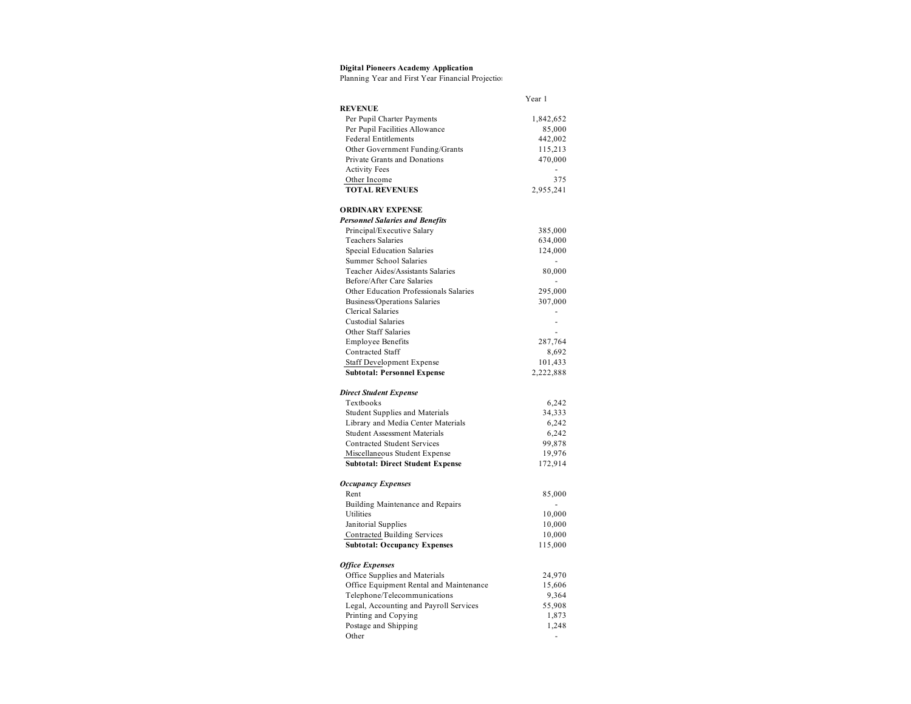**Digital Pioneers Academy Application**

Planning Year and First Year Financial Projectio

| | Year 1 |
|---|---|
| **REVENUE** | |
| Per Pupil Charter Payments | 1,842,652 |
| Per Pupil Facilities Allowance | 85,000 |
| Federal Entitlements | 442,002 |
| Other Government Funding/Grants | 115,213 |
| Private Grants and Donations | 470,000 |
| Activity Fees | - |
| Other Income | 375 |
| **TOTAL REVENUES** | 2,955,241 |
| | |
| **ORDINARY EXPENSE** | |
| ***Personnel Salaries and Benefits*** | |
| Principal/Executive Salary | 385,000 |
| Teachers Salaries | 634,000 |
| Special Education Salaries | 124,000 |
| Summer School Salaries | - |
| Teacher Aides/Assistants Salaries | 80,000 |
| Before/After Care Salaries | - |
| Other Education Professionals Salaries | 295,000 |
| Business/Operations Salaries | 307,000 |
| Clerical Salaries | - |
| Custodial Salaries | - |
| Other Staff Salaries | - |
| Employee Benefits | 287,764 |
| Contracted Staff | 8,692 |
| Staff Development Expense | 101,433 |
| **Subtotal: Personnel Expense** | 2,222,888 |
| | |
| ***Direct Student Expense*** | |
| Textbooks | 6,242 |
| Student Supplies and Materials | 34,333 |
| Library and Media Center Materials | 6,242 |
| Student Assessment Materials | 6,242 |
| Contracted Student Services | 99,878 |
| Miscellaneous Student Expense | 19,976 |
| **Subtotal: Direct Student Expense** | 172,914 |
| | |
| ***Occupancy Expenses*** | |
| Rent | 85,000 |
| Building Maintenance and Repairs | - |
| Utilities | 10,000 |
| Janitorial Supplies | 10,000 |
| Contracted Building Services | 10,000 |
| **Subtotal: Occupancy Expenses** | 115,000 |
| | |
| ***Office Expenses*** | |
| Office Supplies and Materials | 24,970 |
| Office Equipment Rental and Maintenance | 15,606 |
| Telephone/Telecommunications | 9,364 |
| Legal, Accounting and Payroll Services | 55,908 |
| Printing and Copying | 1,873 |
| Postage and Shipping | 1,248 |
| Other | - |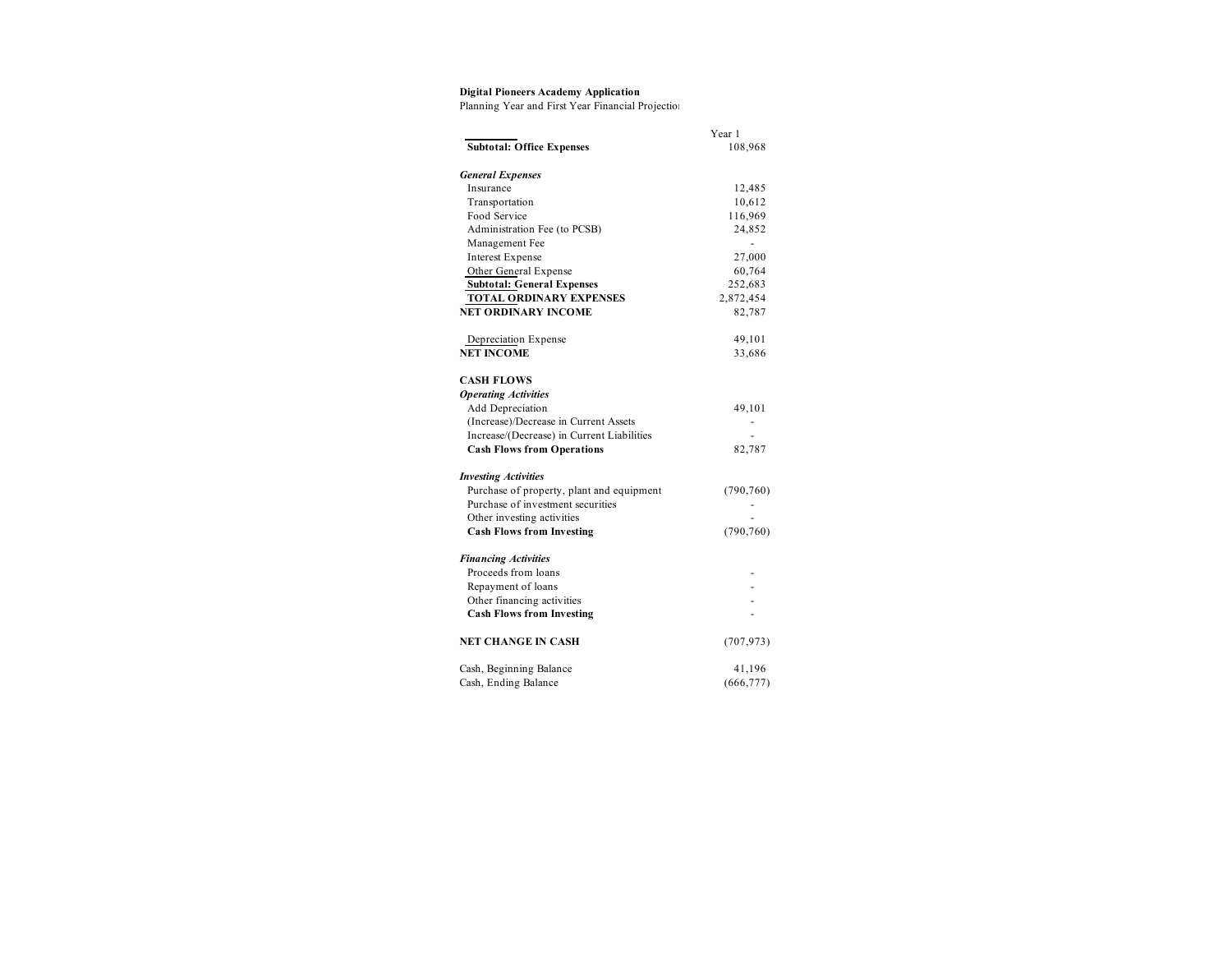**Digital Pioneers Academy Application**

Planning Year and First Year Financial Projectio

| | Year 1 |
|---|---|
| **Subtotal: Office Expenses** | 108,968 |
| | |
| ***General Expenses*** | |
| Insurance | 12,485 |
| Transportation | 10,612 |
| Food Service | 116,969 |
| Administration Fee (to PCSB) | 24,852 |
| Management Fee | - |
| Interest Expense | 27,000 |
| Other General Expense | 60,764 |
| **Subtotal: General Expenses** | 252,683 |
| **TOTAL ORDINARY EXPENSES** | 2,872,454 |
| **NET ORDINARY INCOME** | 82,787 |
| | |
| Depreciation Expense | 49,101 |
| **NET INCOME** | 33,686 |
| | |
| **CASH FLOWS** | |
| ***Operating Activities*** | |
| Add Depreciation | 49,101 |
| (Increase)/Decrease in Current Assets | - |
| Increase/(Decrease) in Current Liabilities | - |
| **Cash Flows from Operations** | 82,787 |
| | |
| ***Investing Activities*** | |
| Purchase of property, plant and equipment | (790,760) |
| Purchase of investment securities | - |
| Other investing activities | - |
| **Cash Flows from Investing** | (790,760) |
| | |
| ***Financing Activities*** | |
| Proceeds from loans | - |
| Repayment of loans | - |
| Other financing activities | - |
| **Cash Flows from Investing** | - |
| | |
| **NET CHANGE IN CASH** | (707,973) |
| | |
| Cash, Beginning Balance | 41,196 |
| Cash, Ending Balance | (666,777) |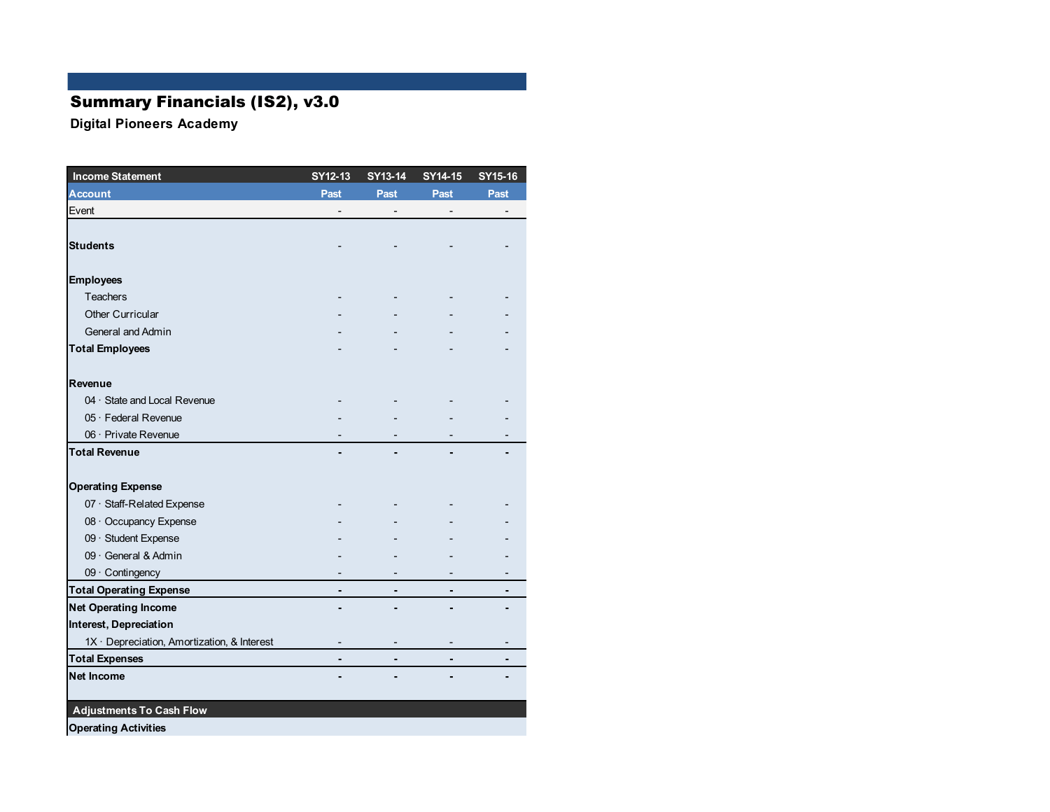# Summary Financials (IS2), v3.0

**Digital Pioneers Academy**

| Income Statement | SY12-13 | SY13-14 | SY14-15 | SY15-16 |
|---|---|---|---|---|
| **Account** | **Past** | **Past** | **Past** | **Past** |
| Event | - | - | - | - |
| | | | | |
| **Students** | - | - | - | - |
| | | | | |
| **Employees** | | | | |
| Teachers | - | - | - | - |
| Other Curricular | - | - | - | - |
| General and Admin | - | - | - | - |
| **Total Employees** | - | - | - | - |
| | | | | |
| **Revenue** | | | | |
| 04 · State and Local Revenue | - | - | - | - |
| 05 · Federal Revenue | - | - | - | - |
| 06 · Private Revenue | - | - | - | - |
| **Total Revenue** | **-** | **-** | **-** | **-** |
| | | | | |
| **Operating Expense** | | | | |
| 07 · Staff-Related Expense | - | - | - | - |
| 08 · Occupancy Expense | - | - | - | - |
| 09 · Student Expense | - | - | - | - |
| 09 · General & Admin | - | - | - | - |
| 09 · Contingency | - | - | - | - |
| **Total Operating Expense** | **-** | **-** | **-** | **-** |
| **Net Operating Income** | **-** | **-** | **-** | **-** |
| **Interest, Depreciation** | | | | |
| 1X · Depreciation, Amortization, & Interest | - | - | - | - |
| **Total Expenses** | **-** | **-** | **-** | **-** |
| **Net Income** | **-** | **-** | **-** | **-** |
| | | | | |
| **Adjustments To Cash Flow** | | | | |
| **Operating Activities** | | | | |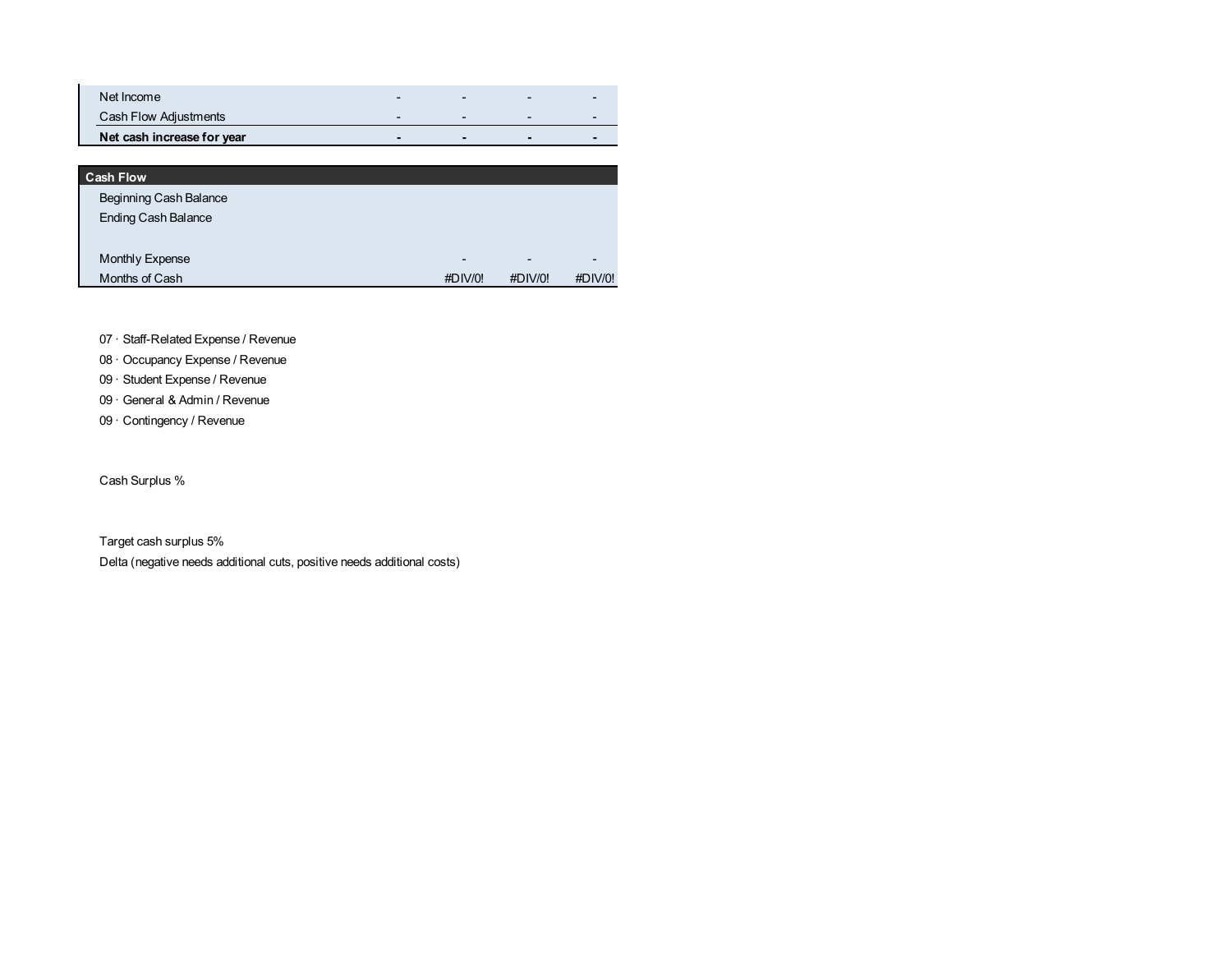| | | | | |
|---|---|---|---|---|
| Net Income | - | - | - | - |
| Cash Flow Adjustments | - | - | - | - |
| **Net cash increase for year** | **-** | **-** | **-** | **-** |

| **Cash Flow** | | | | |
|---|---|---|---|---|
| Beginning Cash Balance | | | | |
| Ending Cash Balance | | | | |
| | | | | |
| Monthly Expense | | - | - | - |
| Months of Cash | | #DIV/0! | #DIV/0! | #DIV/0! |

07 · Staff-Related Expense / Revenue

08 · Occupancy Expense / Revenue

09 · Student Expense / Revenue

09 · General & Admin / Revenue

09 · Contingency / Revenue

Cash Surplus %

Target cash surplus 5%

Delta (negative needs additional cuts, positive needs additional costs)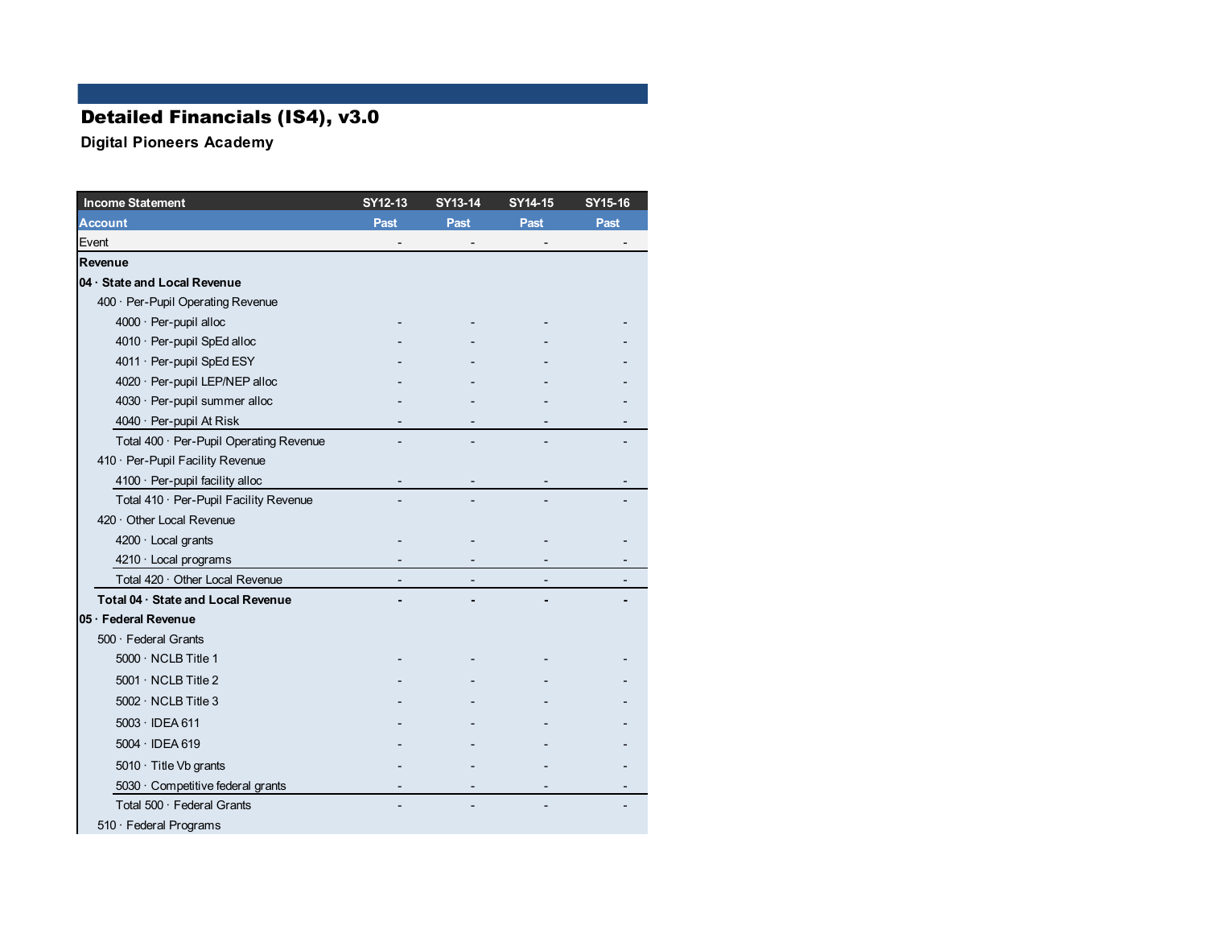# Detailed Financials (IS4), v3.0

**Digital Pioneers Academy**

| Income Statement | SY12-13 | SY13-14 | SY14-15 | SY15-16 |
|---|---|---|---|---|
| **Account** | **Past** | **Past** | **Past** | **Past** |
| Event | - | - | - | - |
| **Revenue** | | | | |
| **04 · State and Local Revenue** | | | | |
| 400 · Per-Pupil Operating Revenue | | | | |
| 4000 · Per-pupil alloc | - | - | - | - |
| 4010 · Per-pupil SpEd alloc | - | - | - | - |
| 4011 · Per-pupil SpEd ESY | - | - | - | - |
| 4020 · Per-pupil LEP/NEP alloc | - | - | - | - |
| 4030 · Per-pupil summer alloc | - | - | - | - |
| 4040 · Per-pupil At Risk | - | - | - | - |
| Total 400 · Per-Pupil Operating Revenue | - | - | - | - |
| 410 · Per-Pupil Facility Revenue | | | | |
| 4100 · Per-pupil facility alloc | - | - | - | - |
| Total 410 · Per-Pupil Facility Revenue | - | - | - | - |
| 420 · Other Local Revenue | | | | |
| 4200 · Local grants | - | - | - | - |
| 4210 · Local programs | - | - | - | - |
| Total 420 · Other Local Revenue | - | - | - | - |
| **Total 04 · State and Local Revenue** | **-** | **-** | **-** | **-** |
| **05 · Federal Revenue** | | | | |
| 500 · Federal Grants | | | | |
| 5000 · NCLB Title 1 | - | - | - | - |
| 5001 · NCLB Title 2 | - | - | - | - |
| 5002 · NCLB Title 3 | - | - | - | - |
| 5003 · IDEA 611 | - | - | - | - |
| 5004 · IDEA 619 | - | - | - | - |
| 5010 · Title Vb grants | - | - | - | - |
| 5030 · Competitive federal grants | - | - | - | - |
| Total 500 · Federal Grants | - | - | - | - |
| 510 · Federal Programs | | | | |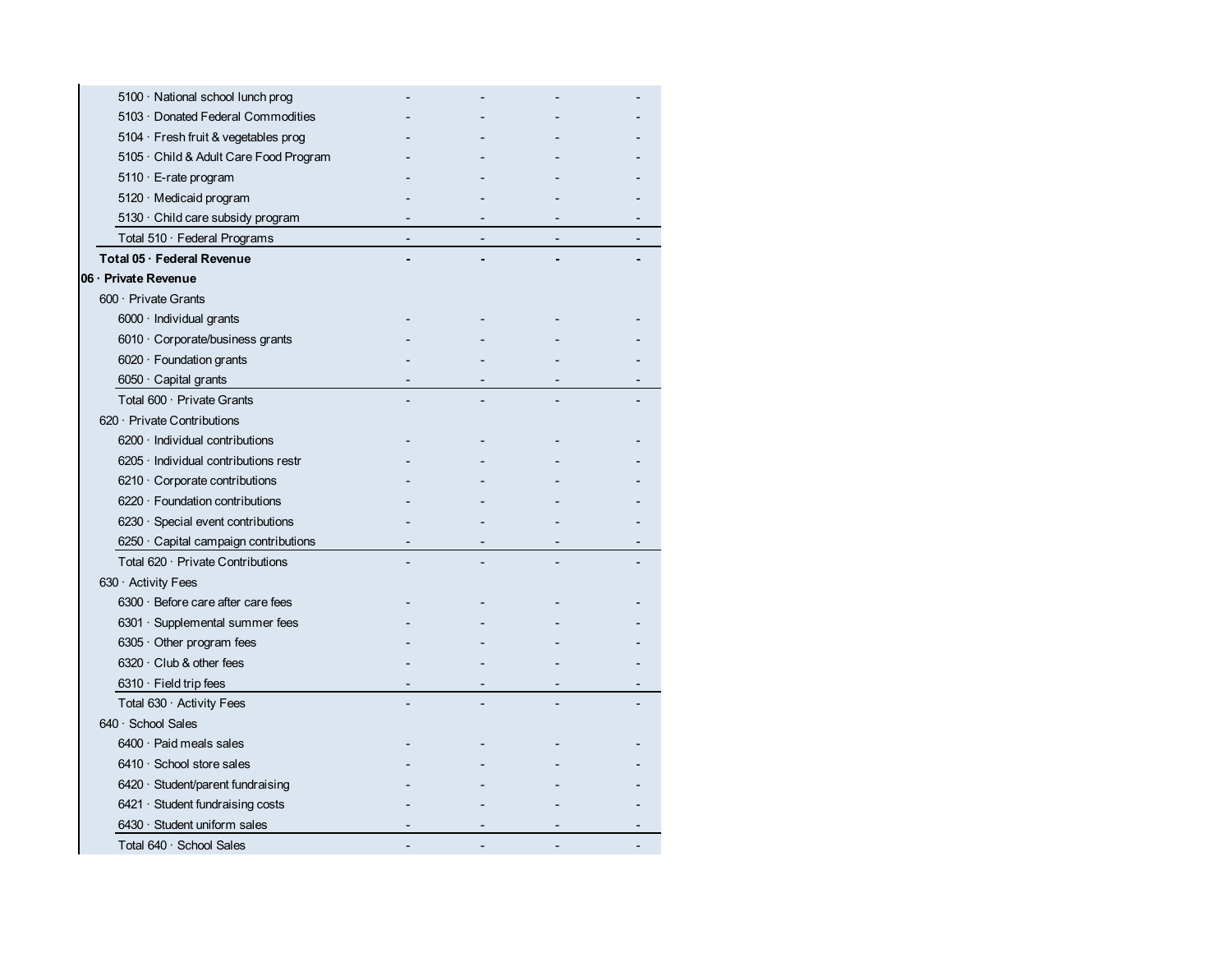| | | | | |
|---|---|---|---|---|
| 5100 · National school lunch prog | - | - | - | - |
| 5103 · Donated Federal Commodities | - | - | - | - |
| 5104 · Fresh fruit & vegetables prog | - | - | - | - |
| 5105 · Child & Adult Care Food Program | - | - | - | - |
| 5110 · E-rate program | - | - | - | - |
| 5120 · Medicaid program | - | - | - | - |
| 5130 · Child care subsidy program | - | - | - | - |
| Total 510 · Federal Programs | - | - | - | - |
| **Total 05 · Federal Revenue** | **-** | **-** | **-** | **-** |
| **06 · Private Revenue** | | | | |
| 600 · Private Grants | | | | |
| 6000 · Individual grants | - | - | - | - |
| 6010 · Corporate/business grants | - | - | - | - |
| 6020 · Foundation grants | - | - | - | - |
| 6050 · Capital grants | - | - | - | - |
| Total 600 · Private Grants | - | - | - | - |
| 620 · Private Contributions | | | | |
| 6200 · Individual contributions | - | - | - | - |
| 6205 · Individual contributions restr | - | - | - | - |
| 6210 · Corporate contributions | - | - | - | - |
| 6220 · Foundation contributions | - | - | - | - |
| 6230 · Special event contributions | - | - | - | - |
| 6250 · Capital campaign contributions | - | - | - | - |
| Total 620 · Private Contributions | - | - | - | - |
| 630 · Activity Fees | | | | |
| 6300 · Before care after care fees | - | - | - | - |
| 6301 · Supplemental summer fees | - | - | - | - |
| 6305 · Other program fees | - | - | - | - |
| 6320 · Club & other fees | - | - | - | - |
| 6310 · Field trip fees | - | - | - | - |
| Total 630 · Activity Fees | - | - | - | - |
| 640 · School Sales | | | | |
| 6400 · Paid meals sales | - | - | - | - |
| 6410 · School store sales | - | - | - | - |
| 6420 · Student/parent fundraising | - | - | - | - |
| 6421 · Student fundraising costs | - | - | - | - |
| 6430 · Student uniform sales | - | - | - | - |
| Total 640 · School Sales | - | - | - | - |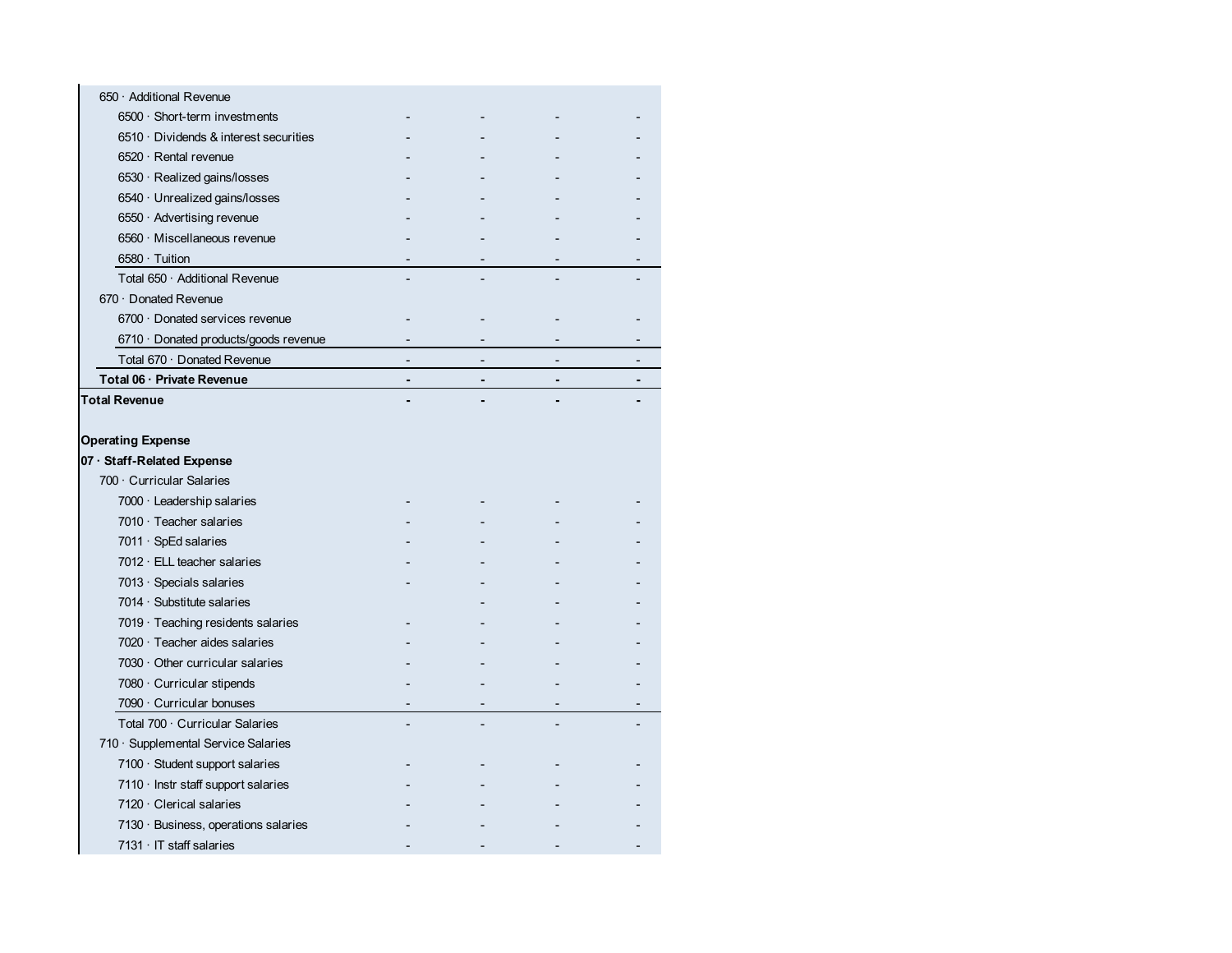| | | | | |
|---|---|---|---|---|
| 650 · Additional Revenue | | | | |
| 6500 · Short-term investments | - | - | - | - |
| 6510 · Dividends & interest securities | - | - | - | - |
| 6520 · Rental revenue | - | - | - | - |
| 6530 · Realized gains/losses | - | - | - | - |
| 6540 · Unrealized gains/losses | - | - | - | - |
| 6550 · Advertising revenue | - | - | - | - |
| 6560 · Miscellaneous revenue | - | - | - | - |
| 6580 · Tuition | - | - | - | - |
| Total 650 · Additional Revenue | - | - | - | - |
| 670 · Donated Revenue | | | | |
| 6700 · Donated services revenue | - | - | - | - |
| 6710 · Donated products/goods revenue | - | - | - | - |
| Total 670 · Donated Revenue | - | - | - | - |
| **Total 06 · Private Revenue** | **-** | **-** | **-** | **-** |
| **Total Revenue** | **-** | **-** | **-** | **-** |
| | | | | |
| **Operating Expense** | | | | |
| **07 · Staff-Related Expense** | | | | |
| 700 · Curricular Salaries | | | | |
| 7000 · Leadership salaries | - | - | - | - |
| 7010 · Teacher salaries | - | - | - | - |
| 7011 · SpEd salaries | - | - | - | - |
| 7012 · ELL teacher salaries | - | - | - | - |
| 7013 · Specials salaries | - | - | - | - |
| 7014 · Substitute salaries | | - | - | - |
| 7019 · Teaching residents salaries | - | - | - | - |
| 7020 · Teacher aides salaries | - | - | - | - |
| 7030 · Other curricular salaries | - | - | - | - |
| 7080 · Curricular stipends | - | - | - | - |
| 7090 · Curricular bonuses | - | - | - | - |
| Total 700 · Curricular Salaries | - | - | - | - |
| 710 · Supplemental Service Salaries | | | | |
| 7100 · Student support salaries | - | - | - | - |
| 7110 · Instr staff support salaries | - | - | - | - |
| 7120 · Clerical salaries | - | - | - | - |
| 7130 · Business, operations salaries | - | - | - | - |
| 7131 · IT staff salaries | - | - | - | - |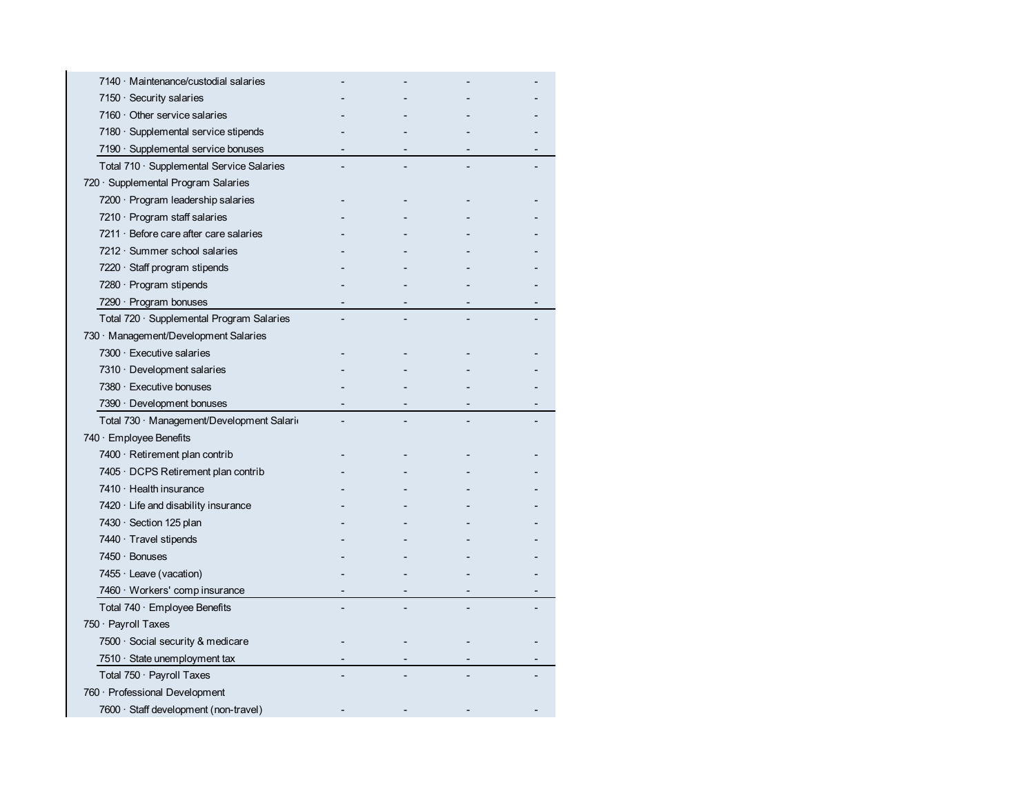| | | | | |
|---|---|---|---|---|
| 7140 · Maintenance/custodial salaries | - | - | - | - |
| 7150 · Security salaries | - | - | - | - |
| 7160 · Other service salaries | - | - | - | - |
| 7180 · Supplemental service stipends | - | - | - | - |
| 7190 · Supplemental service bonuses | - | - | - | - |
| Total 710 · Supplemental Service Salaries | - | - | - | - |
| 720 · Supplemental Program Salaries | | | | |
| 7200 · Program leadership salaries | - | - | - | - |
| 7210 · Program staff salaries | - | - | - | - |
| 7211 · Before care after care salaries | - | - | - | - |
| 7212 · Summer school salaries | - | - | - | - |
| 7220 · Staff program stipends | - | - | - | - |
| 7280 · Program stipends | - | - | - | - |
| 7290 · Program bonuses | - | - | - | - |
| Total 720 · Supplemental Program Salaries | - | - | - | - |
| 730 · Management/Development Salaries | | | | |
| 7300 · Executive salaries | - | - | - | - |
| 7310 · Development salaries | - | - | - | - |
| 7380 · Executive bonuses | - | - | - | - |
| 7390 · Development bonuses | - | - | - | - |
| Total 730 · Management/Development Salari | - | - | - | - |
| 740 · Employee Benefits | | | | |
| 7400 · Retirement plan contrib | - | - | - | - |
| 7405 · DCPS Retirement plan contrib | - | - | - | - |
| 7410 · Health insurance | - | - | - | - |
| 7420 · Life and disability insurance | - | - | - | - |
| 7430 · Section 125 plan | - | - | - | - |
| 7440 · Travel stipends | - | - | - | - |
| 7450 · Bonuses | - | - | - | - |
| 7455 · Leave (vacation) | - | - | - | - |
| 7460 · Workers' comp insurance | - | - | - | - |
| Total 740 · Employee Benefits | - | - | - | - |
| 750 · Payroll Taxes | | | | |
| 7500 · Social security & medicare | - | - | - | - |
| 7510 · State unemployment tax | - | - | - | - |
| Total 750 · Payroll Taxes | - | - | - | - |
| 760 · Professional Development | | | | |
| 7600 · Staff development (non-travel) | - | - | - | - |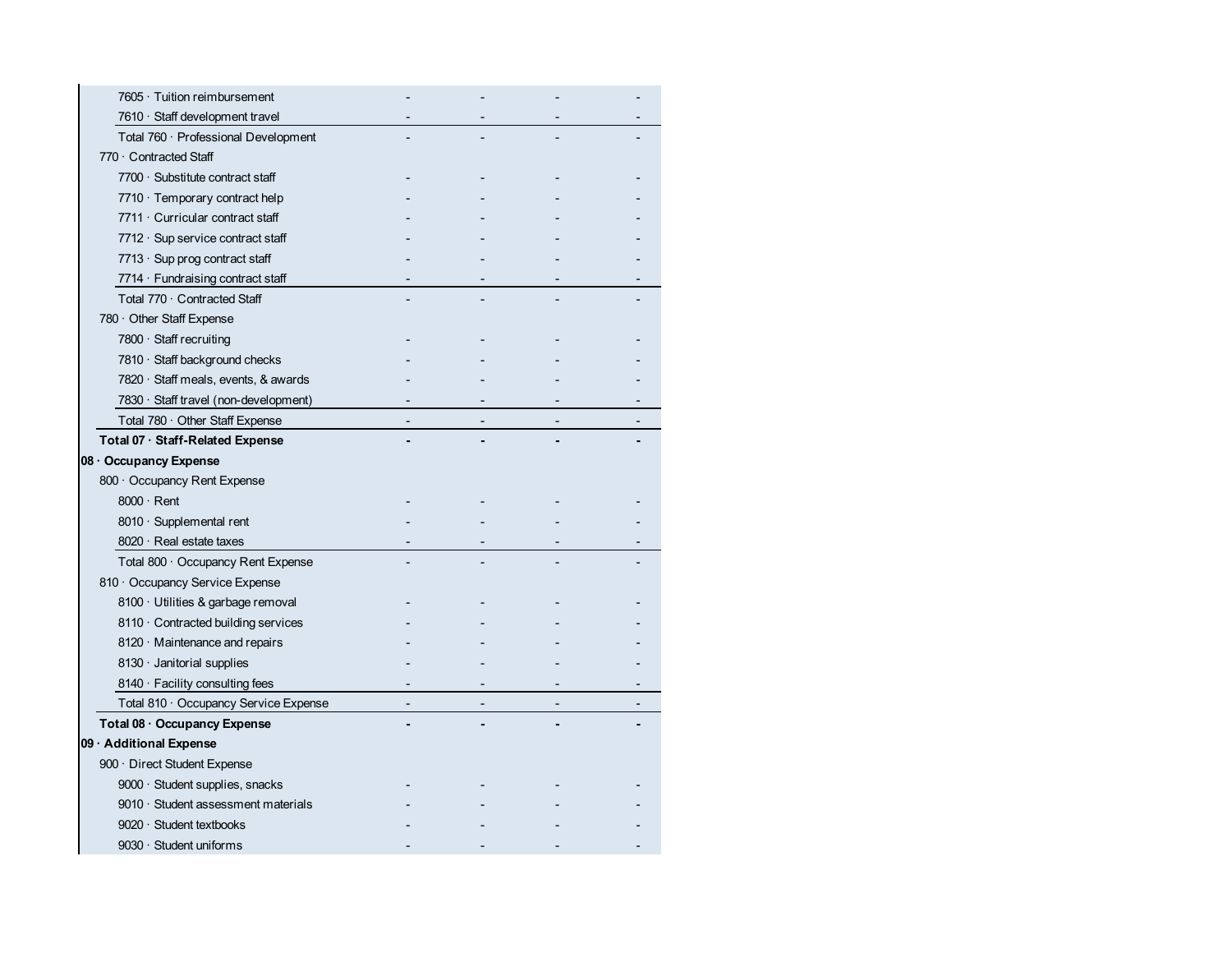| | | | | |
|---|---|---|---|---|
| 7605 · Tuition reimbursement | - | - | - | - |
| 7610 · Staff development travel | - | - | - | - |
| Total 760 · Professional Development | - | - | - | - |
| 770 · Contracted Staff | | | | |
| 7700 · Substitute contract staff | - | - | - | - |
| 7710 · Temporary contract help | - | - | - | - |
| 7711 · Curricular contract staff | - | - | - | - |
| 7712 · Sup service contract staff | - | - | - | - |
| 7713 · Sup prog contract staff | - | - | - | - |
| 7714 · Fundraising contract staff | - | - | - | - |
| Total 770 · Contracted Staff | - | - | - | - |
| 780 · Other Staff Expense | | | | |
| 7800 · Staff recruiting | - | - | - | - |
| 7810 · Staff background checks | - | - | - | - |
| 7820 · Staff meals, events, & awards | - | - | - | - |
| 7830 · Staff travel (non-development) | - | - | - | - |
| Total 780 · Other Staff Expense | - | - | - | - |
| **Total 07 · Staff-Related Expense** | **-** | **-** | **-** | **-** |
| **08 · Occupancy Expense** | | | | |
| 800 · Occupancy Rent Expense | | | | |
| 8000 · Rent | - | - | - | - |
| 8010 · Supplemental rent | - | - | - | - |
| 8020 · Real estate taxes | - | - | - | - |
| Total 800 · Occupancy Rent Expense | - | - | - | - |
| 810 · Occupancy Service Expense | | | | |
| 8100 · Utilities & garbage removal | - | - | - | - |
| 8110 · Contracted building services | - | - | - | - |
| 8120 · Maintenance and repairs | - | - | - | - |
| 8130 · Janitorial supplies | - | - | - | - |
| 8140 · Facility consulting fees | - | - | - | - |
| Total 810 · Occupancy Service Expense | - | - | - | - |
| **Total 08 · Occupancy Expense** | **-** | **-** | **-** | **-** |
| **09 · Additional Expense** | | | | |
| 900 · Direct Student Expense | | | | |
| 9000 · Student supplies, snacks | - | - | - | - |
| 9010 · Student assessment materials | - | - | - | - |
| 9020 · Student textbooks | - | - | - | - |
| 9030 · Student uniforms | - | - | - | - |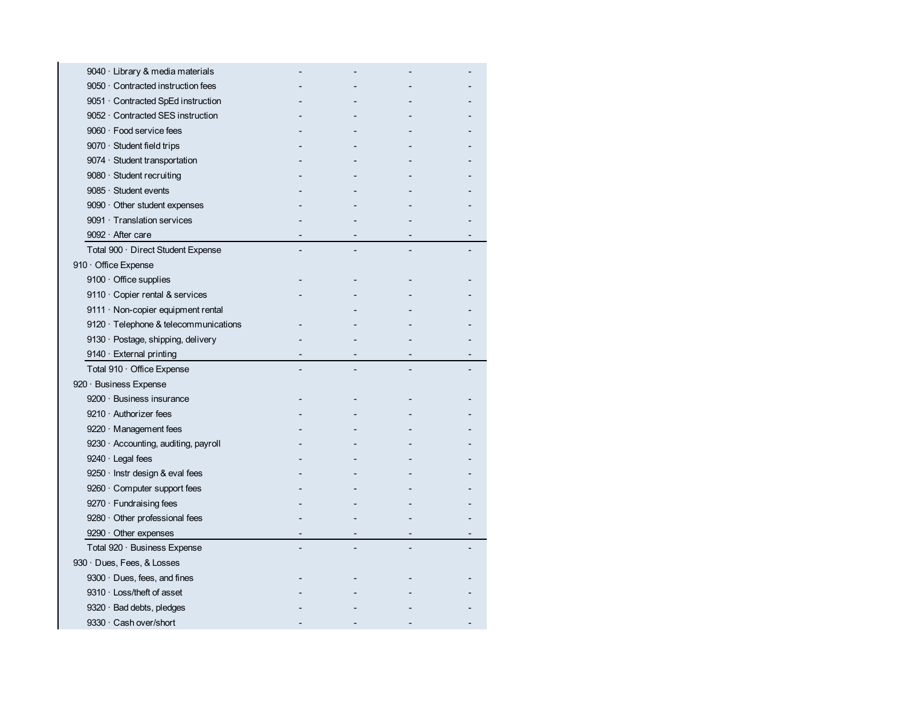| | | | | |
|---|---|---|---|---|
| 9040 · Library & media materials | - | - | - | - |
| 9050 · Contracted instruction fees | - | - | - | - |
| 9051 · Contracted SpEd instruction | - | - | - | - |
| 9052 · Contracted SES instruction | - | - | - | - |
| 9060 · Food service fees | - | - | - | - |
| 9070 · Student field trips | - | - | - | - |
| 9074 · Student transportation | - | - | - | - |
| 9080 · Student recruiting | - | - | - | - |
| 9085 · Student events | - | - | - | - |
| 9090 · Other student expenses | - | - | - | - |
| 9091 · Translation services | - | - | - | - |
| 9092 · After care | - | - | - | - |
| Total 900 · Direct Student Expense | - | - | - | - |
| 910 · Office Expense | | | | |
| 9100 · Office supplies | - | - | - | - |
| 9110 · Copier rental & services | - | - | - | - |
| 9111 · Non-copier equipment rental | | - | - | - |
| 9120 · Telephone & telecommunications | - | - | - | - |
| 9130 · Postage, shipping, delivery | - | - | - | - |
| 9140 · External printing | - | - | - | - |
| Total 910 · Office Expense | - | - | - | - |
| 920 · Business Expense | | | | |
| 9200 · Business insurance | - | - | - | - |
| 9210 · Authorizer fees | - | - | - | - |
| 9220 · Management fees | - | - | - | - |
| 9230 · Accounting, auditing, payroll | - | - | - | - |
| 9240 · Legal fees | - | - | - | - |
| 9250 · Instr design & eval fees | - | - | - | - |
| 9260 · Computer support fees | - | - | - | - |
| 9270 · Fundraising fees | - | - | - | - |
| 9280 · Other professional fees | - | - | - | - |
| 9290 · Other expenses | - | - | - | - |
| Total 920 · Business Expense | - | - | - | - |
| 930 · Dues, Fees, & Losses | | | | |
| 9300 · Dues, fees, and fines | - | - | - | - |
| 9310 · Loss/theft of asset | - | - | - | - |
| 9320 · Bad debts, pledges | - | - | - | - |
| 9330 · Cash over/short | - | - | - | - |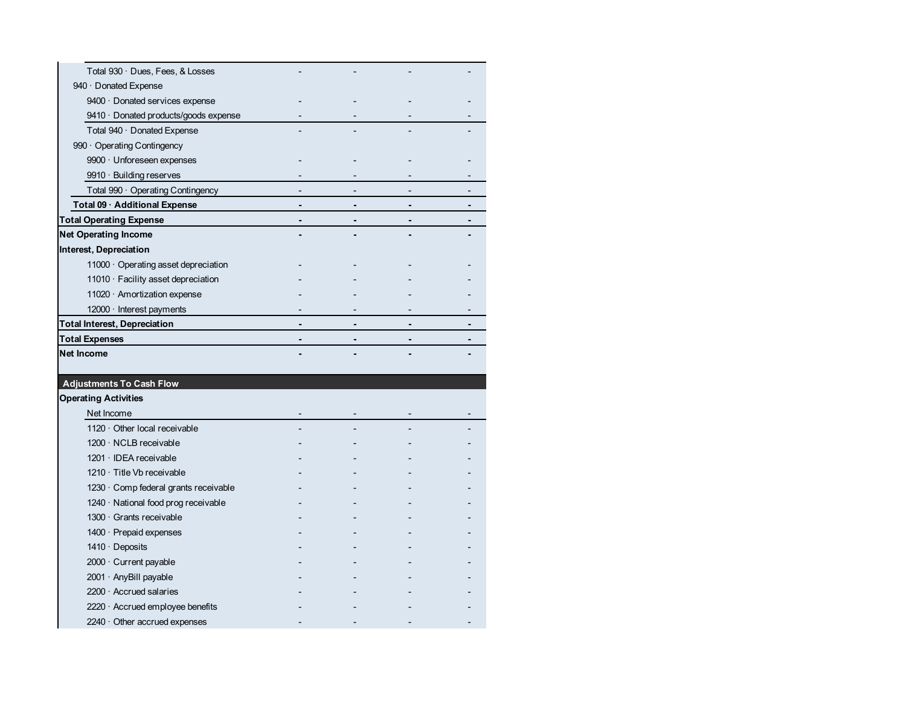| | | | | |
|---|---|---|---|---|
| Total 930 · Dues, Fees, & Losses | - | - | - | - |
| 940 · Donated Expense | | | | |
| 9400 · Donated services expense | - | - | - | - |
| 9410 · Donated products/goods expense | - | - | - | - |
| Total 940 · Donated Expense | - | - | - | - |
| 990 · Operating Contingency | | | | |
| 9900 · Unforeseen expenses | - | - | - | - |
| 9910 · Building reserves | - | - | - | - |
| Total 990 · Operating Contingency | - | - | - | - |
| **Total 09 · Additional Expense** | **-** | **-** | **-** | **-** |
| **Total Operating Expense** | **-** | **-** | **-** | **-** |
| **Net Operating Income** | **-** | **-** | **-** | **-** |
| **Interest, Depreciation** | | | | |
| 11000 · Operating asset depreciation | - | - | - | - |
| 11010 · Facility asset depreciation | - | - | - | - |
| 11020 · Amortization expense | - | - | - | - |
| 12000 · Interest payments | - | - | - | - |
| **Total Interest, Depreciation** | **-** | **-** | **-** | **-** |
| **Total Expenses** | **-** | **-** | **-** | **-** |
| **Net Income** | **-** | **-** | **-** | **-** |

| **Adjustments To Cash Flow** | | | | |
|---|---|---|---|---|
| **Operating Activities** | | | | |
| Net Income | - | - | - | - |
| 1120 · Other local receivable | - | - | - | - |
| 1200 · NCLB receivable | - | - | - | - |
| 1201 · IDEA receivable | - | - | - | - |
| 1210 · Title Vb receivable | - | - | - | - |
| 1230 · Comp federal grants receivable | - | - | - | - |
| 1240 · National food prog receivable | - | - | - | - |
| 1300 · Grants receivable | - | - | - | - |
| 1400 · Prepaid expenses | - | - | - | - |
| 1410 · Deposits | - | - | - | - |
| 2000 · Current payable | - | - | - | - |
| 2001 · AnyBill payable | - | - | - | - |
| 2200 · Accrued salaries | - | - | - | - |
| 2220 · Accrued employee benefits | - | - | - | - |
| 2240 · Other accrued expenses | - | - | - | - |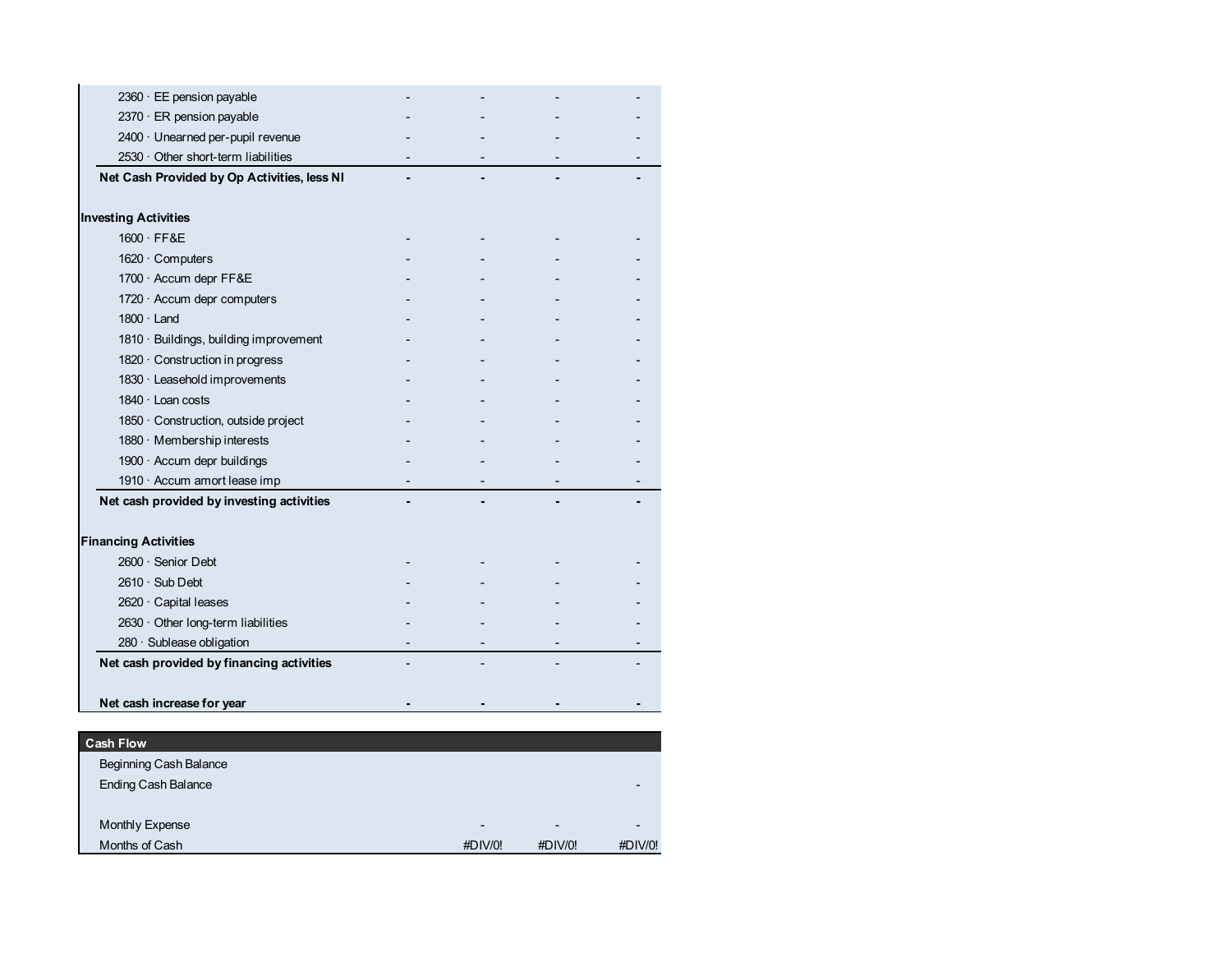| | | | | |
|---|---|---|---|---|
| 2360 · EE pension payable | - | - | - | - |
| 2370 · ER pension payable | - | - | - | - |
| 2400 · Unearned per-pupil revenue | - | - | - | - |
| 2530 · Other short-term liabilities | - | - | - | - |
| **Net Cash Provided by Op Activities, less NI** | **-** | **-** | **-** | **-** |
| | | | | |
| **Investing Activities** | | | | |
| 1600 · FF&E | - | - | - | - |
| 1620 · Computers | - | - | - | - |
| 1700 · Accum depr FF&E | - | - | - | - |
| 1720 · Accum depr computers | - | - | - | - |
| 1800 · Land | - | - | - | - |
| 1810 · Buildings, building improvement | - | - | - | - |
| 1820 · Construction in progress | - | - | - | - |
| 1830 · Leasehold improvements | - | - | - | - |
| 1840 · Loan costs | - | - | - | - |
| 1850 · Construction, outside project | - | - | - | - |
| 1880 · Membership interests | - | - | - | - |
| 1900 · Accum depr buildings | - | - | - | - |
| 1910 · Accum amort lease imp | - | - | - | - |
| **Net cash provided by investing activities** | **-** | **-** | **-** | **-** |
| | | | | |
| **Financing Activities** | | | | |
| 2600 · Senior Debt | - | - | - | - |
| 2610 · Sub Debt | - | - | - | - |
| 2620 · Capital leases | - | - | - | - |
| 2630 · Other long-term liabilities | - | - | - | - |
| 280 · Sublease obligation | - | - | - | - |
| **Net cash provided by financing activities** | - | - | - | - |
| | | | | |
| **Net cash increase for year** | **-** | **-** | **-** | **-** |

| **Cash Flow** | | | | |
|---|---|---|---|---|
| Beginning Cash Balance | | | | |
| Ending Cash Balance | | | | - |
| | | | | |
| Monthly Expense | | - | - | - |
| Months of Cash | | #DIV/0! | #DIV/0! | #DIV/0! |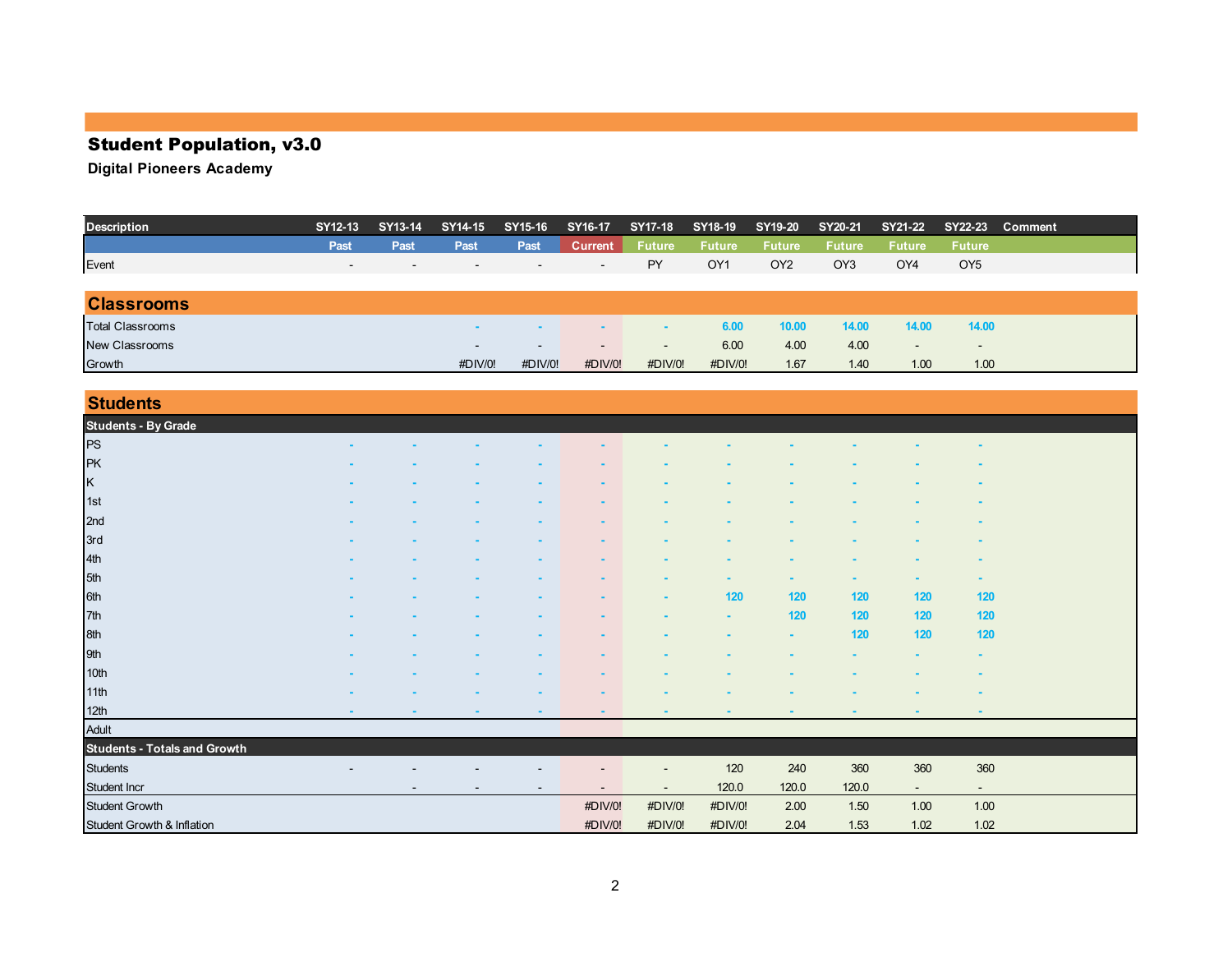# Student Population, v3.0

**Digital Pioneers Academy**

| Description | SY12-13 | SY13-14 | SY14-15 | SY15-16 | SY16-17 | SY17-18 | SY18-19 | SY19-20 | SY20-21 | SY21-22 | SY22-23 | Comment |
|---|---|---|---|---|---|---|---|---|---|---|---|---|
| | Past | Past | Past | Past | Current | Future | Future | Future | Future | Future | Future | |
| Event | - | - | - | - | - | PY | OY1 | OY2 | OY3 | OY4 | OY5 | |

## Classrooms

| Description | SY12-13 | SY13-14 | SY14-15 | SY15-16 | SY16-17 | SY17-18 | SY18-19 | SY19-20 | SY20-21 | SY21-22 | SY22-23 | Comment |
|---|---|---|---|---|---|---|---|---|---|---|---|---|
| Total Classrooms | | | - | - | - | - | 6.00 | 10.00 | 14.00 | 14.00 | 14.00 | |
| New Classrooms | | | - | - | - | - | 6.00 | 4.00 | 4.00 | - | - | |
| Growth | | | #DIV/0! | #DIV/0! | #DIV/0! | #DIV/0! | #DIV/0! | 1.67 | 1.40 | 1.00 | 1.00 | |

## Students

| Description | SY12-13 | SY13-14 | SY14-15 | SY15-16 | SY16-17 | SY17-18 | SY18-19 | SY19-20 | SY20-21 | SY21-22 | SY22-23 | Comment |
|---|---|---|---|---|---|---|---|---|---|---|---|---|
| **Students - By Grade** | | | | | | | | | | | | |
| PS | - | - | - | - | - | - | - | - | - | - | - | |
| PK | - | - | - | - | - | - | - | - | - | - | - | |
| K | - | - | - | - | - | - | - | - | - | - | - | |
| 1st | - | - | - | - | - | - | - | - | - | - | - | |
| 2nd | - | - | - | - | - | - | - | - | - | - | - | |
| 3rd | - | - | - | - | - | - | - | - | - | - | - | |
| 4th | - | - | - | - | - | - | - | - | - | - | - | |
| 5th | - | - | - | - | - | - | - | - | - | - | - | |
| 6th | - | - | - | - | - | - | 120 | 120 | 120 | 120 | 120 | |
| 7th | - | - | - | - | - | - | - | 120 | 120 | 120 | 120 | |
| 8th | - | - | - | - | - | - | - | - | 120 | 120 | 120 | |
| 9th | - | - | - | - | - | - | - | - | - | - | - | |
| 10th | - | - | - | - | - | - | - | - | - | - | - | |
| 11th | - | - | - | - | - | - | - | - | - | - | - | |
| 12th | - | - | - | - | - | - | - | - | - | - | - | |
| Adult | | | | | | | | | | | | |
| **Students - Totals and Growth** | | | | | | | | | | | | |
| Students | - | - | - | - | - | - | 120 | 240 | 360 | 360 | 360 | |
| Student Incr | | - | - | - | - | - | 120.0 | 120.0 | 120.0 | - | - | |
| Student Growth | | | | | #DIV/0! | #DIV/0! | #DIV/0! | 2.00 | 1.50 | 1.00 | 1.00 | |
| Student Growth & Inflation | | | | | #DIV/0! | #DIV/0! | #DIV/0! | 2.04 | 1.53 | 1.02 | 1.02 | |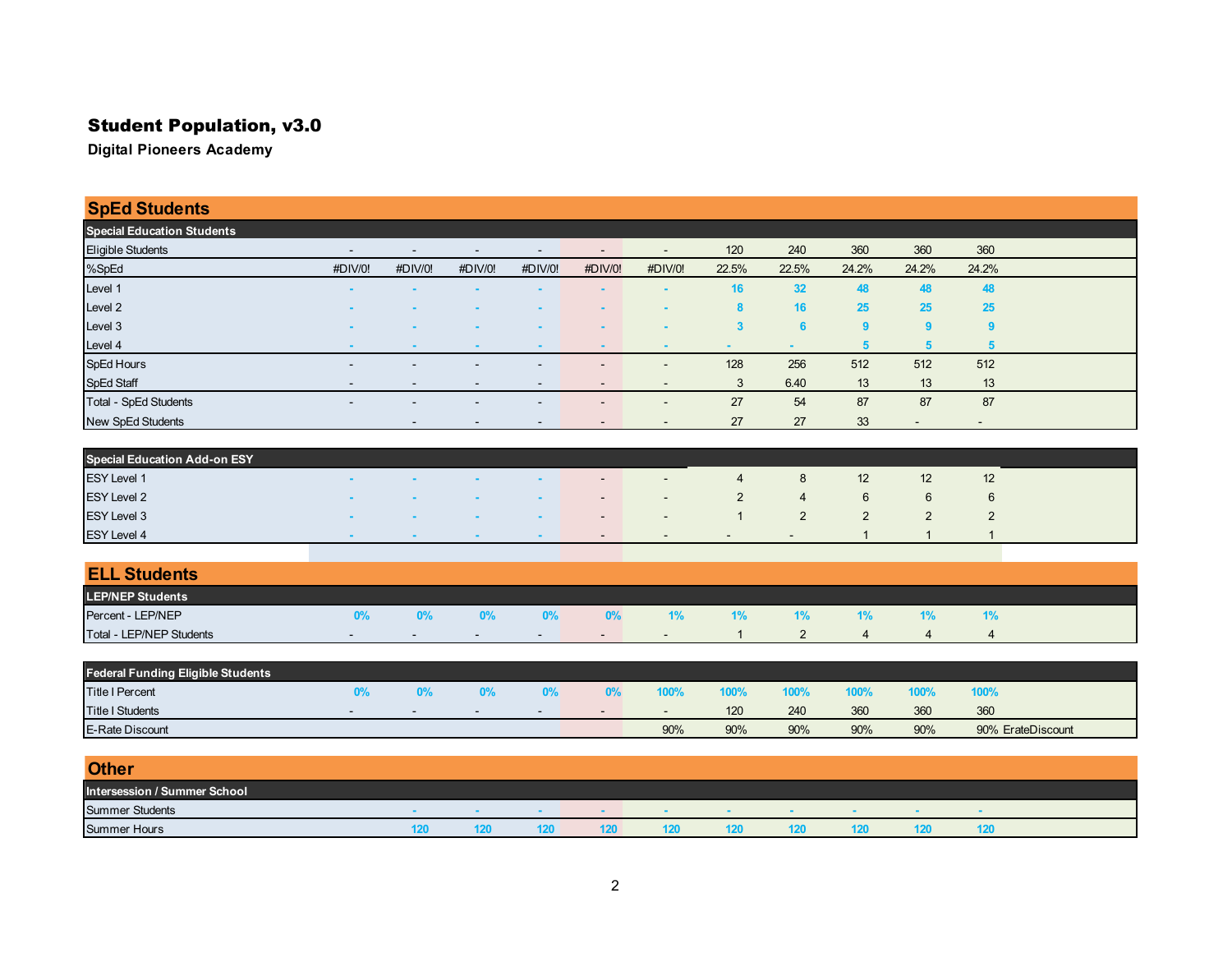# Student Population, v3.0

**Digital Pioneers Academy**

## SpEd Students

| Special Education Students | | | | | | | | | | | |
|---|---|---|---|---|---|---|---|---|---|---|---|
| Eligible Students | - | - | - | - | - | - | 120 | 240 | 360 | 360 | 360 |
| %SpEd | #DIV/0! | #DIV/0! | #DIV/0! | #DIV/0! | #DIV/0! | #DIV/0! | 22.5% | 22.5% | 24.2% | 24.2% | 24.2% |
| Level 1 | - | - | - | - | - | - | 16 | 32 | 48 | 48 | 48 |
| Level 2 | - | - | - | - | - | - | 8 | 16 | 25 | 25 | 25 |
| Level 3 | - | - | - | - | - | - | 3 | 6 | 9 | 9 | 9 |
| Level 4 | - | - | - | - | - | - | - | - | 5 | 5 | 5 |
| SpEd Hours | - | - | - | - | - | - | 128 | 256 | 512 | 512 | 512 |
| SpEd Staff | - | - | - | - | - | - | 3 | 6.40 | 13 | 13 | 13 |
| Total - SpEd Students | - | - | - | - | - | - | 27 | 54 | 87 | 87 | 87 |
| New SpEd Students | | - | - | - | - | - | 27 | 27 | 33 | - | - |

| Special Education Add-on ESY | | | | | | | | | | | |
|---|---|---|---|---|---|---|---|---|---|---|---|
| ESY Level 1 | - | - | - | - | - | - | 4 | 8 | 12 | 12 | 12 |
| ESY Level 2 | - | - | - | - | - | - | 2 | 4 | 6 | 6 | 6 |
| ESY Level 3 | - | - | - | - | - | - | 1 | 2 | 2 | 2 | 2 |
| ESY Level 4 | - | - | - | - | - | - | - | - | 1 | 1 | 1 |

## ELL Students

| LEP/NEP Students | | | | | | | | | | | |
|---|---|---|---|---|---|---|---|---|---|---|---|
| Percent - LEP/NEP | 0% | 0% | 0% | 0% | 0% | 1% | 1% | 1% | 1% | 1% | 1% |
| Total - LEP/NEP Students | - | - | - | - | - | - | 1 | 2 | 4 | 4 | 4 |

| Federal Funding Eligible Students | | | | | | | | | | | | |
|---|---|---|---|---|---|---|---|---|---|---|---|---|
| Title I Percent | 0% | 0% | 0% | 0% | 0% | 100% | 100% | 100% | 100% | 100% | 100% | |
| Title I Students | - | - | - | - | - | - | 120 | 240 | 360 | 360 | 360 | |
| E-Rate Discount | | | | | | 90% | 90% | 90% | 90% | 90% | 90% | ErateDiscount |

## Other

| Intersession / Summer School | | | | | | | | | | | |
|---|---|---|---|---|---|---|---|---|---|---|---|
| Summer Students | | - | - | - | - | - | - | - | - | - | - |
| Summer Hours | | 120 | 120 | 120 | 120 | 120 | 120 | 120 | 120 | 120 | 120 |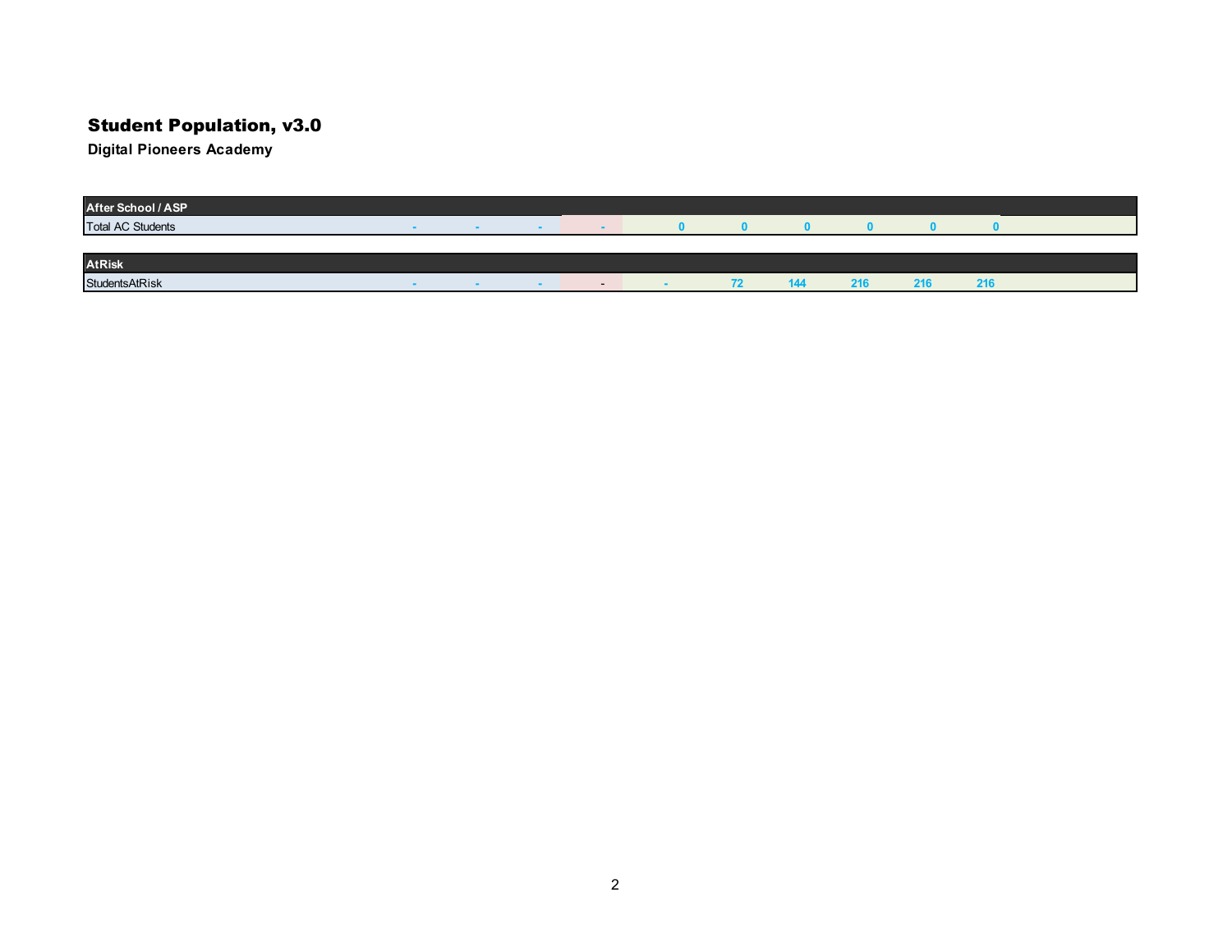# Student Population, v3.0

**Digital Pioneers Academy**

| After School / ASP | | | | | | | | | | |
|---|---|---|---|---|---|---|---|---|---|---|
| Total AC Students | - | - | - | - | 0 | 0 | 0 | 0 | 0 | 0 |

| AtRisk | | | | | | | | | | |
|---|---|---|---|---|---|---|---|---|---|---|
| StudentsAtRisk | - | - | - | - | - | 72 | 144 | 216 | 216 | 216 |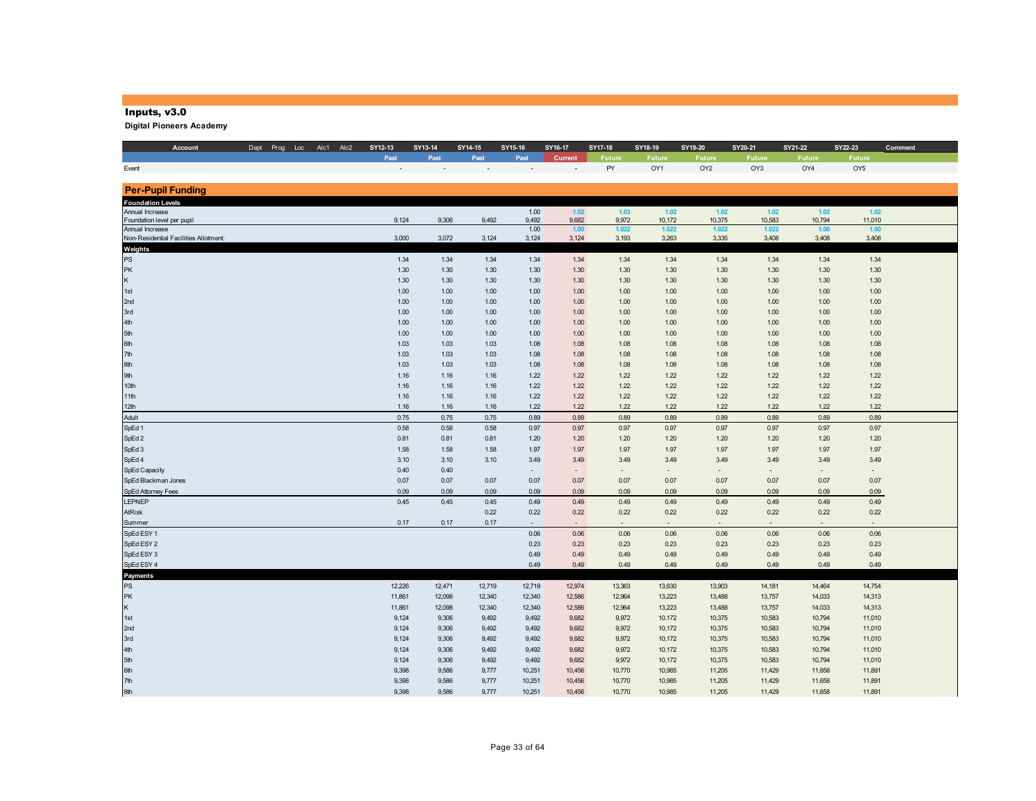# Inputs, v3.0

**Digital Pioneers Academy**

| Account | Dept | Prog | Loc | Alc1 | Alc2 | SY12-13 | SY13-14 | SY14-15 | SY15-16 | SY16-17 | SY17-18 | SY18-19 | SY19-20 | SY20-21 | SY21-22 | SY22-23 | Comment |
|---|---|---|---|---|---|---|---|---|---|---|---|---|---|---|---|---|---|
| | | | | | | Past | Past | Past | Past | Current | Future | Future | Future | Future | Future | Future | |
| Event | | | | | | - | - | - | - | - | PY | OY1 | OY2 | OY3 | OY4 | OY5 | |
| **Per-Pupil Funding** | | | | | | | | | | | | | | | | | |
| **Foundation Levels** | | | | | | | | | | | | | | | | | |
| Annual Increase | | | | | | | | | 1.00 | 1.02 | 1.03 | 1.02 | 1.02 | 1.02 | 1.02 | 1.02 | |
| Foundation level per pupil | | | | | | 9,124 | 9,306 | 9,492 | 9,492 | 9,682 | 9,972 | 10,172 | 10,375 | 10,583 | 10,794 | 11,010 | |
| Annual Increase | | | | | | | | | 1.00 | 1.00 | 1.022 | 1.022 | 1.022 | 1.022 | 1.00 | 1.00 | |
| Non-Residential Facilities Allotment: | | | | | | 3,000 | 3,072 | 3,124 | 3,124 | 3,124 | 3,193 | 3,263 | 3,335 | 3,408 | 3,408 | 3,408 | |
| **Weights** | | | | | | | | | | | | | | | | | |
| PS | | | | | | 1.34 | 1.34 | 1.34 | 1.34 | 1.34 | 1.34 | 1.34 | 1.34 | 1.34 | 1.34 | 1.34 | |
| PK | | | | | | 1.30 | 1.30 | 1.30 | 1.30 | 1.30 | 1.30 | 1.30 | 1.30 | 1.30 | 1.30 | 1.30 | |
| K | | | | | | 1.30 | 1.30 | 1.30 | 1.30 | 1.30 | 1.30 | 1.30 | 1.30 | 1.30 | 1.30 | 1.30 | |
| 1st | | | | | | 1.00 | 1.00 | 1.00 | 1.00 | 1.00 | 1.00 | 1.00 | 1.00 | 1.00 | 1.00 | 1.00 | |
| 2nd | | | | | | 1.00 | 1.00 | 1.00 | 1.00 | 1.00 | 1.00 | 1.00 | 1.00 | 1.00 | 1.00 | 1.00 | |
| 3rd | | | | | | 1.00 | 1.00 | 1.00 | 1.00 | 1.00 | 1.00 | 1.00 | 1.00 | 1.00 | 1.00 | 1.00 | |
| 4th | | | | | | 1.00 | 1.00 | 1.00 | 1.00 | 1.00 | 1.00 | 1.00 | 1.00 | 1.00 | 1.00 | 1.00 | |
| 5th | | | | | | 1.00 | 1.00 | 1.00 | 1.00 | 1.00 | 1.00 | 1.00 | 1.00 | 1.00 | 1.00 | 1.00 | |
| 6th | | | | | | 1.03 | 1.03 | 1.03 | 1.08 | 1.08 | 1.08 | 1.08 | 1.08 | 1.08 | 1.08 | 1.08 | |
| 7th | | | | | | 1.03 | 1.03 | 1.03 | 1.08 | 1.08 | 1.08 | 1.08 | 1.08 | 1.08 | 1.08 | 1.08 | |
| 8th | | | | | | 1.03 | 1.03 | 1.03 | 1.08 | 1.08 | 1.08 | 1.08 | 1.08 | 1.08 | 1.08 | 1.08 | |
| 9th | | | | | | 1.16 | 1.16 | 1.16 | 1.22 | 1.22 | 1.22 | 1.22 | 1.22 | 1.22 | 1.22 | 1.22 | |
| 10th | | | | | | 1.16 | 1.16 | 1.16 | 1.22 | 1.22 | 1.22 | 1.22 | 1.22 | 1.22 | 1.22 | 1.22 | |
| 11th | | | | | | 1.16 | 1.16 | 1.16 | 1.22 | 1.22 | 1.22 | 1.22 | 1.22 | 1.22 | 1.22 | 1.22 | |
| 12th | | | | | | 1.16 | 1.16 | 1.16 | 1.22 | 1.22 | 1.22 | 1.22 | 1.22 | 1.22 | 1.22 | 1.22 | |
| Adult | | | | | | 0.75 | 0.75 | 0.75 | 0.89 | 0.89 | 0.89 | 0.89 | 0.89 | 0.89 | 0.89 | 0.89 | |
| SpEd 1 | | | | | | 0.58 | 0.58 | 0.58 | 0.97 | 0.97 | 0.97 | 0.97 | 0.97 | 0.97 | 0.97 | 0.97 | |
| SpEd 2 | | | | | | 0.81 | 0.81 | 0.81 | 1.20 | 1.20 | 1.20 | 1.20 | 1.20 | 1.20 | 1.20 | 1.20 | |
| SpEd 3 | | | | | | 1.58 | 1.58 | 1.58 | 1.97 | 1.97 | 1.97 | 1.97 | 1.97 | 1.97 | 1.97 | 1.97 | |
| SpEd 4 | | | | | | 3.10 | 3.10 | 3.10 | 3.49 | 3.49 | 3.49 | 3.49 | 3.49 | 3.49 | 3.49 | 3.49 | |
| SpEd Capacity | | | | | | 0.40 | 0.40 | | - | - | - | - | - | - | - | - | |
| SpEd Blackman Jones | | | | | | 0.07 | 0.07 | 0.07 | 0.07 | 0.07 | 0.07 | 0.07 | 0.07 | 0.07 | 0.07 | 0.07 | |
| SpEd Attorney Fees | | | | | | 0.09 | 0.09 | 0.09 | 0.09 | 0.09 | 0.09 | 0.09 | 0.09 | 0.09 | 0.09 | 0.09 | |
| LEPNEP | | | | | | 0.45 | 0.45 | 0.45 | 0.49 | 0.49 | 0.49 | 0.49 | 0.49 | 0.49 | 0.49 | 0.49 | |
| AtRisk | | | | | | | | 0.22 | 0.22 | 0.22 | 0.22 | 0.22 | 0.22 | 0.22 | 0.22 | 0.22 | |
| Summer | | | | | | 0.17 | 0.17 | 0.17 | - | - | - | - | - | - | - | - | |
| SpEd ESY 1 | | | | | | | | | 0.06 | 0.06 | 0.06 | 0.06 | 0.06 | 0.06 | 0.06 | 0.06 | |
| SpEd ESY 2 | | | | | | | | | 0.23 | 0.23 | 0.23 | 0.23 | 0.23 | 0.23 | 0.23 | 0.23 | |
| SpEd ESY 3 | | | | | | | | | 0.49 | 0.49 | 0.49 | 0.49 | 0.49 | 0.49 | 0.49 | 0.49 | |
| SpEd ESY 4 | | | | | | | | | 0.49 | 0.49 | 0.49 | 0.49 | 0.49 | 0.49 | 0.49 | 0.49 | |
| **Payments** | | | | | | | | | | | | | | | | | |
| PS | | | | | | 12,226 | 12,471 | 12,719 | 12,719 | 12,974 | 13,363 | 13,630 | 13,903 | 14,181 | 14,464 | 14,754 | |
| PK | | | | | | 11,861 | 12,098 | 12,340 | 12,340 | 12,586 | 12,964 | 13,223 | 13,488 | 13,757 | 14,033 | 14,313 | |
| K | | | | | | 11,861 | 12,098 | 12,340 | 12,340 | 12,586 | 12,964 | 13,223 | 13,488 | 13,757 | 14,033 | 14,313 | |
| 1st | | | | | | 9,124 | 9,306 | 9,492 | 9,492 | 9,682 | 9,972 | 10,172 | 10,375 | 10,583 | 10,794 | 11,010 | |
| 2nd | | | | | | 9,124 | 9,306 | 9,492 | 9,492 | 9,682 | 9,972 | 10,172 | 10,375 | 10,583 | 10,794 | 11,010 | |
| 3rd | | | | | | 9,124 | 9,306 | 9,492 | 9,492 | 9,682 | 9,972 | 10,172 | 10,375 | 10,583 | 10,794 | 11,010 | |
| 4th | | | | | | 9,124 | 9,306 | 9,492 | 9,492 | 9,682 | 9,972 | 10,172 | 10,375 | 10,583 | 10,794 | 11,010 | |
| 5th | | | | | | 9,124 | 9,306 | 9,492 | 9,492 | 9,682 | 9,972 | 10,172 | 10,375 | 10,583 | 10,794 | 11,010 | |
| 6th | | | | | | 9,398 | 9,586 | 9,777 | 10,251 | 10,456 | 10,770 | 10,985 | 11,205 | 11,429 | 11,658 | 11,891 | |
| 7th | | | | | | 9,398 | 9,586 | 9,777 | 10,251 | 10,456 | 10,770 | 10,985 | 11,205 | 11,429 | 11,658 | 11,891 | |
| 8th | | | | | | 9,398 | 9,586 | 9,777 | 10,251 | 10,456 | 10,770 | 10,985 | 11,205 | 11,429 | 11,658 | 11,891 | |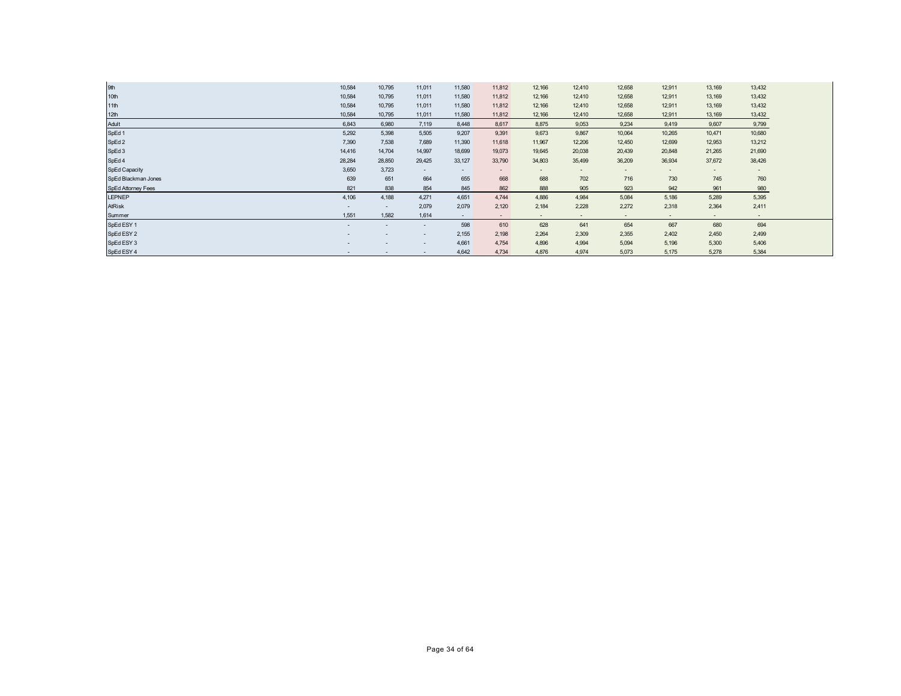| | | | | | | | | | | | |
|---|---|---|---|---|---|---|---|---|---|---|---|
| 9th | 10,584 | 10,795 | 11,011 | 11,580 | 11,812 | 12,166 | 12,410 | 12,658 | 12,911 | 13,169 | 13,432 |
| 10th | 10,584 | 10,795 | 11,011 | 11,580 | 11,812 | 12,166 | 12,410 | 12,658 | 12,911 | 13,169 | 13,432 |
| 11th | 10,584 | 10,795 | 11,011 | 11,580 | 11,812 | 12,166 | 12,410 | 12,658 | 12,911 | 13,169 | 13,432 |
| 12th | 10,584 | 10,795 | 11,011 | 11,580 | 11,812 | 12,166 | 12,410 | 12,658 | 12,911 | 13,169 | 13,432 |
| Adult | 6,843 | 6,980 | 7,119 | 8,448 | 8,617 | 8,875 | 9,053 | 9,234 | 9,419 | 9,607 | 9,799 |
| SpEd 1 | 5,292 | 5,398 | 5,505 | 9,207 | 9,391 | 9,673 | 9,867 | 10,064 | 10,265 | 10,471 | 10,680 |
| SpEd 2 | 7,390 | 7,538 | 7,689 | 11,390 | 11,618 | 11,967 | 12,206 | 12,450 | 12,699 | 12,953 | 13,212 |
| SpEd 3 | 14,416 | 14,704 | 14,997 | 18,699 | 19,073 | 19,645 | 20,038 | 20,439 | 20,848 | 21,265 | 21,690 |
| SpEd 4 | 28,284 | 28,850 | 29,425 | 33,127 | 33,790 | 34,803 | 35,499 | 36,209 | 36,934 | 37,672 | 38,426 |
| SpEd Capacity | 3,650 | 3,723 | - | - | - | - | - | - | - | - | - |
| SpEd Blackman Jones | 639 | 651 | 664 | 655 | 668 | 688 | 702 | 716 | 730 | 745 | 760 |
| SpEd Attorney Fees | 821 | 838 | 854 | 845 | 862 | 888 | 905 | 923 | 942 | 961 | 980 |
| LEPNEP | 4,106 | 4,188 | 4,271 | 4,651 | 4,744 | 4,886 | 4,984 | 5,084 | 5,186 | 5,289 | 5,395 |
| AtRisk | - | - | 2,079 | 2,079 | 2,120 | 2,184 | 2,228 | 2,272 | 2,318 | 2,364 | 2,411 |
| Summer | 1,551 | 1,582 | 1,614 | - | - | - | - | - | - | - | - |
| SpEd ESY 1 | - | - | - | 598 | 610 | 628 | 641 | 654 | 667 | 680 | 694 |
| SpEd ESY 2 | - | - | - | 2,155 | 2,198 | 2,264 | 2,309 | 2,355 | 2,402 | 2,450 | 2,499 |
| SpEd ESY 3 | - | - | - | 4,661 | 4,754 | 4,896 | 4,994 | 5,094 | 5,196 | 5,300 | 5,406 |
| SpEd ESY 4 | - | - | - | 4,642 | 4,734 | 4,876 | 4,974 | 5,073 | 5,175 | 5,278 | 5,384 |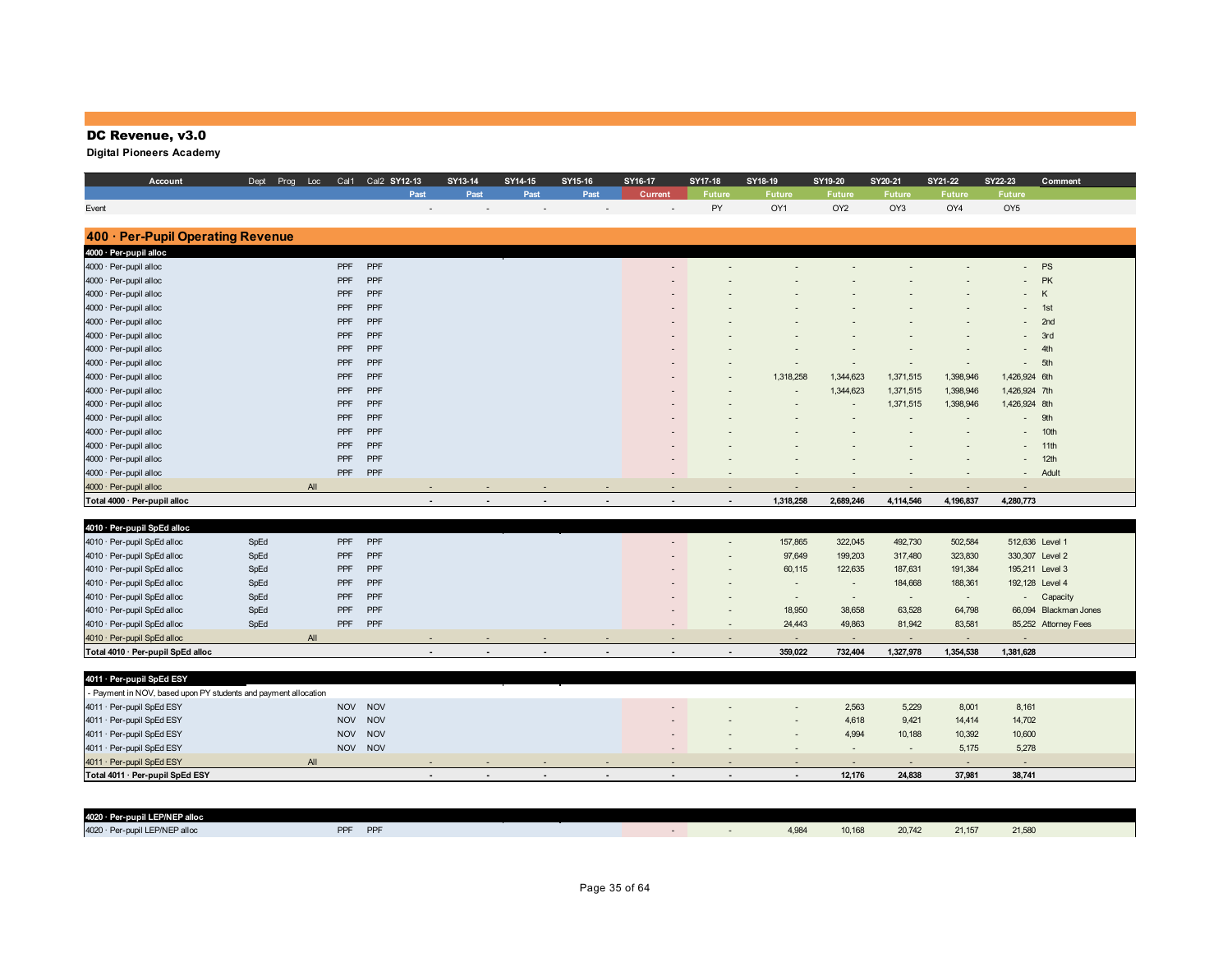# DC Revenue, v3.0

**Digital Pioneers Academy**

| Account | Dept | Prog | Loc | Cal1 | Cal2 | SY12-13 | SY13-14 | SY14-15 | SY15-16 | SY16-17 | SY17-18 | SY18-19 | SY19-20 | SY20-21 | SY21-22 | SY22-23 | Comment |
|---|---|---|---|---|---|---|---|---|---|---|---|---|---|---|---|---|---|
| | | | | | | Past | Past | Past | Past | Current | Future | Future | Future | Future | Future | Future | |
| Event | | | | | | - | - | - | - | - | PY | OY1 | OY2 | OY3 | OY4 | OY5 | |
| **400 · Per-Pupil Operating Revenue** | | | | | | | | | | | | | | | | | |
| **4000 · Per-pupil alloc** | | | | | | | | | | | | | | | | | |
| 4000 · Per-pupil alloc | | | | PPF | PPF | | | | | - | - | - | - | - | - | - | PS |
| 4000 · Per-pupil alloc | | | | PPF | PPF | | | | | - | - | - | - | - | - | - | PK |
| 4000 · Per-pupil alloc | | | | PPF | PPF | | | | | - | - | - | - | - | - | - | K |
| 4000 · Per-pupil alloc | | | | PPF | PPF | | | | | - | - | - | - | - | - | - | 1st |
| 4000 · Per-pupil alloc | | | | PPF | PPF | | | | | - | - | - | - | - | - | - | 2nd |
| 4000 · Per-pupil alloc | | | | PPF | PPF | | | | | - | - | - | - | - | - | - | 3rd |
| 4000 · Per-pupil alloc | | | | PPF | PPF | | | | | - | - | - | - | - | - | - | 4th |
| 4000 · Per-pupil alloc | | | | PPF | PPF | | | | | - | - | - | - | - | - | - | 5th |
| 4000 · Per-pupil alloc | | | | PPF | PPF | | | | | - | - | 1,318,258 | 1,344,623 | 1,371,515 | 1,398,946 | 1,426,924 | 6th |
| 4000 · Per-pupil alloc | | | | PPF | PPF | | | | | - | - | - | 1,344,623 | 1,371,515 | 1,398,946 | 1,426,924 | 7th |
| 4000 · Per-pupil alloc | | | | PPF | PPF | | | | | - | - | - | - | 1,371,515 | 1,398,946 | 1,426,924 | 8th |
| 4000 · Per-pupil alloc | | | | PPF | PPF | | | | | - | - | - | - | - | - | - | 9th |
| 4000 · Per-pupil alloc | | | | PPF | PPF | | | | | - | - | - | - | - | - | - | 10th |
| 4000 · Per-pupil alloc | | | | PPF | PPF | | | | | - | - | - | - | - | - | - | 11th |
| 4000 · Per-pupil alloc | | | | PPF | PPF | | | | | - | - | - | - | - | - | - | 12th |
| 4000 · Per-pupil alloc | | | | PPF | PPF | | | | | - | - | - | - | - | - | - | Adult |
| 4000 · Per-pupil alloc | | | All | | | - | - | - | - | - | - | - | - | - | - | - | |
| **Total 4000 · Per-pupil alloc** | | | | | | **-** | **-** | **-** | **-** | **-** | **-** | **1,318,258** | **2,689,246** | **4,114,546** | **4,196,837** | **4,280,773** | |
| **4010 · Per-pupil SpEd alloc** | | | | | | | | | | | | | | | | | |
| 4010 · Per-pupil SpEd alloc | SpEd | | | PPF | PPF | | | | | - | - | 157,865 | 322,045 | 492,730 | 502,584 | 512,636 | Level 1 |
| 4010 · Per-pupil SpEd alloc | SpEd | | | PPF | PPF | | | | | - | - | 97,649 | 199,203 | 317,480 | 323,830 | 330,307 | Level 2 |
| 4010 · Per-pupil SpEd alloc | SpEd | | | PPF | PPF | | | | | - | - | 60,115 | 122,635 | 187,631 | 191,384 | 195,211 | Level 3 |
| 4010 · Per-pupil SpEd alloc | SpEd | | | PPF | PPF | | | | | - | - | - | - | 184,668 | 188,361 | 192,128 | Level 4 |
| 4010 · Per-pupil SpEd alloc | SpEd | | | PPF | PPF | | | | | - | - | - | - | - | - | - | Capacity |
| 4010 · Per-pupil SpEd alloc | SpEd | | | PPF | PPF | | | | | - | - | 18,950 | 38,658 | 63,528 | 64,798 | 66,094 | Blackman Jones |
| 4010 · Per-pupil SpEd alloc | SpEd | | | PPF | PPF | | | | | - | - | 24,443 | 49,863 | 81,942 | 83,581 | 85,252 | Attorney Fees |
| 4010 · Per-pupil SpEd alloc | | | All | | | - | - | - | - | - | - | - | - | - | - | - | |
| **Total 4010 · Per-pupil SpEd alloc** | | | | | | **-** | **-** | **-** | **-** | **-** | **-** | **359,022** | **732,404** | **1,327,978** | **1,354,538** | **1,381,628** | |
| **4011 · Per-pupil SpEd ESY** | | | | | | | | | | | | | | | | | |
| - Payment in NOV, based upon PY students and payment allocation | | | | | | | | | | | | | | | | | |
| 4011 · Per-pupil SpEd ESY | | | | NOV | NOV | | | | | - | - | - | 2,563 | 5,229 | 8,001 | 8,161 | |
| 4011 · Per-pupil SpEd ESY | | | | NOV | NOV | | | | | - | - | - | 4,618 | 9,421 | 14,414 | 14,702 | |
| 4011 · Per-pupil SpEd ESY | | | | NOV | NOV | | | | | - | - | - | 4,994 | 10,188 | 10,392 | 10,600 | |
| 4011 · Per-pupil SpEd ESY | | | | NOV | NOV | | | | | - | - | - | - | - | 5,175 | 5,278 | |
| 4011 · Per-pupil SpEd ESY | | | All | | | - | - | - | - | - | - | - | - | - | - | - | |
| **Total 4011 · Per-pupil SpEd ESY** | | | | | | **-** | **-** | **-** | **-** | **-** | **-** | **-** | **12,176** | **24,838** | **37,981** | **38,741** | |
| **4020 · Per-pupil LEP/NEP alloc** | | | | | | | | | | | | | | | | | |
| 4020 · Per-pupil LEP/NEP alloc | | | | PPF | PPF | | | | | - | - | 4,984 | 10,168 | 20,742 | 21,157 | 21,580 | |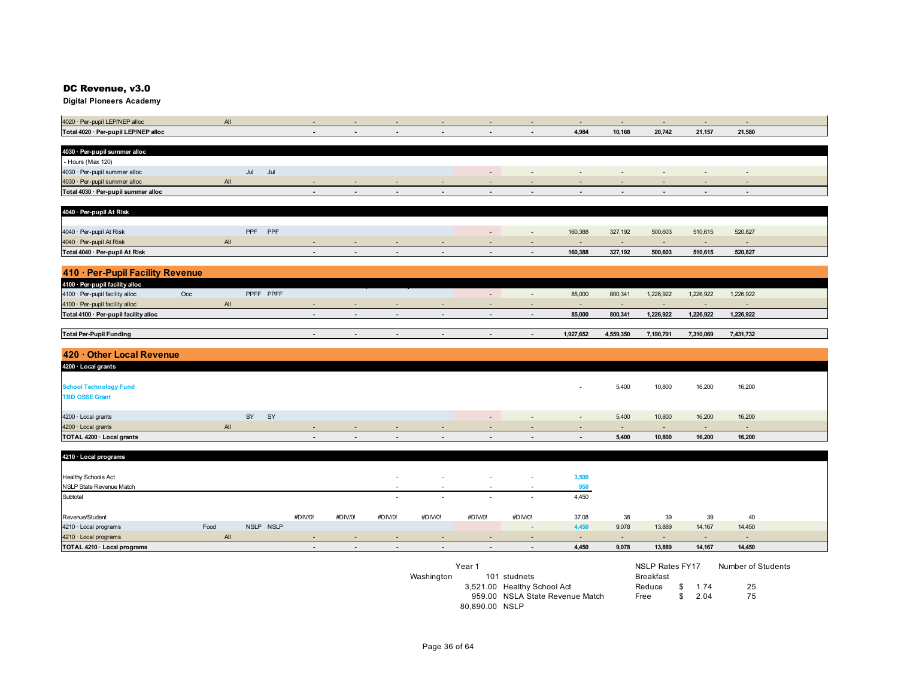# DC Revenue, v3.0

**Digital Pioneers Academy**

| | | | | | | | | | | | | | | | |
|---|---|---|---|---|---|---|---|---|---|---|---|---|---|---|---|
| 4020 · Per-pupil LEP/NEP alloc | | All | | | - | - | - | - | - | - | - | - | - | - | - |
| **Total 4020 · Per-pupil LEP/NEP alloc** | | | | | **-** | **-** | **-** | **-** | **-** | **-** | **4,984** | **10,168** | **20,742** | **21,157** | **21,580** |
| | | | | | | | | | | | | | | | |
| **4030 · Per-pupil summer alloc** | | | | | | | | | | | | | | | |
| - Hours (Max 120) | | | | | | | | | | | | | | | |
| 4030 · Per-pupil summer alloc | | | Jul | Jul | | | | | - | - | - | - | - | - | - |
| 4030 · Per-pupil summer alloc | | All | | | - | - | - | - | - | - | - | - | - | - | - |
| **Total 4030 · Per-pupil summer alloc** | | | | | **-** | **-** | **-** | **-** | **-** | **-** | **-** | **-** | **-** | **-** | **-** |
| | | | | | | | | | | | | | | | |
| **4040 · Per-pupil At Risk** | | | | | | | | | | | | | | | |
| 4040 · Per-pupil At Risk | | | PPF | PPF | | | | | - | - | 160,388 | 327,192 | 500,603 | 510,615 | 520,827 |
| 4040 · Per-pupil At Risk | | All | | | - | - | - | - | - | - | - | - | - | - | - |
| **Total 4040 · Per-pupil At Risk** | | | | | **-** | **-** | **-** | **-** | **-** | **-** | **160,388** | **327,192** | **500,603** | **510,615** | **520,827** |

## 410 · Per-Pupil Facility Revenue

| | | | | | | | | | | | | | | | |
|---|---|---|---|---|---|---|---|---|---|---|---|---|---|---|---|
| **4100 · Per-pupil facility alloc** | | | | | | | | | | | | | | | |
| 4100 · Per-pupil facility alloc | Occ | | PPFF | PPFF | | | | | - | - | 85,000 | 800,341 | 1,226,922 | 1,226,922 | 1,226,922 |
| 4100 · Per-pupil facility alloc | | All | | | - | - | - | - | - | - | - | - | - | - | - |
| **Total 4100 · Per-pupil facility alloc** | | | | | **-** | **-** | **-** | **-** | **-** | **-** | **85,000** | **800,341** | **1,226,922** | **1,226,922** | **1,226,922** |
| | | | | | | | | | | | | | | | |
| **Total Per-Pupil Funding** | | | | | **-** | **-** | **-** | **-** | **-** | **-** | **1,927,652** | **4,559,350** | **7,190,791** | **7,310,069** | **7,431,732** |

## 420 · Other Local Revenue

| | | | | | | | | | | | | | | | |
|---|---|---|---|---|---|---|---|---|---|---|---|---|---|---|---|
| **4200 · Local grants** | | | | | | | | | | | | | | | |
| School Technology Fund | | | | | | | | | | | - | 5,400 | 10,800 | 16,200 | 16,200 |
| TBD OSSE Grant | | | | | | | | | | | | | | | |
| 4200 · Local grants | | | SY | SY | | | | | - | - | - | 5,400 | 10,800 | 16,200 | 16,200 |
| 4200 · Local grants | | All | | | - | - | - | - | - | - | - | - | - | - | - |
| **TOTAL 4200 · Local grants** | | | | | **-** | **-** | **-** | **-** | **-** | **-** | **-** | **5,400** | **10,800** | **16,200** | **16,200** |
| | | | | | | | | | | | | | | | |
| **4210 · Local programs** | | | | | | | | | | | | | | | |
| Healthy Schools Act | | | | | | | - | - | - | - | 3,500 | | | | |
| NSLP State Revenue Match | | | | | | | - | - | - | - | 950 | | | | |
| Subtotal | | | | | | | - | - | - | - | 4,450 | | | | |
| Revenue/Student | | | | | #DIV/0! | #DIV/0! | #DIV/0! | #DIV/0! | #DIV/0! | #DIV/0! | 37.08 | 38 | 39 | 39 | 40 |
| 4210 · Local programs | Food | | NSLP | NSLP | | | | | | - | 4,450 | 9,078 | 13,889 | 14,167 | 14,450 |
| 4210 · Local programs | | All | | | - | - | - | - | - | - | - | - | - | - | - |
| **TOTAL 4210 · Local programs** | | | | | **-** | **-** | **-** | **-** | **-** | **-** | **4,450** | **9,078** | **13,889** | **14,167** | **14,450** |

| | Year 1 | |
|---|---|---|
| Washington | 101 | studnets |
| | 3,521.00 | Healthy School Act |
| | 959.00 | NSLA State Revenue Match |
| | 80,890.00 | NSLP |

| NSLP Rates FY17 | | Number of Students |
|---|---|---|
| Breakfast | | |
| Reduce | $ 1.74 | 25 |
| Free | $ 2.04 | 75 |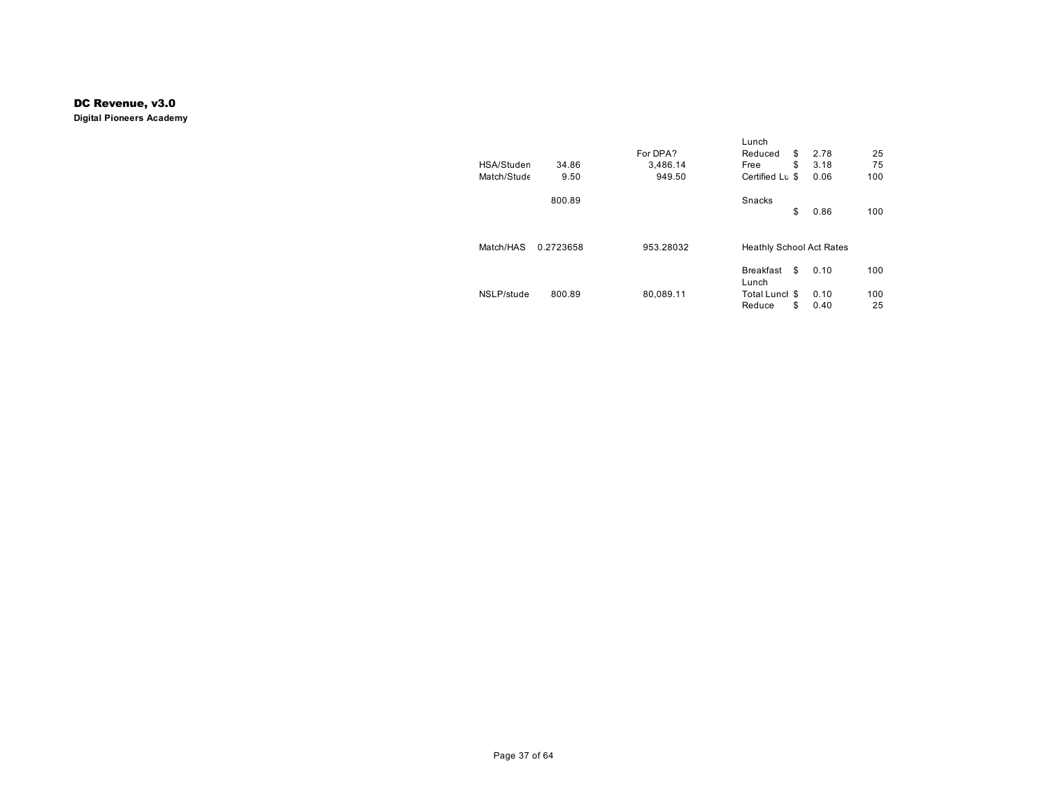# DC Revenue, v3.0

**Digital Pioneers Academy**

| | | | | | |
|---|---|---|---|---|---|
| | | | Lunch | | |
| | | For DPA? | Reduced | $ 2.78 | 25 |
| HSA/Studen | 34.86 | 3,486.14 | Free | $ 3.18 | 75 |
| Match/Stude | 9.50 | 949.50 | Certified Lu | $ 0.06 | 100 |
| | | | | | |
| | 800.89 | | Snacks | | |
| | | | | $ 0.86 | 100 |
| | | | | | |
| Match/HAS | 0.2723658 | 953.28032 | Heathly School Act Rates | | |
| | | | | | |
| | | | Breakfast | $ 0.10 | 100 |
| | | | Lunch | | |
| NSLP/stude | 800.89 | 80,089.11 | Total Lunch | $ 0.10 | 100 |
| | | | Reduce | $ 0.40 | 25 |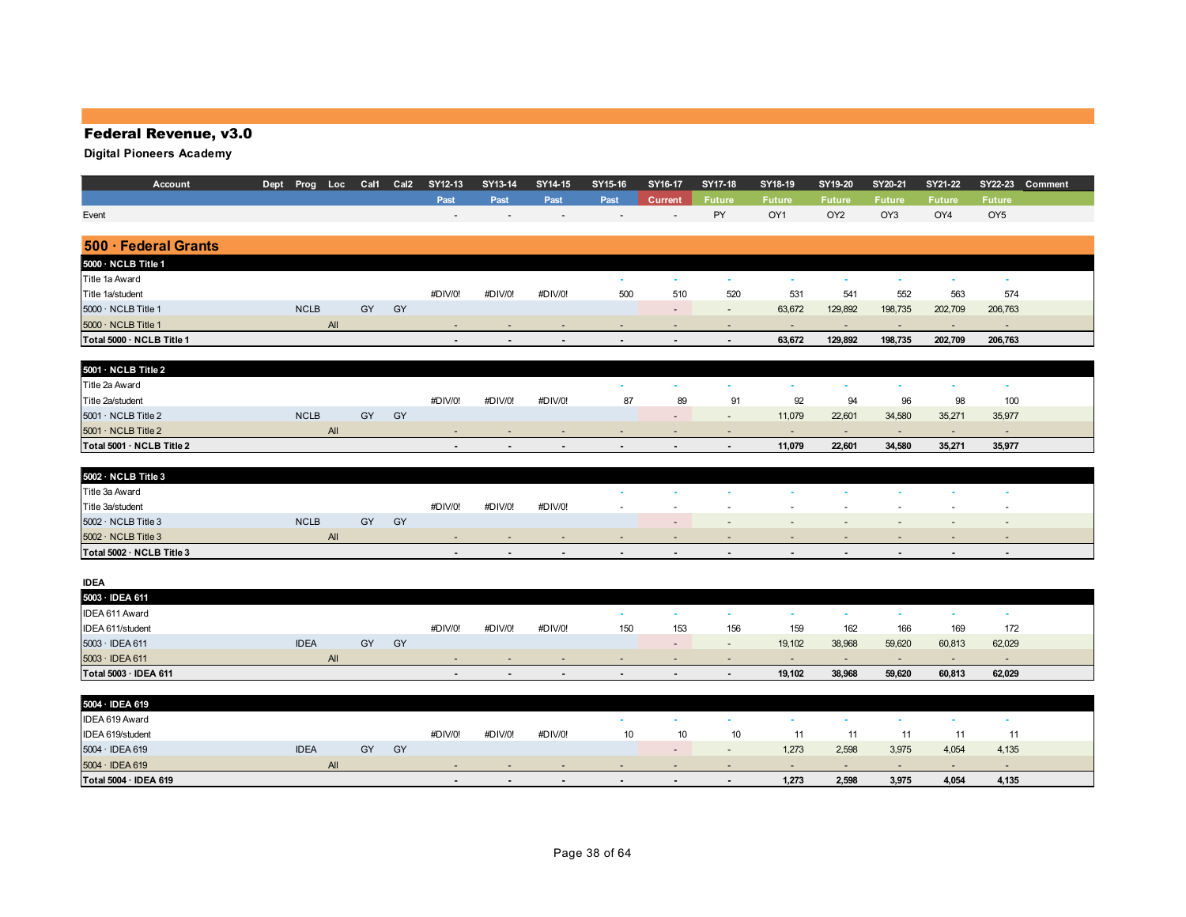# Federal Revenue, v3.0

**Digital Pioneers Academy**

| Account | Dept | Prog | Loc | Cal1 | Cal2 | SY12-13 | SY13-14 | SY14-15 | SY15-16 | SY16-17 | SY17-18 | SY18-19 | SY19-20 | SY20-21 | SY21-22 | SY22-23 | Comment |
|---|---|---|---|---|---|---|---|---|---|---|---|---|---|---|---|---|---|
| | | | | | | Past | Past | Past | Past | Current | Future | Future | Future | Future | Future | Future | |
| Event | | | | | | - | - | - | - | - | PY | OY1 | OY2 | OY3 | OY4 | OY5 | |
| **500 · Federal Grants** | | | | | | | | | | | | | | | | | |
| **5000 · NCLB Title 1** | | | | | | | | | | | | | | | | | |
| Title 1a Award | | | | | | | | | - | - | - | - | - | - | - | - | |
| Title 1a/student | | | | | | #DIV/0! | #DIV/0! | #DIV/0! | 500 | 510 | 520 | 531 | 541 | 552 | 563 | 574 | |
| 5000 · NCLB Title 1 | | NCLB | | GY | GY | | | | | - | - | 63,672 | 129,892 | 198,735 | 202,709 | 206,763 | |
| 5000 · NCLB Title 1 | | | All | | | - | - | - | - | - | - | - | - | - | - | - | |
| **Total 5000 · NCLB Title 1** | | | | | | **-** | **-** | **-** | **-** | **-** | **-** | **63,672** | **129,892** | **198,735** | **202,709** | **206,763** | |
| **5001 · NCLB Title 2** | | | | | | | | | | | | | | | | | |
| Title 2a Award | | | | | | | | | - | - | - | - | - | - | - | - | |
| Title 2a/student | | | | | | #DIV/0! | #DIV/0! | #DIV/0! | 87 | 89 | 91 | 92 | 94 | 96 | 98 | 100 | |
| 5001 · NCLB Title 2 | | NCLB | | GY | GY | | | | | - | - | 11,079 | 22,601 | 34,580 | 35,271 | 35,977 | |
| 5001 · NCLB Title 2 | | | All | | | - | - | - | - | - | - | - | - | - | - | - | |
| **Total 5001 · NCLB Title 2** | | | | | | **-** | **-** | **-** | **-** | **-** | **-** | **11,079** | **22,601** | **34,580** | **35,271** | **35,977** | |
| **5002 · NCLB Title 3** | | | | | | | | | | | | | | | | | |
| Title 3a Award | | | | | | | | | - | - | - | - | - | - | - | - | |
| Title 3a/student | | | | | | #DIV/0! | #DIV/0! | #DIV/0! | - | - | - | - | - | - | - | - | |
| 5002 · NCLB Title 3 | | NCLB | | GY | GY | | | | | - | - | - | - | - | - | - | |
| 5002 · NCLB Title 3 | | | All | | | - | - | - | - | - | - | - | - | - | - | - | |
| **Total 5002 · NCLB Title 3** | | | | | | **-** | **-** | **-** | **-** | **-** | **-** | **-** | **-** | **-** | **-** | **-** | |
| **IDEA** | | | | | | | | | | | | | | | | | |
| **5003 · IDEA 611** | | | | | | | | | | | | | | | | | |
| IDEA 611 Award | | | | | | | | | - | - | - | - | - | - | - | - | |
| IDEA 611/student | | | | | | #DIV/0! | #DIV/0! | #DIV/0! | 150 | 153 | 156 | 159 | 162 | 166 | 169 | 172 | |
| 5003 · IDEA 611 | | IDEA | | GY | GY | | | | | - | - | 19,102 | 38,968 | 59,620 | 60,813 | 62,029 | |
| 5003 · IDEA 611 | | | All | | | - | - | - | - | - | - | - | - | - | - | - | |
| **Total 5003 · IDEA 611** | | | | | | **-** | **-** | **-** | **-** | **-** | **-** | **19,102** | **38,968** | **59,620** | **60,813** | **62,029** | |
| **5004 · IDEA 619** | | | | | | | | | | | | | | | | | |
| IDEA 619 Award | | | | | | | | | - | - | - | - | - | - | - | - | |
| IDEA 619/student | | | | | | #DIV/0! | #DIV/0! | #DIV/0! | 10 | 10 | 10 | 11 | 11 | 11 | 11 | 11 | |
| 5004 · IDEA 619 | | IDEA | | GY | GY | | | | | - | - | 1,273 | 2,598 | 3,975 | 4,054 | 4,135 | |
| 5004 · IDEA 619 | | | All | | | - | - | - | - | - | - | - | - | - | - | - | |
| **Total 5004 · IDEA 619** | | | | | | **-** | **-** | **-** | **-** | **-** | **-** | **1,273** | **2,598** | **3,975** | **4,054** | **4,135** | |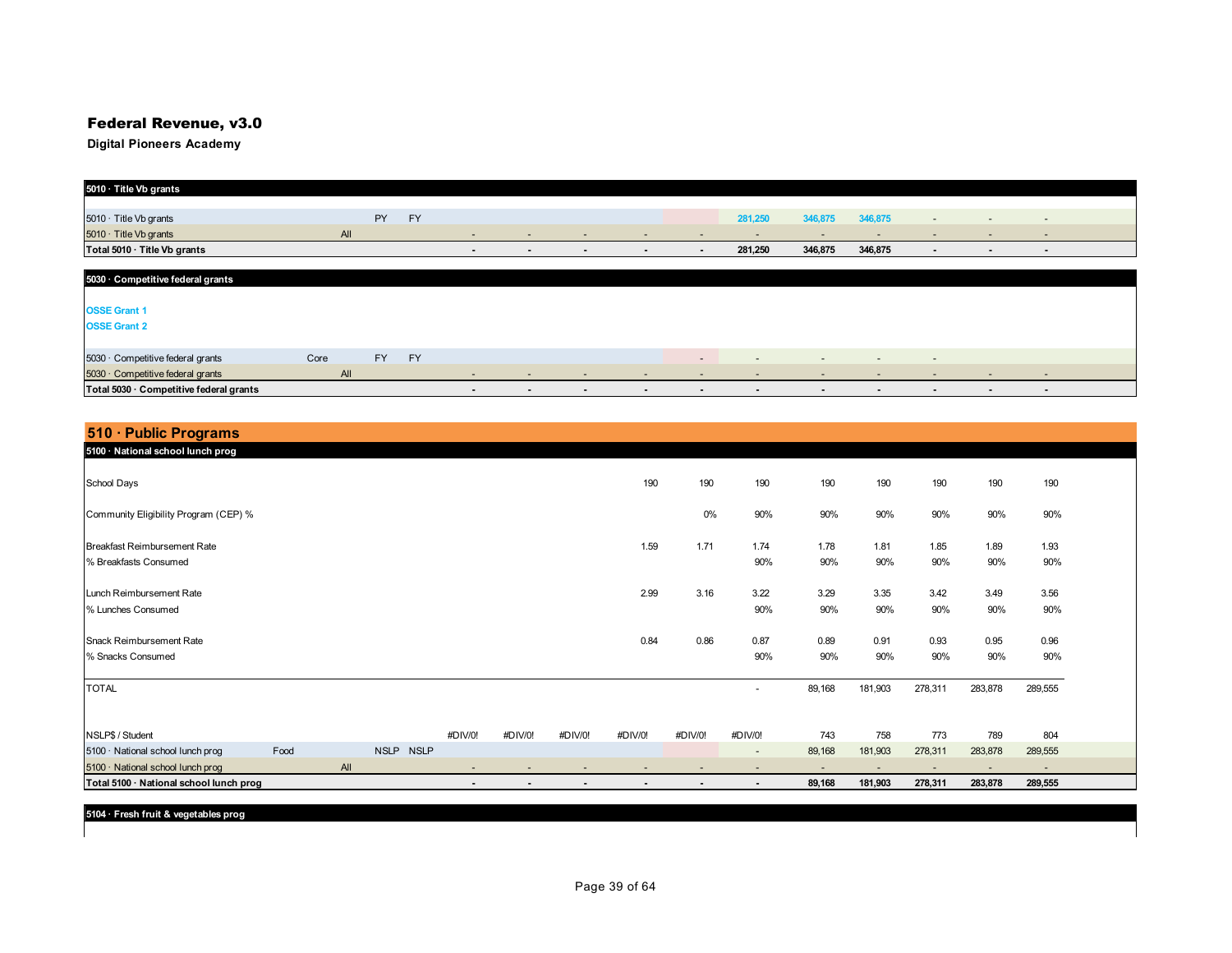# Federal Revenue, v3.0

**Digital Pioneers Academy**

| 5010 · Title Vb grants | | | | | | | | | | | | | | | |
|---|---|---|---|---|---|---|---|---|---|---|---|---|---|---|---|
| 5010 · Title Vb grants | | | PY | FY | | | | | | 281,250 | 346,875 | 346,875 | - | - | - |
| 5010 · Title Vb grants | | All | | | - | - | - | - | - | - | - | - | - | - | - |
| **Total 5010 · Title Vb grants** | | | | | **-** | **-** | **-** | **-** | **-** | **281,250** | **346,875** | **346,875** | **-** | **-** | **-** |

| 5030 · Competitive federal grants | | | | | | | | | | | | | | | |
|---|---|---|---|---|---|---|---|---|---|---|---|---|---|---|---|
| **OSSE Grant 1** | | | | | | | | | | | | | | | |
| **OSSE Grant 2** | | | | | | | | | | | | | | | |
| 5030 · Competitive federal grants | Core | | FY | FY | | | | | - | - | - | - | - | | |
| 5030 · Competitive federal grants | | All | | | - | - | - | - | - | - | - | - | - | - | - |
| **Total 5030 · Competitive federal grants** | | | | | **-** | **-** | **-** | **-** | **-** | **-** | **-** | **-** | **-** | **-** | **-** |

## 510 · Public Programs

| 5100 · National school lunch prog | | | | | | | | | | | | | | | |
|---|---|---|---|---|---|---|---|---|---|---|---|---|---|---|---|
| School Days | | | | | | | | 190 | 190 | 190 | 190 | 190 | 190 | 190 | 190 |
| Community Eligibility Program (CEP) % | | | | | | | | | 0% | 90% | 90% | 90% | 90% | 90% | 90% |
| Breakfast Reimbursement Rate | | | | | | | | 1.59 | 1.71 | 1.74 | 1.78 | 1.81 | 1.85 | 1.89 | 1.93 |
| % Breakfasts Consumed | | | | | | | | | | 90% | 90% | 90% | 90% | 90% | 90% |
| Lunch Reimbursement Rate | | | | | | | | 2.99 | 3.16 | 3.22 | 3.29 | 3.35 | 3.42 | 3.49 | 3.56 |
| % Lunches Consumed | | | | | | | | | | 90% | 90% | 90% | 90% | 90% | 90% |
| Snack Reimbursement Rate | | | | | | | | 0.84 | 0.86 | 0.87 | 0.89 | 0.91 | 0.93 | 0.95 | 0.96 |
| % Snacks Consumed | | | | | | | | | | 90% | 90% | 90% | 90% | 90% | 90% |
| TOTAL | | | | | | | | | | - | 89,168 | 181,903 | 278,311 | 283,878 | 289,555 |
| NSLP$ / Student | | | | | #DIV/0! | #DIV/0! | #DIV/0! | #DIV/0! | #DIV/0! | #DIV/0! | 743 | 758 | 773 | 789 | 804 |
| 5100 · National school lunch prog | Food | | NSLP | NSLP | | | | | | - | 89,168 | 181,903 | 278,311 | 283,878 | 289,555 |
| 5100 · National school lunch prog | | All | | | - | - | - | - | - | - | - | - | - | - | - |
| **Total 5100 · National school lunch prog** | | | | | **-** | **-** | **-** | **-** | **-** | **-** | **89,168** | **181,903** | **278,311** | **283,878** | **289,555** |

| 5104 · Fresh fruit & vegetables prog |
|---|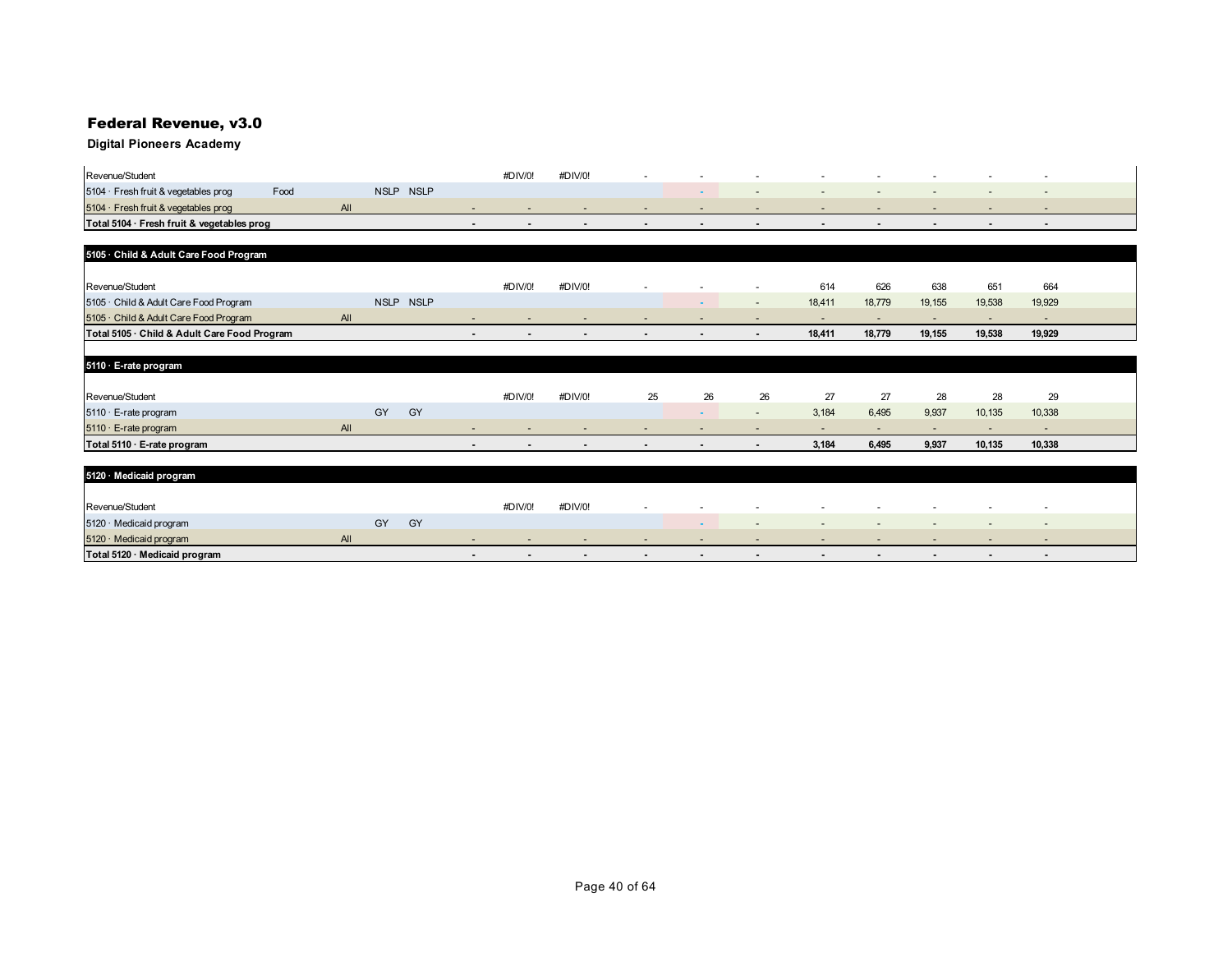# Federal Revenue, v3.0

**Digital Pioneers Academy**

| | | | | | | | | | | | | | | | |
|---|---|---|---|---|---|---|---|---|---|---|---|---|---|---|---|
| Revenue/Student | | | | | | #DIV/0! | #DIV/0! | - | - | - | - | - | - | - | - |
| 5104 · Fresh fruit & vegetables prog | Food | | NSLP | NSLP | | | | | - | - | - | - | - | - | - |
| 5104 · Fresh fruit & vegetables prog | | All | | | - | - | - | - | - | - | - | - | - | - | - |
| **Total 5104 · Fresh fruit & vegetables prog** | | | | | **-** | **-** | **-** | **-** | **-** | **-** | **-** | **-** | **-** | **-** | **-** |

| **5105 · Child & Adult Care Food Program** | | | | | | | | | | | | | | | |
|---|---|---|---|---|---|---|---|---|---|---|---|---|---|---|---|
| Revenue/Student | | | | | | #DIV/0! | #DIV/0! | - | - | - | 614 | 626 | 638 | 651 | 664 |
| 5105 · Child & Adult Care Food Program | | | NSLP | NSLP | | | | | - | - | 18,411 | 18,779 | 19,155 | 19,538 | 19,929 |
| 5105 · Child & Adult Care Food Program | | All | | | - | - | - | - | - | - | - | - | - | - | - |
| **Total 5105 · Child & Adult Care Food Program** | | | | | **-** | **-** | **-** | **-** | **-** | **-** | **18,411** | **18,779** | **19,155** | **19,538** | **19,929** |

| **5110 · E-rate program** | | | | | | | | | | | | | | | |
|---|---|---|---|---|---|---|---|---|---|---|---|---|---|---|---|
| Revenue/Student | | | | | | #DIV/0! | #DIV/0! | 25 | 26 | 26 | 27 | 27 | 28 | 28 | 29 |
| 5110 · E-rate program | | | GY | GY | | | | | - | - | 3,184 | 6,495 | 9,937 | 10,135 | 10,338 |
| 5110 · E-rate program | | All | | | - | - | - | - | - | - | - | - | - | - | - |
| **Total 5110 · E-rate program** | | | | | **-** | **-** | **-** | **-** | **-** | **-** | **3,184** | **6,495** | **9,937** | **10,135** | **10,338** |

| **5120 · Medicaid program** | | | | | | | | | | | | | | | |
|---|---|---|---|---|---|---|---|---|---|---|---|---|---|---|---|
| Revenue/Student | | | | | | #DIV/0! | #DIV/0! | - | - | - | - | - | - | - | - |
| 5120 · Medicaid program | | | GY | GY | | | | | - | - | - | - | - | - | - |
| 5120 · Medicaid program | | All | | | - | - | - | - | - | - | - | - | - | - | - |
| **Total 5120 · Medicaid program** | | | | | **-** | **-** | **-** | **-** | **-** | **-** | **-** | **-** | **-** | **-** | **-** |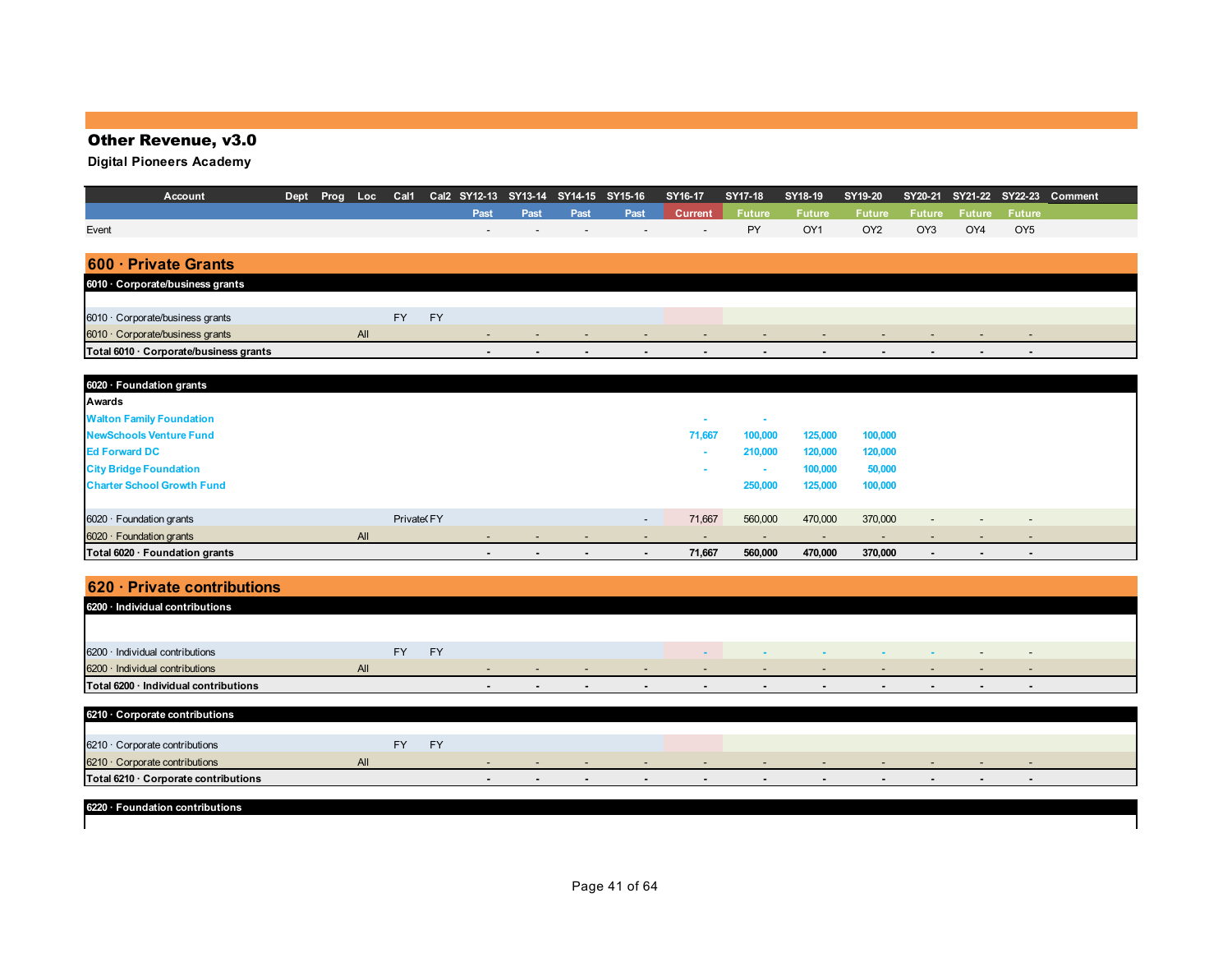# Other Revenue, v3.0

**Digital Pioneers Academy**

| Account | Dept | Prog | Loc | Cal1 | Cal2 | SY12-13 | SY13-14 | SY14-15 | SY15-16 | SY16-17 | SY17-18 | SY18-19 | SY19-20 | SY20-21 | SY21-22 | SY22-23 | Comment |
|---|---|---|---|---|---|---|---|---|---|---|---|---|---|---|---|---|---|
| | | | | | | Past | Past | Past | Past | Current | Future | Future | Future | Future | Future | Future | |
| Event | | | | | | - | - | - | - | - | PY | OY1 | OY2 | OY3 | OY4 | OY5 | |

## 600 · Private Grants

| Account | Dept | Prog | Loc | Cal1 | Cal2 | SY12-13 | SY13-14 | SY14-15 | SY15-16 | SY16-17 | SY17-18 | SY18-19 | SY19-20 | SY20-21 | SY21-22 | SY22-23 | Comment |
|---|---|---|---|---|---|---|---|---|---|---|---|---|---|---|---|---|---|
| **6010 · Corporate/business grants** | | | | | | | | | | | | | | | | | |
| 6010 · Corporate/business grants | | | | FY | FY | | | | | | | | | | | | |
| 6010 · Corporate/business grants | | | All | | | - | - | - | - | - | - | - | - | - | - | - | |
| **Total 6010 · Corporate/business grants** | | | | | | **-** | **-** | **-** | **-** | **-** | **-** | **-** | **-** | **-** | **-** | **-** | |
| **6020 · Foundation grants** | | | | | | | | | | | | | | | | | |
| **Awards** | | | | | | | | | | | | | | | | | |
| Walton Family Foundation | | | | | | | | | | - | - | | | | | | |
| NewSchools Venture Fund | | | | | | | | | | 71,667 | 100,000 | 125,000 | 100,000 | | | | |
| Ed Forward DC | | | | | | | | | | - | 210,000 | 120,000 | 120,000 | | | | |
| City Bridge Foundation | | | | | | | | | | - | - | 100,000 | 50,000 | | | | |
| Charter School Growth Fund | | | | | | | | | | | 250,000 | 125,000 | 100,000 | | | | |
| 6020 · Foundation grants | | | | Private( | FY | | | | - | 71,667 | 560,000 | 470,000 | 370,000 | - | - | - | |
| 6020 · Foundation grants | | | All | | | - | - | - | - | - | - | - | - | - | - | - | |
| **Total 6020 · Foundation grants** | | | | | | **-** | **-** | **-** | **-** | **71,667** | **560,000** | **470,000** | **370,000** | **-** | **-** | **-** | |

## 620 · Private contributions

| Account | Dept | Prog | Loc | Cal1 | Cal2 | SY12-13 | SY13-14 | SY14-15 | SY15-16 | SY16-17 | SY17-18 | SY18-19 | SY19-20 | SY20-21 | SY21-22 | SY22-23 | Comment |
|---|---|---|---|---|---|---|---|---|---|---|---|---|---|---|---|---|---|
| **6200 · Individual contributions** | | | | | | | | | | | | | | | | | |
| 6200 · Individual contributions | | | | FY | FY | | | | | - | - | - | - | - | - | - | |
| 6200 · Individual contributions | | | All | | | - | - | - | - | - | - | - | - | - | - | - | |
| **Total 6200 · Individual contributions** | | | | | | **-** | **-** | **-** | **-** | **-** | **-** | **-** | **-** | **-** | **-** | **-** | |
| **6210 · Corporate contributions** | | | | | | | | | | | | | | | | | |
| 6210 · Corporate contributions | | | | FY | FY | | | | | | | | | | | | |
| 6210 · Corporate contributions | | | All | | | - | - | - | - | - | - | - | - | - | - | - | |
| **Total 6210 · Corporate contributions** | | | | | | **-** | **-** | **-** | **-** | **-** | **-** | **-** | **-** | **-** | **-** | **-** | |
| **6220 · Foundation contributions** | | | | | | | | | | | | | | | | | |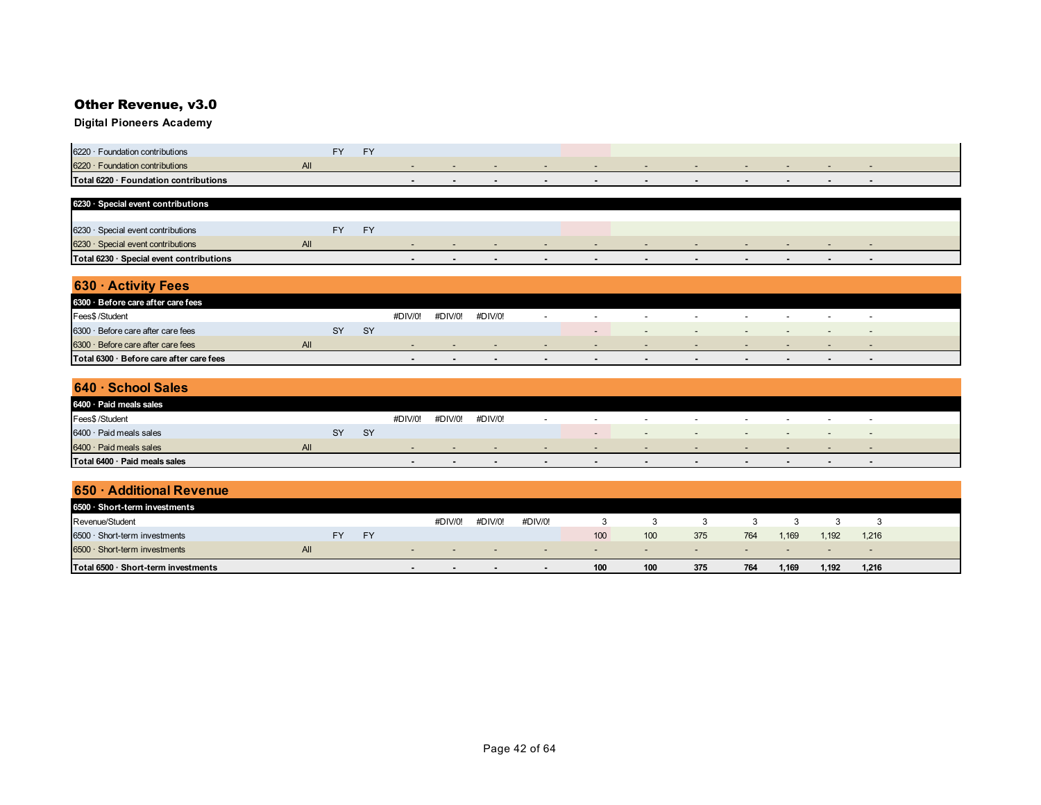# Other Revenue, v3.0

**Digital Pioneers Academy**

| Account | | | | | | | | | | | | | | |
|---|---|---|---|---|---|---|---|---|---|---|---|---|---|---|
| 6220 · Foundation contributions | | FY | FY | | | | | | | | | | | |
| 6220 · Foundation contributions | All | | | - | - | - | - | - | - | - | - | - | - | - |
| **Total 6220 · Foundation contributions** | | | | **-** | **-** | **-** | **-** | **-** | **-** | **-** | **-** | **-** | **-** | **-** |

| 6230 · Special event contributions | | | | | | | | | | | | | | |
|---|---|---|---|---|---|---|---|---|---|---|---|---|---|---|
| 6230 · Special event contributions | | FY | FY | | | | | | | | | | | |
| 6230 · Special event contributions | All | | | - | - | - | - | - | - | - | - | - | - | - |
| **Total 6230 · Special event contributions** | | | | **-** | **-** | **-** | **-** | **-** | **-** | **-** | **-** | **-** | **-** | **-** |

## 630 · Activity Fees

| 6300 · Before care after care fees | | | | | | | | | | | | | | |
|---|---|---|---|---|---|---|---|---|---|---|---|---|---|---|
| Fees$ /Student | | | | #DIV/0! | #DIV/0! | #DIV/0! | - | - | - | - | - | - | - | - |
| 6300 · Before care after care fees | | SY | SY | | | | | - | - | - | - | - | - | - |
| 6300 · Before care after care fees | All | | | - | - | - | - | - | - | - | - | - | - | - |
| **Total 6300 · Before care after care fees** | | | | **-** | **-** | **-** | **-** | **-** | **-** | **-** | **-** | **-** | **-** | **-** |

## 640 · School Sales

| 6400 · Paid meals sales | | | | | | | | | | | | | | |
|---|---|---|---|---|---|---|---|---|---|---|---|---|---|---|
| Fees$ /Student | | | | #DIV/0! | #DIV/0! | #DIV/0! | - | - | - | - | - | - | - | - |
| 6400 · Paid meals sales | | SY | SY | | | | | - | - | - | - | - | - | - |
| 6400 · Paid meals sales | All | | | - | - | - | - | - | - | - | - | - | - | - |
| **Total 6400 · Paid meals sales** | | | | **-** | **-** | **-** | **-** | **-** | **-** | **-** | **-** | **-** | **-** | **-** |

## 650 · Additional Revenue

| 6500 · Short-term investments | | | | | | | | | | | | | | |
|---|---|---|---|---|---|---|---|---|---|---|---|---|---|---|
| Revenue/Student | | | | | #DIV/0! | #DIV/0! | #DIV/0! | 3 | 3 | 3 | 3 | 3 | 3 | 3 |
| 6500 · Short-term investments | | FY | FY | | | | | 100 | 100 | 375 | 764 | 1,169 | 1,192 | 1,216 |
| 6500 · Short-term investments | All | | | - | - | - | - | - | - | - | - | - | - | - |
| **Total 6500 · Short-term investments** | | | | **-** | **-** | **-** | **-** | **100** | **100** | **375** | **764** | **1,169** | **1,192** | **1,216** |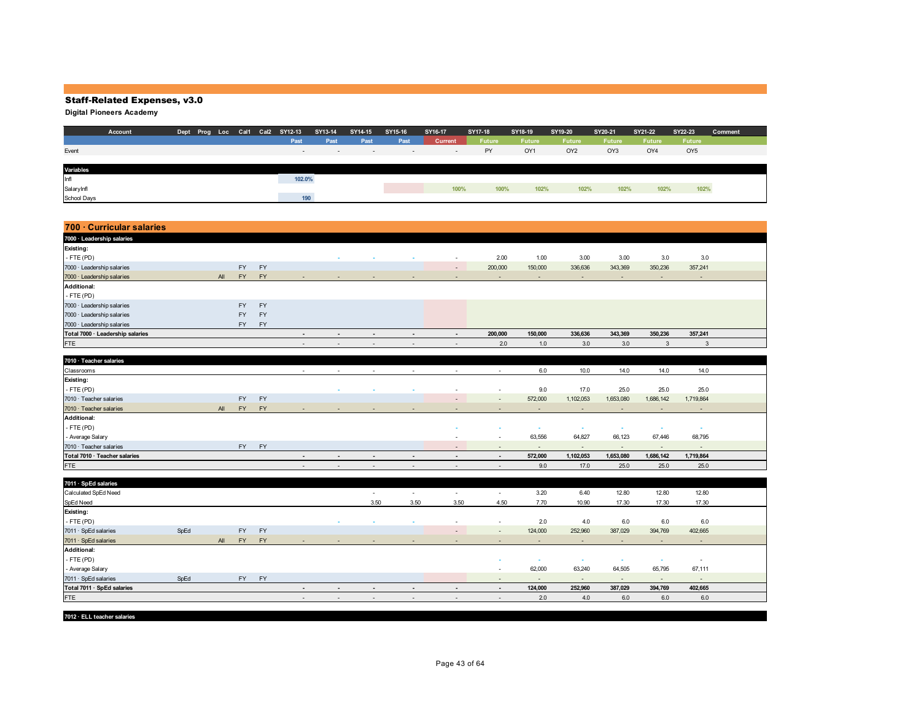## Staff-Related Expenses, v3.0

**Digital Pioneers Academy**

| Account | Dept | Prog | Loc | Cal1 | Cal2 | SY12-13 | SY13-14 | SY14-15 | SY15-16 | SY16-17 | SY17-18 | SY18-19 | SY19-20 | SY20-21 | SY21-22 | SY22-23 | Comment |
|---|---|---|---|---|---|---|---|---|---|---|---|---|---|---|---|---|---|
| | | | | | | Past | Past | Past | Past | Current | Future | Future | Future | Future | Future | Future | |
| Event | | | | | | - | - | - | - | - | PY | OY1 | OY2 | OY3 | OY4 | OY5 | |
| **Variables** | | | | | | | | | | | | | | | | | |
| Infl | | | | | | 102.0% | | | | | | | | | | | |
| SalaryInfl | | | | | | | | | | 100% | 100% | 102% | 102% | 102% | 102% | 102% | |
| School Days | | | | | | 190 | | | | | | | | | | | |

## 700 · Curricular salaries

| Account | Dept | Prog | Loc | Cal1 | Cal2 | SY12-13 | SY13-14 | SY14-15 | SY15-16 | SY16-17 | SY17-18 | SY18-19 | SY19-20 | SY20-21 | SY21-22 | SY22-23 | Comment |
|---|---|---|---|---|---|---|---|---|---|---|---|---|---|---|---|---|---|
| **7000 · Leadership salaries** | | | | | | | | | | | | | | | | | |
| **Existing:** | | | | | | | | | | | | | | | | | |
| - FTE (PD) | | | | | | | - | - | - | - | 2.00 | 1.00 | 3.00 | 3.00 | 3.0 | 3.0 | |
| 7000 · Leadership salaries | | | | FY | FY | | | | | - | 200,000 | 150,000 | 336,636 | 343,369 | 350,236 | 357,241 | |
| 7000 · Leadership salaries | | | All | FY | FY | - | - | - | - | - | - | - | - | - | - | - | |
| **Additional:** | | | | | | | | | | | | | | | | | |
| - FTE (PD) | | | | | | | | | | | | | | | | | |
| 7000 · Leadership salaries | | | | FY | FY | | | | | | | | | | | | |
| 7000 · Leadership salaries | | | | FY | FY | | | | | | | | | | | | |
| 7000 · Leadership salaries | | | | FY | FY | | | | | | | | | | | | |
| **Total 7000 · Leadership salaries** | | | | | | **-** | **-** | **-** | **-** | **-** | **200,000** | **150,000** | **336,636** | **343,369** | **350,236** | **357,241** | |
| FTE | | | | | | - | - | - | - | - | 2.0 | 1.0 | 3.0 | 3.0 | 3 | 3 | |
| **7010 · Teacher salaries** | | | | | | | | | | | | | | | | | |
| Classrooms | | | | | | - | - | - | - | - | - | 6.0 | 10.0 | 14.0 | 14.0 | 14.0 | |
| **Existing:** | | | | | | | | | | | | | | | | | |
| - FTE (PD) | | | | | | | - | - | - | - | - | 9.0 | 17.0 | 25.0 | 25.0 | 25.0 | |
| 7010 · Teacher salaries | | | | FY | FY | | | | | - | - | 572,000 | 1,102,053 | 1,653,080 | 1,686,142 | 1,719,864 | |
| 7010 · Teacher salaries | | | All | FY | FY | - | - | - | - | - | - | - | - | - | - | - | |
| **Additional:** | | | | | | | | | | | | | | | | | |
| - FTE (PD) | | | | | | | | | | - | - | - | - | - | - | - | |
| - Average Salary | | | | | | | | | | - | - | 63,556 | 64,827 | 66,123 | 67,446 | 68,795 | |
| 7010 · Teacher salaries | | | | FY | FY | | | | | - | - | - | - | - | - | - | |
| **Total 7010 · Teacher salaries** | | | | | | **-** | **-** | **-** | **-** | **-** | **-** | **572,000** | **1,102,053** | **1,653,080** | **1,686,142** | **1,719,864** | |
| FTE | | | | | | - | - | - | - | - | - | 9.0 | 17.0 | 25.0 | 25.0 | 25.0 | |
| **7011 · SpEd salaries** | | | | | | | | | | | | | | | | | |
| Calculated SpEd Need | | | | | | | | - | - | - | - | 3.20 | 6.40 | 12.80 | 12.80 | 12.80 | |
| SpEd Need | | | | | | | | 3.50 | 3.50 | 3.50 | 4.50 | 7.70 | 10.90 | 17.30 | 17.30 | 17.30 | |
| **Existing:** | | | | | | | | | | | | | | | | | |
| - FTE (PD) | | | | | | | - | - | - | - | - | 2.0 | 4.0 | 6.0 | 6.0 | 6.0 | |
| 7011 · SpEd salaries | SpEd | | | FY | FY | | | | | - | - | 124,000 | 252,960 | 387,029 | 394,769 | 402,665 | |
| 7011 · SpEd salaries | | | All | FY | FY | - | - | - | - | - | - | - | - | - | - | - | |
| **Additional:** | | | | | | | | | | | | | | | | | |
| - FTE (PD) | | | | | | | | | | | - | - | - | - | - | - | |
| - Average Salary | | | | | | | | | | | - | 62,000 | 63,240 | 64,505 | 65,795 | 67,111 | |
| 7011 · SpEd salaries | SpEd | | | FY | FY | | | | | - | - | - | - | - | - | - | |
| **Total 7011 · SpEd salaries** | | | | | | **-** | **-** | **-** | **-** | **-** | **-** | **124,000** | **252,960** | **387,029** | **394,769** | **402,665** | |
| FTE | | | | | | - | - | - | - | - | - | 2.0 | 4.0 | 6.0 | 6.0 | 6.0 | |
| **7012 · ELL teacher salaries** | | | | | | | | | | | | | | | | | |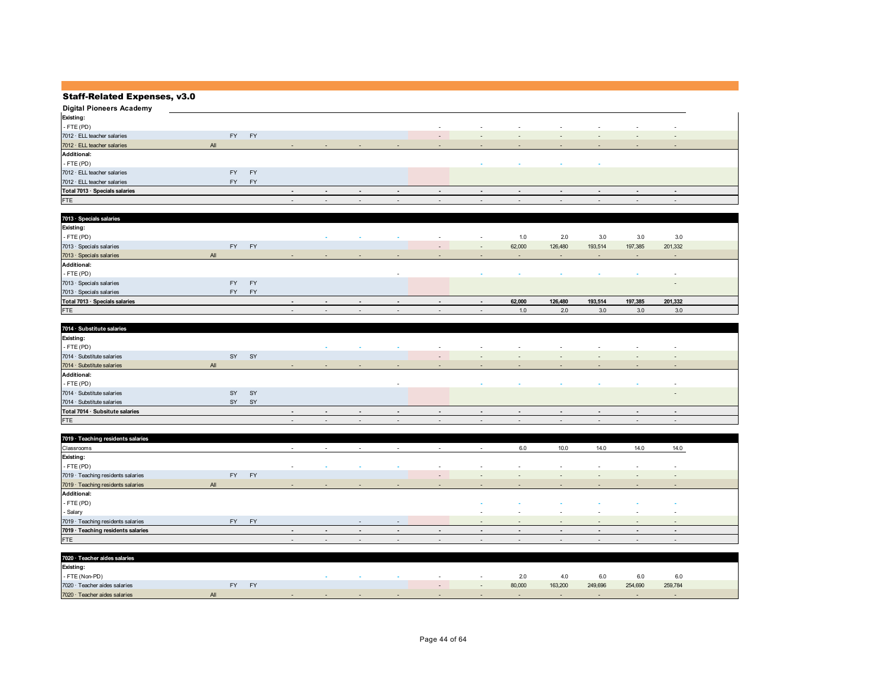## Staff-Related Expenses, v3.0

**Digital Pioneers Academy**

| | | | | | | | | | | | | | | | |
|---|---|---|---|---|---|---|---|---|---|---|---|---|---|---|---|
| **Existing:** | | | | | | | | | | | | | | | |
| - FTE (PD) | | | | | | | | - | - | - | - | - | - | - | |
| 7012 · ELL teacher salaries | | FY | FY | | | | | - | - | - | - | - | - | - | |
| 7012 · ELL teacher salaries | All | | | - | - | - | - | - | - | - | - | - | - | - | |
| **Additional:** | | | | | | | | | | | | | | | |
| - FTE (PD) | | | | | | | | | - | - | - | - | | | |
| 7012 · ELL teacher salaries | | FY | FY | | | | | | | | | | | | |
| 7012 · ELL teacher salaries | | FY | FY | | | | | | | | | | | | |
| **Total 7013 · Specials salaries** | | | | - | - | - | - | - | - | - | - | - | - | - | |
| FTE | | | | - | - | - | - | - | - | - | - | - | - | - | |

| **7013 · Specials salaries** | | | | | | | | | | | | | | | |
|---|---|---|---|---|---|---|---|---|---|---|---|---|---|---|---|
| **Existing:** | | | | | | | | | | | | | | | |
| - FTE (PD) | | | | | - | - | - | - | - | 1.0 | 2.0 | 3.0 | 3.0 | 3.0 | |
| 7013 · Specials salaries | | FY | FY | | | | | - | - | 62,000 | 126,480 | 193,514 | 197,385 | 201,332 | |
| 7013 · Specials salaries | All | | | - | - | - | - | - | - | - | - | - | - | - | |
| **Additional:** | | | | | | | | | | | | | | | |
| - FTE (PD) | | | | | | | - | | - | - | - | - | - | - | |
| 7013 · Specials salaries | | FY | FY | | | | | | | | | | | - | |
| 7013 · Specials salaries | | FY | FY | | | | | | | | | | | | |
| **Total 7013 · Specials salaries** | | | | - | - | - | - | - | - | **62,000** | **126,480** | **193,514** | **197,385** | **201,332** | |
| FTE | | | | - | - | - | - | - | - | 1.0 | 2.0 | 3.0 | 3.0 | 3.0 | |

| **7014 · Substitute salaries** | | | | | | | | | | | | | | | |
|---|---|---|---|---|---|---|---|---|---|---|---|---|---|---|---|
| **Existing:** | | | | | | | | | | | | | | | |
| - FTE (PD) | | | | | - | - | - | - | - | - | - | - | - | - | |
| 7014 · Substitute salaries | | SY | SY | | | | | - | - | - | - | - | - | - | |
| 7014 · Substitute salaries | All | | | - | - | - | - | - | - | - | - | - | - | - | |
| **Additional:** | | | | | | | | | | | | | | | |
| - FTE (PD) | | | | | | | - | | - | - | - | - | - | - | |
| 7014 · Substitute salaries | | SY | SY | | | | | | | | | | | - | |
| 7014 · Substitute salaries | | SY | SY | | | | | | | | | | | | |
| **Total 7014 · Subsitute salaries** | | | | - | - | - | - | - | - | - | - | - | - | - | |
| FTE | | | | - | - | - | - | - | - | - | - | - | - | - | |

| **7019 · Teaching residents salaries** | | | | | | | | | | | | | | | |
|---|---|---|---|---|---|---|---|---|---|---|---|---|---|---|---|
| Classrooms | | | | - | - | - | - | - | - | 6.0 | 10.0 | 14.0 | 14.0 | 14.0 | |
| **Existing:** | | | | | | | | | | | | | | | |
| - FTE (PD) | | | | - | - | - | - | - | - | - | - | - | - | - | |
| 7019 · Teaching residents salaries | | FY | FY | | | | | - | - | - | - | - | - | - | |
| 7019 · Teaching residents salaries | All | | | - | - | - | - | - | - | - | - | - | - | - | |
| **Additional:** | | | | | | | | | | | | | | | |
| - FTE (PD) | | | | | | | | | - | - | - | - | - | - | |
| - Salary | | | | | | | | | - | - | - | - | - | - | |
| 7019 · Teaching residents salaries | | FY | FY | | | - | - | | - | - | - | - | - | - | |
| **7019 · Teaching residents salaries** | | | | - | - | - | - | - | - | - | - | - | - | - | |
| FTE | | | | - | - | - | - | - | - | - | - | - | - | - | |

| **7020 · Teacher aides salaries** | | | | | | | | | | | | | | | |
|---|---|---|---|---|---|---|---|---|---|---|---|---|---|---|---|
| **Existing:** | | | | | | | | | | | | | | | |
| - FTE (Non-PD) | | | | | - | - | - | - | - | 2.0 | 4.0 | 6.0 | 6.0 | 6.0 | |
| 7020 · Teacher aides salaries | | FY | FY | | | | | - | - | 80,000 | 163,200 | 249,696 | 254,690 | 259,784 | |
| 7020 · Teacher aides salaries | All | | | - | - | - | - | - | - | - | - | - | - | - | |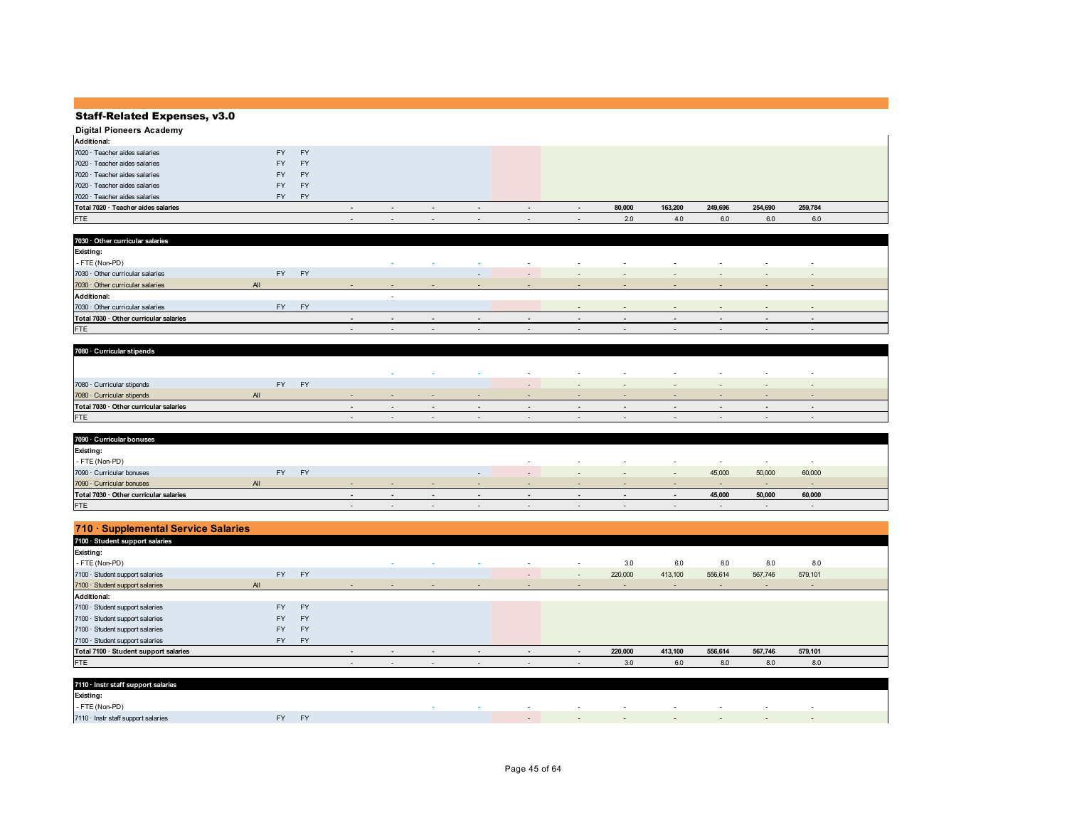## Staff-Related Expenses, v3.0

**Digital Pioneers Academy**

| | | | | | | | | | | | | | | |
|---|---|---|---|---|---|---|---|---|---|---|---|---|---|---|
| **Additional:** | | | | | | | | | | | | | | |
| 7020 · Teacher aides salaries | | FY | FY | | | | | | | | | | | |
| 7020 · Teacher aides salaries | | FY | FY | | | | | | | | | | | |
| 7020 · Teacher aides salaries | | FY | FY | | | | | | | | | | | |
| 7020 · Teacher aides salaries | | FY | FY | | | | | | | | | | | |
| 7020 · Teacher aides salaries | | FY | FY | | | | | | | | | | | |
| **Total 7020 · Teacher aides salaries** | | | | - | - | - | - | - | - | **80,000** | **163,200** | **249,696** | **254,690** | **259,784** |
| FTE | | | | - | - | - | - | - | - | 2.0 | 4.0 | 6.0 | 6.0 | 6.0 |

| 7030 · Other curricular salaries | | | | | | | | | | | | | | |
|---|---|---|---|---|---|---|---|---|---|---|---|---|---|---|
| **Existing:** | | | | | | | | | | | | | | |
| - FTE (Non-PD) | | | | | - | - | - | - | - | - | - | - | - | - |
| 7030 · Other curricular salaries | | FY | FY | | | | - | - | - | - | - | - | - | - |
| 7030 · Other curricular salaries | All | | | - | - | - | - | - | - | - | - | - | - | - |
| **Additional:** | | | | | - | | | | | | | | | |
| 7030 · Other curricular salaries | | FY | FY | | | | | | - | - | - | - | - | - |
| **Total 7030 · Other curricular salaries** | | | | - | - | - | - | - | - | - | - | - | - | - |
| FTE | | | | - | - | - | - | - | - | - | - | - | - | - |

| 7080 · Curricular stipends | | | | | | | | | | | | | | |
|---|---|---|---|---|---|---|---|---|---|---|---|---|---|---|
| | | | | | - | - | - | - | - | - | - | - | - | - |
| 7080 · Curricular stipends | | FY | FY | | | | | - | - | - | - | - | - | - |
| 7080 · Curricular stipends | All | | | - | - | - | - | - | - | - | - | - | - | - |
| **Total 7030 · Other curricular salaries** | | | | - | - | - | - | - | - | - | - | - | - | - |
| FTE | | | | - | - | - | - | - | - | - | - | - | - | - |

| 7090 · Curricular bonuses | | | | | | | | | | | | | | |
|---|---|---|---|---|---|---|---|---|---|---|---|---|---|---|
| **Existing:** | | | | | | | | | | | | | | |
| - FTE (Non-PD) | | | | | | | | - | - | - | - | - | - | - |
| 7090 · Curricular bonuses | | FY | FY | | | | - | - | - | - | - | 45,000 | 50,000 | 60,000 |
| 7090 · Curricular bonuses | All | | | - | - | - | - | - | - | - | - | - | - | - |
| **Total 7030 · Other curricular salaries** | | | | - | - | - | - | - | - | - | - | **45,000** | **50,000** | **60,000** |
| FTE | | | | - | - | - | - | - | - | - | - | - | - | - |

## 710 · Supplemental Service Salaries

| 7100 · Student support salaries | | | | | | | | | | | | | | |
|---|---|---|---|---|---|---|---|---|---|---|---|---|---|---|
| **Existing:** | | | | | | | | | | | | | | |
| - FTE (Non-PD) | | | | | - | - | - | - | - | 3.0 | 6.0 | 8.0 | 8.0 | 8.0 |
| 7100 · Student support salaries | | FY | FY | | | | | - | - | 220,000 | 413,100 | 556,614 | 567,746 | 579,101 |
| 7100 · Student support salaries | All | | | - | - | - | - | - | - | - | - | - | - | - |
| **Additional:** | | | | | | | | | | | | | | |
| 7100 · Student support salaries | | FY | FY | | | | | | | | | | | |
| 7100 · Student support salaries | | FY | FY | | | | | | | | | | | |
| 7100 · Student support salaries | | FY | FY | | | | | | | | | | | |
| 7100 · Student support salaries | | FY | FY | | | | | | | | | | | |
| **Total 7100 · Student support salaries** | | | | - | - | - | - | - | - | **220,000** | **413,100** | **556,614** | **567,746** | **579,101** |
| FTE | | | | - | - | - | - | - | - | 3.0 | 6.0 | 8.0 | 8.0 | 8.0 |

| 7110 · Instr staff support salaries | | | | | | | | | | | | | | |
|---|---|---|---|---|---|---|---|---|---|---|---|---|---|---|
| **Existing:** | | | | | | | | | | | | | | |
| - FTE (Non-PD) | | | | | | - | - | - | - | - | - | - | - | - |
| 7110 · Instr staff support salaries | | FY | FY | | | | | - | - | - | - | - | - | - |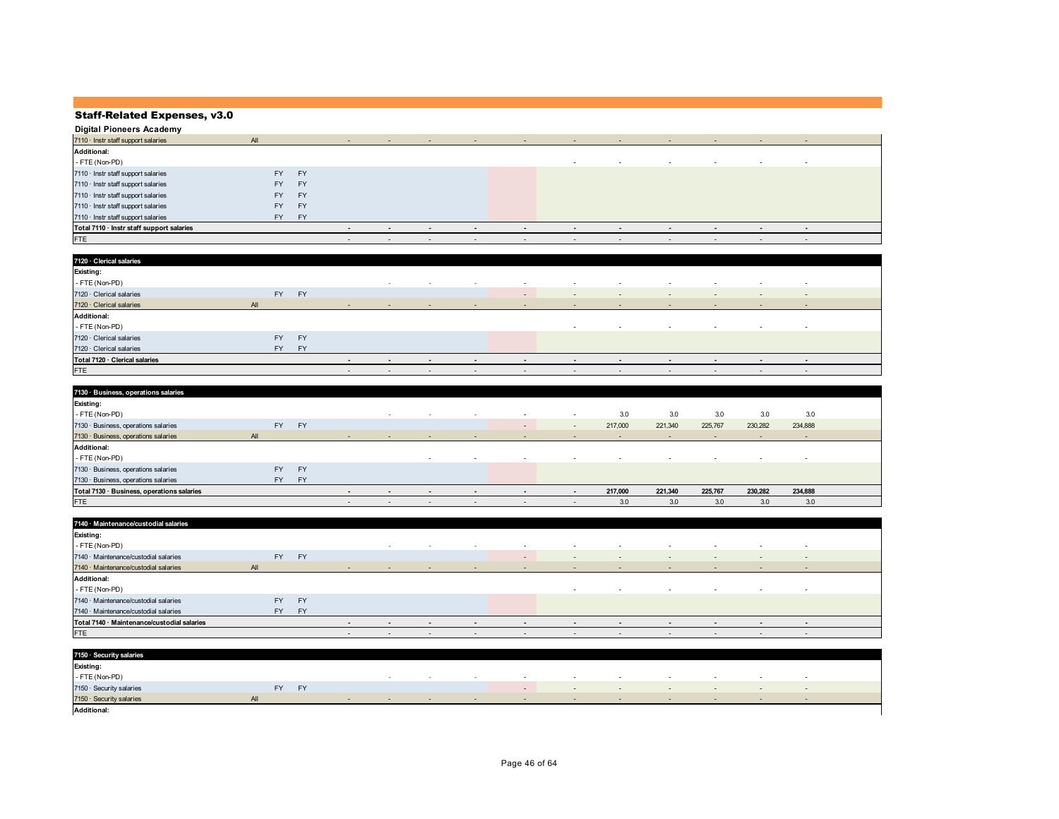## Staff-Related Expenses, v3.0

**Digital Pioneers Academy**

| | | | | | | | | | | | | | | |
|---|---|---|---|---|---|---|---|---|---|---|---|---|---|---|
| 7110 · Instr staff support salaries | All | | | - | - | - | - | - | - | - | - | - | - | - |
| **Additional:** | | | | | | | | | | | | | | |
| - FTE (Non-PD) | | | | | | | | | - | - | - | - | - | - |
| 7110 · Instr staff support salaries | | FY | FY | | | | | | | | | | | |
| 7110 · Instr staff support salaries | | FY | FY | | | | | | | | | | | |
| 7110 · Instr staff support salaries | | FY | FY | | | | | | | | | | | |
| 7110 · Instr staff support salaries | | FY | FY | | | | | | | | | | | |
| 7110 · Instr staff support salaries | | FY | FY | | | | | | | | | | | |
| **Total 7110 · Instr staff support salaries** | | | | **-** | **-** | **-** | **-** | **-** | **-** | **-** | **-** | **-** | **-** | **-** |
| FTE | | | | - | - | - | - | - | - | - | - | - | - | - |
| | | | | | | | | | | | | | | |
| **7120 · Clerical salaries** | | | | | | | | | | | | | | |
| **Existing:** | | | | | | | | | | | | | | |
| - FTE (Non-PD) | | | | | - | - | - | - | - | - | - | - | - | - |
| 7120 · Clerical salaries | | FY | FY | | | | | - | - | - | - | - | - | - |
| 7120 · Clerical salaries | All | | | - | - | - | - | - | - | - | - | - | - | - |
| **Additional:** | | | | | | | | | | | | | | |
| - FTE (Non-PD) | | | | | | | | | - | - | - | - | - | - |
| 7120 · Clerical salaries | | FY | FY | | | | | | | | | | | |
| 7120 · Clerical salaries | | FY | FY | | | | | | | | | | | |
| **Total 7120 · Clerical salaries** | | | | **-** | **-** | **-** | **-** | **-** | **-** | **-** | **-** | **-** | **-** | **-** |
| FTE | | | | - | - | - | - | - | - | - | - | - | - | - |
| | | | | | | | | | | | | | | |
| **7130 · Business, operations salaries** | | | | | | | | | | | | | | |
| **Existing:** | | | | | | | | | | | | | | |
| - FTE (Non-PD) | | | | | - | - | - | - | - | 3.0 | 3.0 | 3.0 | 3.0 | 3.0 |
| 7130 · Business, operations salaries | | FY | FY | | | | | - | - | 217,000 | 221,340 | 225,767 | 230,282 | 234,888 |
| 7130 · Business, operations salaries | All | | | - | - | - | - | - | - | - | - | - | - | - |
| **Additional:** | | | | | | | | | | | | | | |
| - FTE (Non-PD) | | | | | | - | - | - | - | - | - | - | - | - |
| 7130 · Business, operations salaries | | FY | FY | | | | | | | | | | | |
| 7130 · Business, operations salaries | | FY | FY | | | | | | | | | | | |
| **Total 7130 · Business, operations salaries** | | | | **-** | **-** | **-** | **-** | **-** | **-** | **217,000** | **221,340** | **225,767** | **230,282** | **234,888** |
| FTE | | | | - | - | - | - | - | - | 3.0 | 3.0 | 3.0 | 3.0 | 3.0 |
| | | | | | | | | | | | | | | |
| **7140 · Maintenance/custodial salaries** | | | | | | | | | | | | | | |
| **Existing:** | | | | | | | | | | | | | | |
| - FTE (Non-PD) | | | | | - | - | - | - | - | - | - | - | - | - |
| 7140 · Maintenance/custodial salaries | | FY | FY | | | | | - | - | - | - | - | - | - |
| 7140 · Maintenance/custodial salaries | All | | | - | - | - | - | - | - | - | - | - | - | - |
| **Additional:** | | | | | | | | | | | | | | |
| - FTE (Non-PD) | | | | | | | | | - | - | - | - | - | - |
| 7140 · Maintenance/custodial salaries | | FY | FY | | | | | | | | | | | |
| 7140 · Maintenance/custodial salaries | | FY | FY | | | | | | | | | | | |
| **Total 7140 · Maintenance/custodial salaries** | | | | **-** | **-** | **-** | **-** | **-** | **-** | **-** | **-** | **-** | **-** | **-** |
| FTE | | | | - | - | - | - | - | - | - | - | - | - | - |
| | | | | | | | | | | | | | | |
| **7150 · Security salaries** | | | | | | | | | | | | | | |
| **Existing:** | | | | | | | | | | | | | | |
| - FTE (Non-PD) | | | | | - | - | - | - | - | - | - | - | - | - |
| 7150 · Security salaries | | FY | FY | | | | | - | - | - | - | - | - | - |
| 7150 · Security salaries | All | | | - | - | - | - | - | - | - | - | - | - | - |
| **Additional:** | | | | | | | | | | | | | | |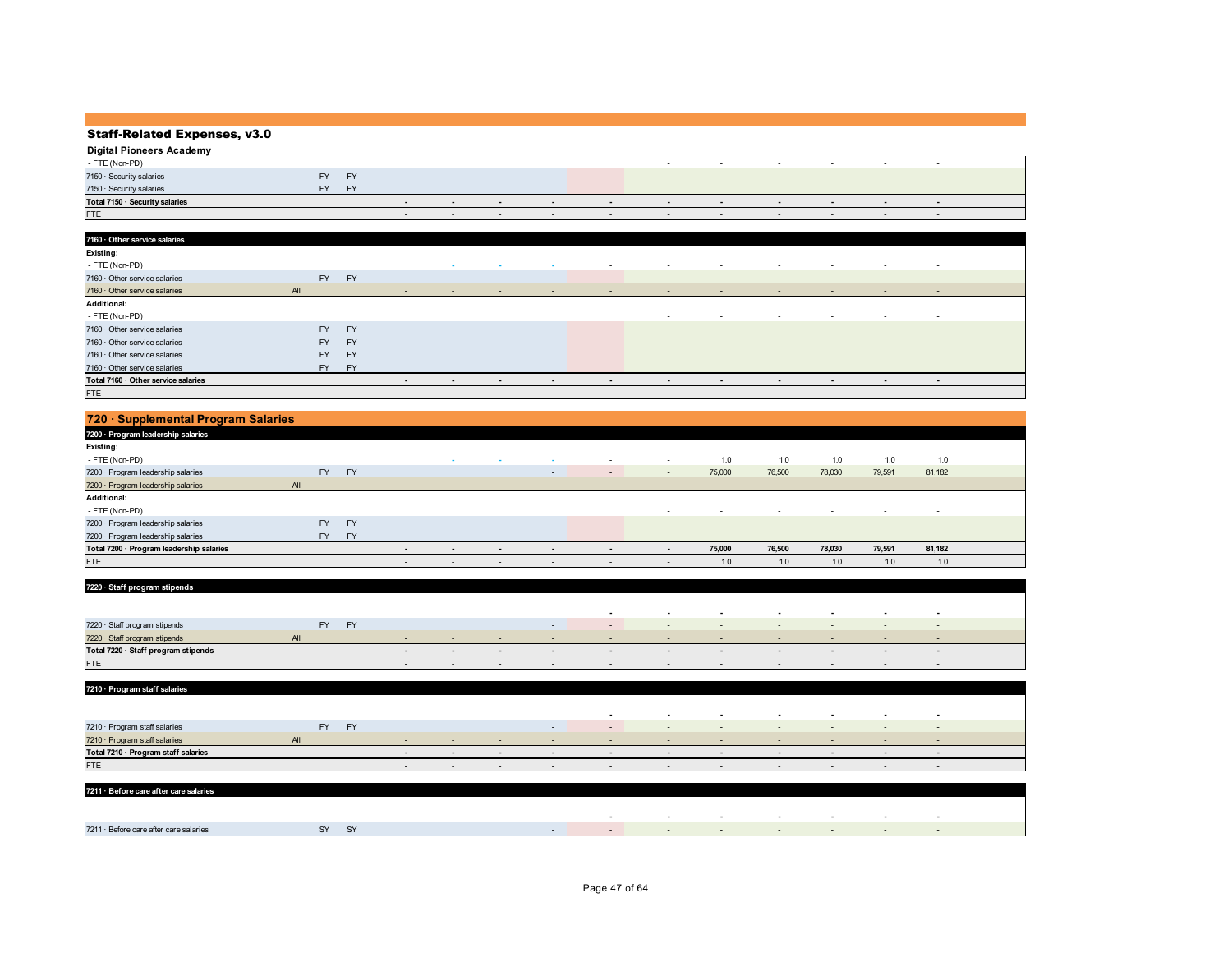## Staff-Related Expenses, v3.0

**Digital Pioneers Academy**

| | | | | | | | | | | | | | | | |
|---|---|---|---|---|---|---|---|---|---|---|---|---|---|---|---|
| - FTE (Non-PD) | | | | | | | | | | - | - | - | - | - | - |
| 7150 · Security salaries | | FY | FY | | | | | | | | | | | | |
| 7150 · Security salaries | | FY | FY | | | | | | | | | | | | |
| **Total 7150 · Security salaries** | | | | **-** | **-** | **-** | **-** | **-** | **-** | **-** | **-** | **-** | **-** | **-** | |
| FTE | | | | - | - | - | - | - | - | - | - | - | - | - | |

| **7160 · Other service salaries** | | | | | | | | | | | | | | | |
|---|---|---|---|---|---|---|---|---|---|---|---|---|---|---|---|
| **Existing:** | | | | | | | | | | | | | | | |
| - FTE (Non-PD) | | | | | - | - | - | - | - | - | - | - | - | - | |
| 7160 · Other service salaries | | FY | FY | | | | | - | - | - | - | - | - | - | |
| 7160 · Other service salaries | All | | | - | - | - | - | - | - | - | - | - | - | - | |
| **Additional:** | | | | | | | | | | | | | | | |
| - FTE (Non-PD) | | | | | | | | | - | - | - | - | - | - | |
| 7160 · Other service salaries | | FY | FY | | | | | | | | | | | | |
| 7160 · Other service salaries | | FY | FY | | | | | | | | | | | | |
| 7160 · Other service salaries | | FY | FY | | | | | | | | | | | | |
| 7160 · Other service salaries | | FY | FY | | | | | | | | | | | | |
| **Total 7160 · Other service salaries** | | | | **-** | **-** | **-** | **-** | **-** | **-** | **-** | **-** | **-** | **-** | **-** | |
| FTE | | | | - | - | - | - | - | - | - | - | - | - | - | |

## 720 · Supplemental Program Salaries

| **7200 · Program leadership salaries** | | | | | | | | | | | | | | | |
|---|---|---|---|---|---|---|---|---|---|---|---|---|---|---|---|
| **Existing:** | | | | | | | | | | | | | | | |
| - FTE (Non-PD) | | | | | - | - | - | - | - | 1.0 | 1.0 | 1.0 | 1.0 | 1.0 | |
| 7200 · Program leadership salaries | | FY | FY | | | | - | - | - | 75,000 | 76,500 | 78,030 | 79,591 | 81,182 | |
| 7200 · Program leadership salaries | All | | | - | - | - | - | - | - | - | - | - | - | - | |
| **Additional:** | | | | | | | | | | | | | | | |
| - FTE (Non-PD) | | | | | | | | | - | - | - | - | - | - | |
| 7200 · Program leadership salaries | | FY | FY | | | | | | | | | | | | |
| 7200 · Program leadership salaries | | FY | FY | | | | | | | | | | | | |
| **Total 7200 · Program leadership salaries** | | | | **-** | **-** | **-** | **-** | **-** | **-** | **75,000** | **76,500** | **78,030** | **79,591** | **81,182** | |
| FTE | | | | - | - | - | - | - | - | 1.0 | 1.0 | 1.0 | 1.0 | 1.0 | |

| **7220 · Staff program stipends** | | | | | | | | | | | | | | | |
|---|---|---|---|---|---|---|---|---|---|---|---|---|---|---|---|
| | | | | | | | | **-** | **-** | **-** | **-** | **-** | **-** | **-** | |
| 7220 · Staff program stipends | | FY | FY | | | | - | - | - | - | - | - | - | - | |
| 7220 · Staff program stipends | All | | | - | - | - | - | - | - | - | - | - | - | - | |
| **Total 7220 · Staff program stipends** | | | | **-** | **-** | **-** | **-** | **-** | **-** | **-** | **-** | **-** | **-** | **-** | |
| FTE | | | | - | - | - | - | - | - | - | - | - | - | - | |

| **7210 · Program staff salaries** | | | | | | | | | | | | | | | |
|---|---|---|---|---|---|---|---|---|---|---|---|---|---|---|---|
| | | | | | | | | **-** | **-** | **-** | **-** | **-** | **-** | **-** | |
| 7210 · Program staff salaries | | FY | FY | | | | - | - | - | - | - | - | - | - | |
| 7210 · Program staff salaries | All | | | - | - | - | - | - | - | - | - | - | - | - | |
| **Total 7210 · Program staff salaries** | | | | **-** | **-** | **-** | **-** | **-** | **-** | **-** | **-** | **-** | **-** | **-** | |
| FTE | | | | - | - | - | - | - | - | - | - | - | - | - | |

| **7211 · Before care after care salaries** | | | | | | | | | | | | | | | |
|---|---|---|---|---|---|---|---|---|---|---|---|---|---|---|---|
| | | | | | | | | **-** | **-** | **-** | **-** | **-** | **-** | **-** | |
| 7211 · Before care after care salaries | | SY | SY | | | | - | - | - | - | - | - | - | - | |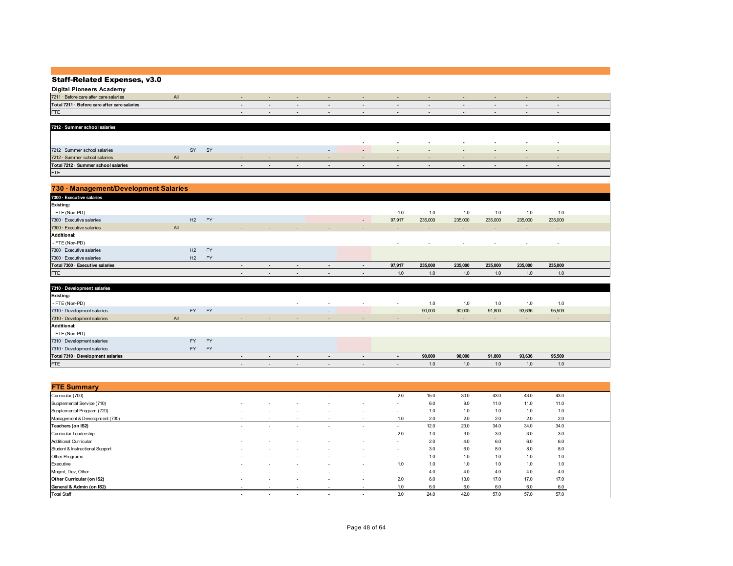## Staff-Related Expenses, v3.0

**Digital Pioneers Academy**

| | | | | | | | | | | | | | | |
|---|---|---|---|---|---|---|---|---|---|---|---|---|---|---|
| 7211 · Before care after care salaries | All | | | - | - | - | - | - | - | - | - | - | - | - |
| **Total 7211 · Before care after care salaries** | | | | - | - | - | - | - | - | - | - | - | - | - |
| FTE | | | | - | - | - | - | - | - | - | - | - | - | - |

| **7212 · Summer school salaries** | | | | | | | | | | | | | | |
|---|---|---|---|---|---|---|---|---|---|---|---|---|---|---|
| | | | | | | | | - | - | - | - | - | - | - |
| 7212 · Summer school salaries | | SY | SY | | | | - | - | - | - | - | - | - | - |
| 7212 · Summer school salaries | All | | | - | - | - | - | - | - | - | - | - | - | - |
| **Total 7212 · Summer school salaries** | | | | - | - | - | - | - | - | - | - | - | - | - |
| FTE | | | | - | - | - | - | - | - | - | - | - | - | - |

## 730 · Management/Development Salaries

| **7300 · Executive salaries** | | | | | | | | | | | | | | |
|---|---|---|---|---|---|---|---|---|---|---|---|---|---|---|
| **Existing:** | | | | | | | | | | | | | | |
| - FTE (Non-PD) | | | | | | | | - | 1.0 | 1.0 | 1.0 | 1.0 | 1.0 | 1.0 |
| 7300 · Executive salaries | | H2 | FY | | | | | - | 97,917 | 235,000 | 235,000 | 235,000 | 235,000 | 235,000 |
| 7300 · Executive salaries | All | | | - | - | - | - | - | - | - | - | - | - | - |
| **Additional:** | | | | | | | | | | | | | | |
| - FTE (Non-PD) | | | | | | | | | - | - | - | - | - | - |
| 7300 · Executive salaries | | H2 | FY | | | | | | | | | | | |
| 7300 · Executive salaries | | H2 | FY | | | | | | | | | | | |
| **Total 7300 · Executive salaries** | | | | - | - | - | - | - | 97,917 | 235,000 | 235,000 | 235,000 | 235,000 | 235,000 |
| FTE | | | | - | - | - | - | - | 1.0 | 1.0 | 1.0 | 1.0 | 1.0 | 1.0 |

| **7310 · Development salaries** | | | | | | | | | | | | | | |
|---|---|---|---|---|---|---|---|---|---|---|---|---|---|---|
| **Existing:** | | | | | | | | | | | | | | |
| - FTE (Non-PD) | | | | | | - | - | - | - | 1.0 | 1.0 | 1.0 | 1.0 | 1.0 |
| 7310 · Development salaries | | FY | FY | | | | - | - | - | 90,000 | 90,000 | 91,800 | 93,636 | 95,509 |
| 7310 · Development salaries | All | | | - | - | - | - | - | - | - | - | - | - | - |
| **Additional:** | | | | | | | | | | | | | | |
| - FTE (Non-PD) | | | | | | | | | - | - | - | - | - | - |
| 7310 · Development salaries | | FY | FY | | | | | | | | | | | |
| 7310 · Development salaries | | FY | FY | | | | | | | | | | | |
| **Total 7310 · Development salaries** | | | | - | - | - | - | - | - | 90,000 | 90,000 | 91,800 | 93,636 | 95,509 |
| FTE | | | | - | - | - | - | - | - | 1.0 | 1.0 | 1.0 | 1.0 | 1.0 |

## FTE Summary

| | | | | | | | | | | | |
|---|---|---|---|---|---|---|---|---|---|---|---|
| Curricular (700) | - | - | - | - | - | 2.0 | 15.0 | 30.0 | 43.0 | 43.0 | 43.0 |
| Supplemental Service (710) | - | - | - | - | - | - | 6.0 | 9.0 | 11.0 | 11.0 | 11.0 |
| Supplemental Program (720) | - | - | - | - | - | - | 1.0 | 1.0 | 1.0 | 1.0 | 1.0 |
| Management & Development (730) | - | - | - | - | - | 1.0 | 2.0 | 2.0 | 2.0 | 2.0 | 2.0 |
| **Teachers (on IS2)** | - | - | - | - | - | - | 12.0 | 23.0 | 34.0 | 34.0 | 34.0 |
| Curricular Leadership | - | - | - | - | - | 2.0 | 1.0 | 3.0 | 3.0 | 3.0 | 3.0 |
| Additional Curricular | - | - | - | - | - | - | 2.0 | 4.0 | 6.0 | 6.0 | 6.0 |
| Student & Instructional Support | - | - | - | - | - | - | 3.0 | 6.0 | 8.0 | 8.0 | 8.0 |
| Other Programs | - | - | - | - | - | - | 1.0 | 1.0 | 1.0 | 1.0 | 1.0 |
| Executive | - | - | - | - | - | 1.0 | 1.0 | 1.0 | 1.0 | 1.0 | 1.0 |
| Mngmt, Dev, Other | - | - | - | - | - | - | 4.0 | 4.0 | 4.0 | 4.0 | 4.0 |
| **Other Curricular (on IS2)** | - | - | - | - | - | 2.0 | 6.0 | 13.0 | 17.0 | 17.0 | 17.0 |
| **General & Admin (on IS2)** | - | - | - | - | - | 1.0 | 6.0 | 6.0 | 6.0 | 6.0 | 6.0 |
| Total Staff | - | - | - | - | - | 3.0 | 24.0 | 42.0 | 57.0 | 57.0 | 57.0 |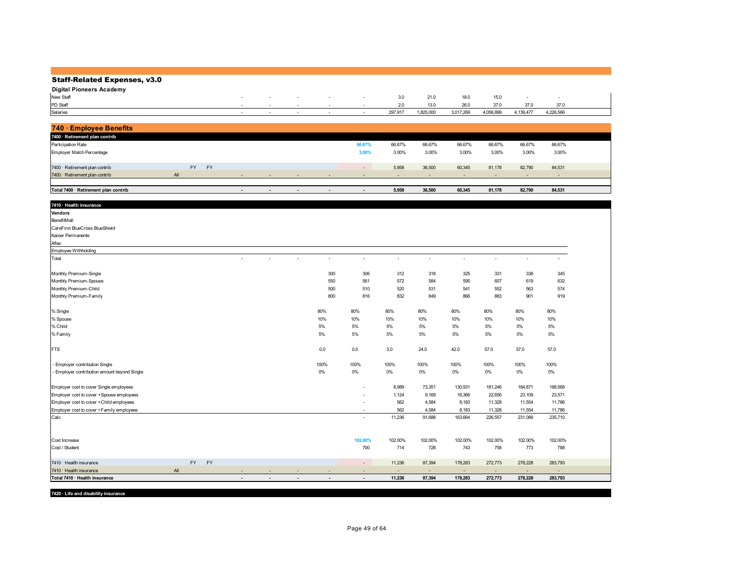# Staff-Related Expenses, v3.0

**Digital Pioneers Academy**

| | | | | | | | | | | | | | | |
|---|---|---|---|---|---|---|---|---|---|---|---|---|---|---|
| New Staff | | | | - | - | - | - | - | 3.0 | 21.0 | 18.0 | 15.0 | - | - |
| PD Staff | | | | - | - | - | - | - | 2.0 | 13.0 | 26.0 | 37.0 | 37.0 | 37.0 |
| Salaries | | | | - | - | - | - | - | 297,917 | 1,825,000 | 3,017,269 | 4,058,899 | 4,139,477 | 4,226,566 |

## 740 · Employee Benefits

### 7400 · Retirement plan contrib

| | | | | | | | | | | | | | | |
|---|---|---|---|---|---|---|---|---|---|---|---|---|---|---|
| Participation Rate | | | | | | | | 66.67% | 66.67% | 66.67% | 66.67% | 66.67% | 66.67% | 66.67% |
| Employer Match Percentage | | | | | | | | 3.00% | 3.00% | 3.00% | 3.00% | 3.00% | 3.00% | 3.00% |
| | | | | | | | | | | | | | | |
| 7400 · Retirement plan contrib | | FY | FY | | | | | - | 5,958 | 36,500 | 60,345 | 81,178 | 82,790 | 84,531 |
| 7400 · Retirement plan contrib | All | | | - | - | - | - | - | - | - | - | - | - | - |
| | | | | | | | | | | | | | | |
| **Total 7400 · Retirement plan contrib** | | | | **-** | **-** | **-** | **-** | **-** | **5,958** | **36,500** | **60,345** | **81,178** | **82,790** | **84,531** |

### 7410 · Health insurance

**Vendors**

BenefitMall

CareFirst BlueCross BlueShield

Kaiser Permanente

Aflac

Employee Withholding

| | | | | | | | | | | | | | | |
|---|---|---|---|---|---|---|---|---|---|---|---|---|---|---|
| Total | | | | - | - | - | - | - | - | - | - | - | - | - |
| | | | | | | | | | | | | | | |
| Monthly Premium-Single | | | | | | | 300 | 306 | 312 | 318 | 325 | 331 | 338 | 345 |
| Monthly Premium-Spouse | | | | | | | 550 | 561 | 572 | 584 | 595 | 607 | 619 | 632 |
| Monthly Premium-Child | | | | | | | 500 | 510 | 520 | 531 | 541 | 552 | 563 | 574 |
| Monthly Premium-Family | | | | | | | 800 | 816 | 832 | 849 | 866 | 883 | 901 | 919 |
| | | | | | | | | | | | | | | |
| % Single | | | | | | | 80% | 80% | 80% | 80% | 80% | 80% | 80% | 80% |
| % Spouse | | | | | | | 10% | 10% | 10% | 10% | 10% | 10% | 10% | 10% |
| % Child | | | | | | | 5% | 5% | 5% | 5% | 5% | 5% | 5% | 5% |
| % Family | | | | | | | 5% | 5% | 5% | 5% | 5% | 5% | 5% | 5% |
| | | | | | | | | | | | | | | |
| FTE | | | | | | | 0.0 | 0.0 | 3.0 | 24.0 | 42.0 | 57.0 | 57.0 | 57.0 |
| | | | | | | | | | | | | | | |
| - Employer contribution Single | | | | | | | 100% | 100% | 100% | 100% | 100% | 100% | 100% | 100% |
| - Employer contribution amount beyond Single | | | | | | | 0% | 0% | 0% | 0% | 0% | 0% | 0% | 0% |
| | | | | | | | | | | | | | | |
| Employer cost to cover Single employees | | | | | | | | - | 8,989 | 73,351 | 130,931 | 181,246 | 184,871 | 188,568 |
| Employer cost to cover +Spouse employees | | | | | | | | - | 1,124 | 9,169 | 16,366 | 22,656 | 23,109 | 23,571 |
| Employer cost to cover +Child employees | | | | | | | | - | 562 | 4,584 | 8,183 | 11,328 | 11,554 | 11,786 |
| Employer cost to cover +Family employees | | | | | | | | - | 562 | 4,584 | 8,183 | 11,328 | 11,554 | 11,786 |
| Calc | | | | | | | | - | 11,236 | 91,688 | 163,664 | 226,557 | 231,089 | 235,710 |
| | | | | | | | | | | | | | | |
| Cost Increase | | | | | | | | 102.00% | 102.00% | 102.00% | 102.00% | 102.00% | 102.00% | 102.00% |
| Cost / Student | | | | | | | | 700 | 714 | 728 | 743 | 758 | 773 | 788 |
| | | | | | | | | | | | | | | |
| 7410 · Health insurance | | FY | FY | | | | | - | 11,236 | 87,394 | 178,283 | 272,773 | 278,228 | 283,793 |
| 7410 · Health insurance | All | | | - | - | - | - | - | - | - | - | - | - | - |
| **Total 7410 · Health insurance** | | | | **-** | **-** | **-** | **-** | **-** | **11,236** | **87,394** | **178,283** | **272,773** | **278,228** | **283,793** |

### 7420 · Life and disability insurance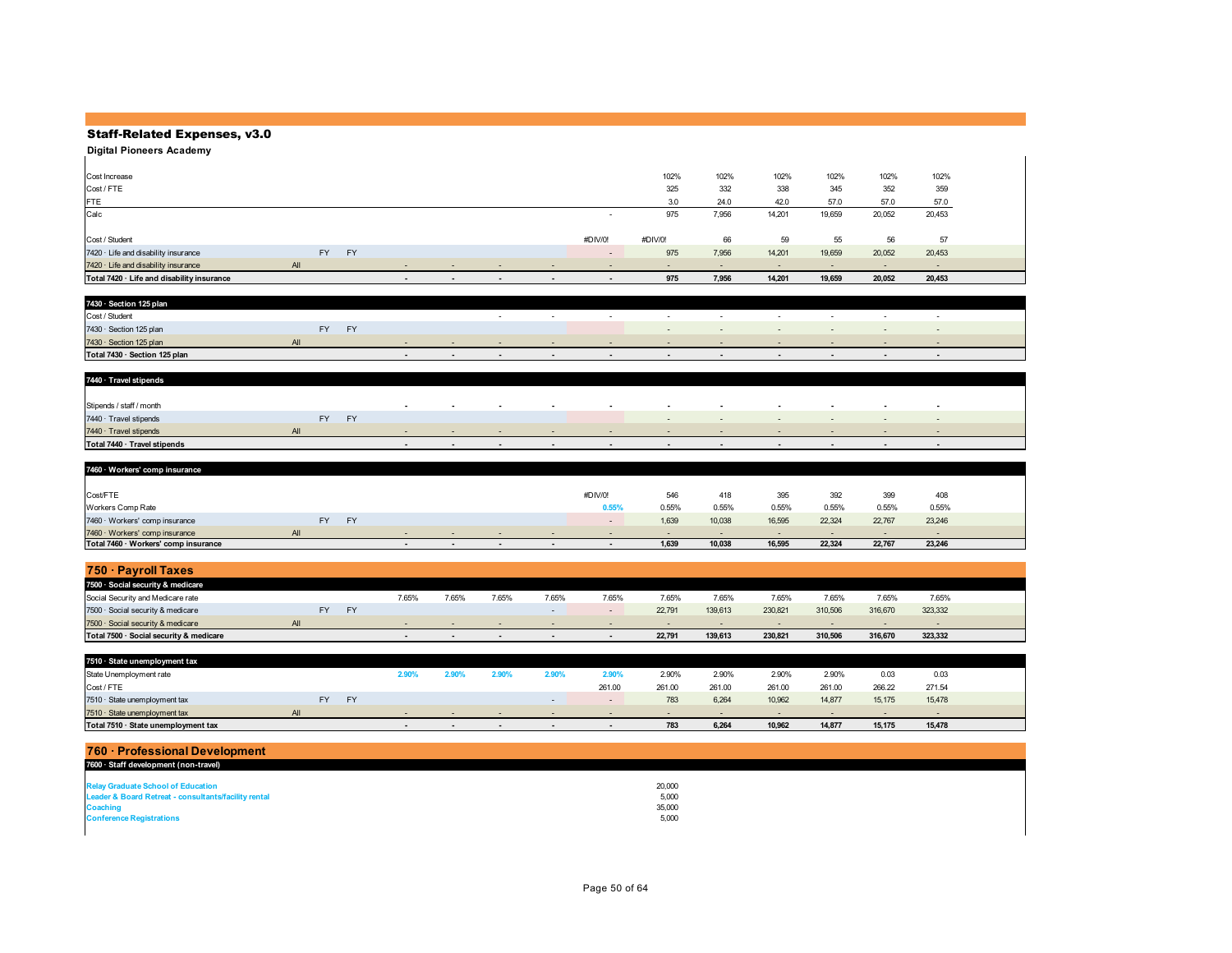## Staff-Related Expenses, v3.0

**Digital Pioneers Academy**

| | | | | | | | | | | | | | | |
|---|---|---|---|---|---|---|---|---|---|---|---|---|---|---|
| Cost Increase | | | | | | | | | 102% | 102% | 102% | 102% | 102% | 102% |
| Cost / FTE | | | | | | | | | 325 | 332 | 338 | 345 | 352 | 359 |
| FTE | | | | | | | | | 3.0 | 24.0 | 42.0 | 57.0 | 57.0 | 57.0 |
| Calc | | | | | | | | - | 975 | 7,956 | 14,201 | 19,659 | 20,052 | 20,453 |
| | | | | | | | | | | | | | | |
| Cost / Student | | | | | | | | #DIV/0! | #DIV/0! | 66 | 59 | 55 | 56 | 57 |
| 7420 · Life and disability insurance | | FY | FY | | | | | - | 975 | 7,956 | 14,201 | 19,659 | 20,052 | 20,453 |
| 7420 · Life and disability insurance | All | | | - | - | - | - | - | - | - | - | - | - | - |
| **Total 7420 · Life and disability insurance** | | | | **-** | **-** | **-** | **-** | **-** | **975** | **7,956** | **14,201** | **19,659** | **20,052** | **20,453** |

| **7430 · Section 125 plan** | | | | | | | | | | | | | | |
|---|---|---|---|---|---|---|---|---|---|---|---|---|---|---|
| Cost / Student | | | | | | - | - | - | - | - | - | - | - | - |
| 7430 · Section 125 plan | | FY | FY | | | | | | - | - | - | - | - | - |
| 7430 · Section 125 plan | All | | | - | - | - | - | - | - | - | - | - | - | - |
| **Total 7430 · Section 125 plan** | | | | **-** | **-** | **-** | **-** | **-** | **-** | **-** | **-** | **-** | **-** | **-** |

| **7440 · Travel stipends** | | | | | | | | | | | | | | |
|---|---|---|---|---|---|---|---|---|---|---|---|---|---|---|
| Stipends / staff / month | | | | - | - | - | - | - | - | - | - | - | - | - |
| 7440 · Travel stipends | | FY | FY | | | | | | - | - | - | - | - | - |
| 7440 · Travel stipends | All | | | - | - | - | - | - | - | - | - | - | - | - |
| **Total 7440 · Travel stipends** | | | | **-** | **-** | **-** | **-** | **-** | **-** | **-** | **-** | **-** | **-** | **-** |

| **7460 · Workers' comp insurance** | | | | | | | | | | | | | | |
|---|---|---|---|---|---|---|---|---|---|---|---|---|---|---|
| Cost/FTE | | | | | | | | #DIV/0! | 546 | 418 | 395 | 392 | 399 | 408 |
| Workers Comp Rate | | | | | | | | 0.55% | 0.55% | 0.55% | 0.55% | 0.55% | 0.55% | 0.55% |
| 7460 · Workers' comp insurance | | FY | FY | | | | | - | 1,639 | 10,038 | 16,595 | 22,324 | 22,767 | 23,246 |
| 7460 · Workers' comp insurance | All | | | - | - | - | - | - | - | - | - | - | - | - |
| **Total 7460 · Workers' comp insurance** | | | | **-** | **-** | **-** | **-** | **-** | **1,639** | **10,038** | **16,595** | **22,324** | **22,767** | **23,246** |

## 750 · Payroll Taxes

| **7500 · Social security & medicare** | | | | | | | | | | | | | | |
|---|---|---|---|---|---|---|---|---|---|---|---|---|---|---|
| Social Security and Medicare rate | | | | 7.65% | 7.65% | 7.65% | 7.65% | 7.65% | 7.65% | 7.65% | 7.65% | 7.65% | 7.65% | 7.65% |
| 7500 · Social security & medicare | | FY | FY | | | | - | - | 22,791 | 139,613 | 230,821 | 310,506 | 316,670 | 323,332 |
| 7500 · Social security & medicare | All | | | - | - | - | - | - | - | - | - | - | - | - |
| **Total 7500 · Social security & medicare** | | | | **-** | **-** | **-** | **-** | **-** | **22,791** | **139,613** | **230,821** | **310,506** | **316,670** | **323,332** |

| **7510 · State unemployment tax** | | | | | | | | | | | | | | |
|---|---|---|---|---|---|---|---|---|---|---|---|---|---|---|
| State Unemployment rate | | | | 2.90% | 2.90% | 2.90% | 2.90% | 2.90% | 2.90% | 2.90% | 2.90% | 2.90% | 0.03 | 0.03 |
| Cost / FTE | | | | | | | | 261.00 | 261.00 | 261.00 | 261.00 | 261.00 | 266.22 | 271.54 |
| 7510 · State unemployment tax | | FY | FY | | | | - | - | 783 | 6,264 | 10,962 | 14,877 | 15,175 | 15,478 |
| 7510 · State unemployment tax | All | | | - | - | - | - | - | - | - | - | - | - | - |
| **Total 7510 · State unemployment tax** | | | | **-** | **-** | **-** | **-** | **-** | **783** | **6,264** | **10,962** | **14,877** | **15,175** | **15,478** |

## 760 · Professional Development

**7600 · Staff development (non-travel)**

| | |
|---|---|
| Relay Graduate School of Education | 20,000 |
| Leader & Board Retreat - consultants/facility rental | 5,000 |
| Coaching | 35,000 |
| Conference Registrations | 5,000 |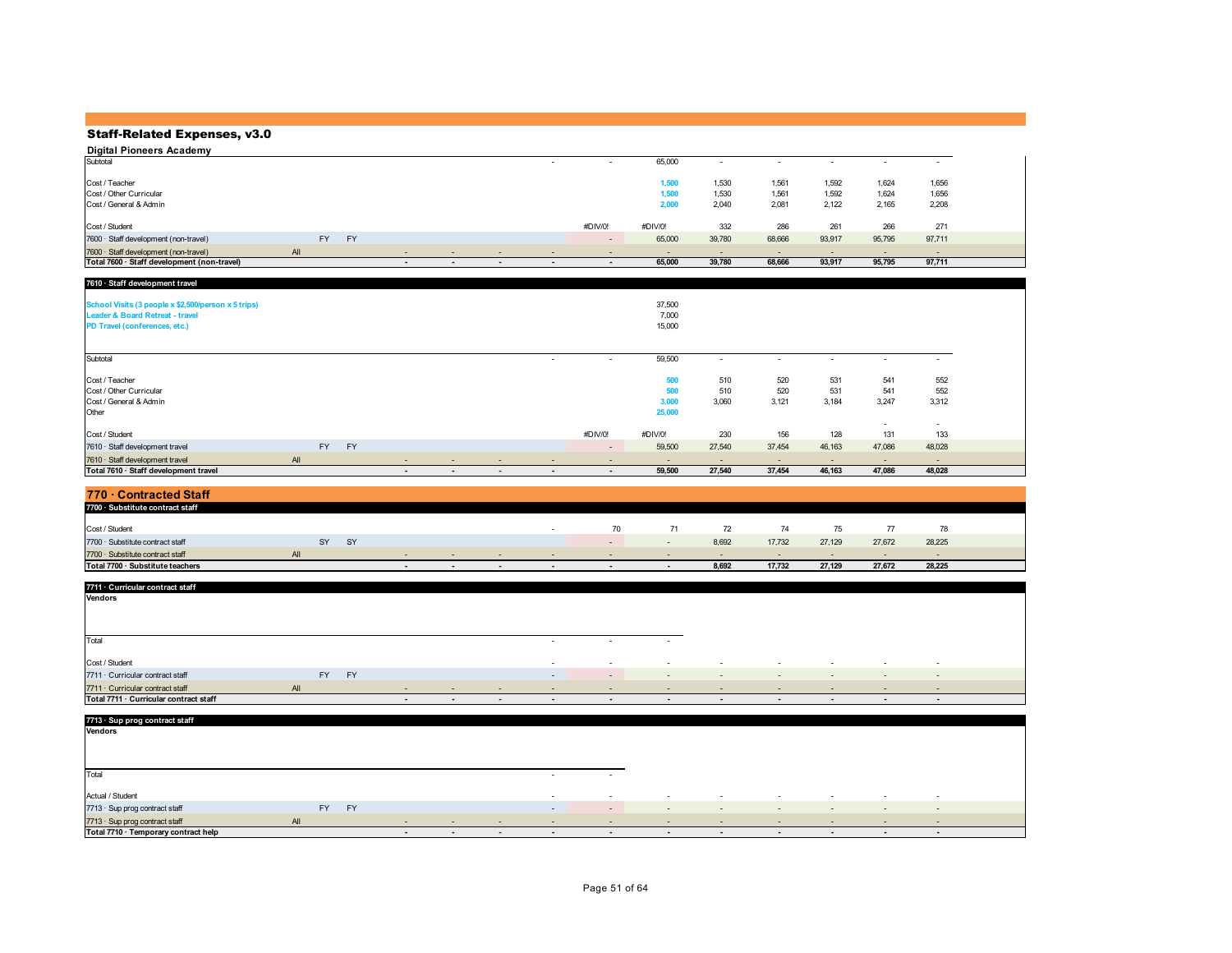## Staff-Related Expenses, v3.0

### Digital Pioneers Academy

| | | | | | | | | | | | | | | |
|---|---|---|---|---|---|---|---|---|---|---|---|---|---|---|
| Subtotal | | | | | | | - | - | 65,000 | - | - | - | - | - |
| | | | | | | | | | | | | | | |
| Cost / Teacher | | | | | | | | | 1,500 | 1,530 | 1,561 | 1,592 | 1,624 | 1,656 |
| Cost / Other Curricular | | | | | | | | | 1,500 | 1,530 | 1,561 | 1,592 | 1,624 | 1,656 |
| Cost / General & Admin | | | | | | | | | 2,000 | 2,040 | 2,081 | 2,122 | 2,165 | 2,208 |
| | | | | | | | | | | | | | | |
| Cost / Student | | | | | | | | #DIV/0! | #DIV/0! | 332 | 286 | 261 | 266 | 271 |
| 7600 · Staff development (non-travel) | | FY | FY | | | | | - | 65,000 | 39,780 | 68,666 | 93,917 | 95,795 | 97,711 |
| 7600 · Staff development (non-travel) | All | | | - | - | - | - | - | - | - | - | - | - | - |
| **Total 7600 · Staff development (non-travel)** | | | | **-** | **-** | **-** | **-** | **-** | **65,000** | **39,780** | **68,666** | **93,917** | **95,795** | **97,711** |

**7610 · Staff development travel**

| | | | | | | | | | | | | | | |
|---|---|---|---|---|---|---|---|---|---|---|---|---|---|---|
| School Visits (3 people x $2,500/person x 5 trips) | | | | | | | | | 37,500 | | | | | |
| Leader & Board Retreat - travel | | | | | | | | | 7,000 | | | | | |
| PD Travel (conferences, etc.) | | | | | | | | | 15,000 | | | | | |
| | | | | | | | | | | | | | | |
| Subtotal | | | | | | | - | - | 59,500 | - | - | - | - | - |
| | | | | | | | | | | | | | | |
| Cost / Teacher | | | | | | | | | 500 | 510 | 520 | 531 | 541 | 552 |
| Cost / Other Curricular | | | | | | | | | 500 | 510 | 520 | 531 | 541 | 552 |
| Cost / General & Admin | | | | | | | | | 3,000 | 3,060 | 3,121 | 3,184 | 3,247 | 3,312 |
| Other | | | | | | | | | 25,000 | | | | - | - |
| Cost / Student | | | | | | | | #DIV/0! | #DIV/0! | 230 | 156 | 128 | 131 | 133 |
| 7610 · Staff development travel | | FY | FY | | | | | - | 59,500 | 27,540 | 37,454 | 46,163 | 47,086 | 48,028 |
| 7610 · Staff development travel | All | | | - | - | - | - | - | - | - | - | - | - | - |
| **Total 7610 · Staff development travel** | | | | **-** | **-** | **-** | **-** | **-** | **59,500** | **27,540** | **37,454** | **46,163** | **47,086** | **48,028** |

## 770 · Contracted Staff

**7700 · Substitute contract staff**

| | | | | | | | | | | | | | | |
|---|---|---|---|---|---|---|---|---|---|---|---|---|---|---|
| Cost / Student | | | | | | | - | 70 | 71 | 72 | 74 | 75 | 77 | 78 |
| 7700 · Substitute contract staff | | SY | SY | | | | | - | - | 8,692 | 17,732 | 27,129 | 27,672 | 28,225 |
| 7700 · Substitute contract staff | All | | | - | - | - | - | - | - | - | - | - | - | - |
| **Total 7700 · Substitute teachers** | | | | **-** | **-** | **-** | **-** | **-** | **-** | **8,692** | **17,732** | **27,129** | **27,672** | **28,225** |

**7711 · Curricular contract staff**

| | | | | | | | | | | | | | | |
|---|---|---|---|---|---|---|---|---|---|---|---|---|---|---|
| **Vendors** | | | | | | | | | | | | | | |
| Total | | | | | | | - | - | - | | | | | |
| | | | | | | | | | | | | | | |
| Cost / Student | | | | | | | - | - | - | - | - | - | - | - |
| 7711 · Curricular contract staff | | FY | FY | | | | - | - | - | - | - | - | - | - |
| 7711 · Curricular contract staff | All | | | - | - | - | - | - | - | - | - | - | - | - |
| **Total 7711 · Curricular contract staff** | | | | **-** | **-** | **-** | **-** | **-** | **-** | **-** | **-** | **-** | **-** | **-** |

**7713 · Sup prog contract staff**

| | | | | | | | | | | | | | | |
|---|---|---|---|---|---|---|---|---|---|---|---|---|---|---|
| **Vendors** | | | | | | | | | | | | | | |
| Total | | | | | | | - | - | | | | | | |
| | | | | | | | | | | | | | | |
| Actual / Student | | | | | | | - | - | - | - | - | - | - | - |
| 7713 · Sup prog contract staff | | FY | FY | | | | - | - | - | - | - | - | - | - |
| 7713 · Sup prog contract staff | All | | | - | - | - | - | - | - | - | - | - | - | - |
| **Total 7710 · Temporary contract help** | | | | **-** | **-** | **-** | **-** | **-** | **-** | **-** | **-** | **-** | **-** | **-** |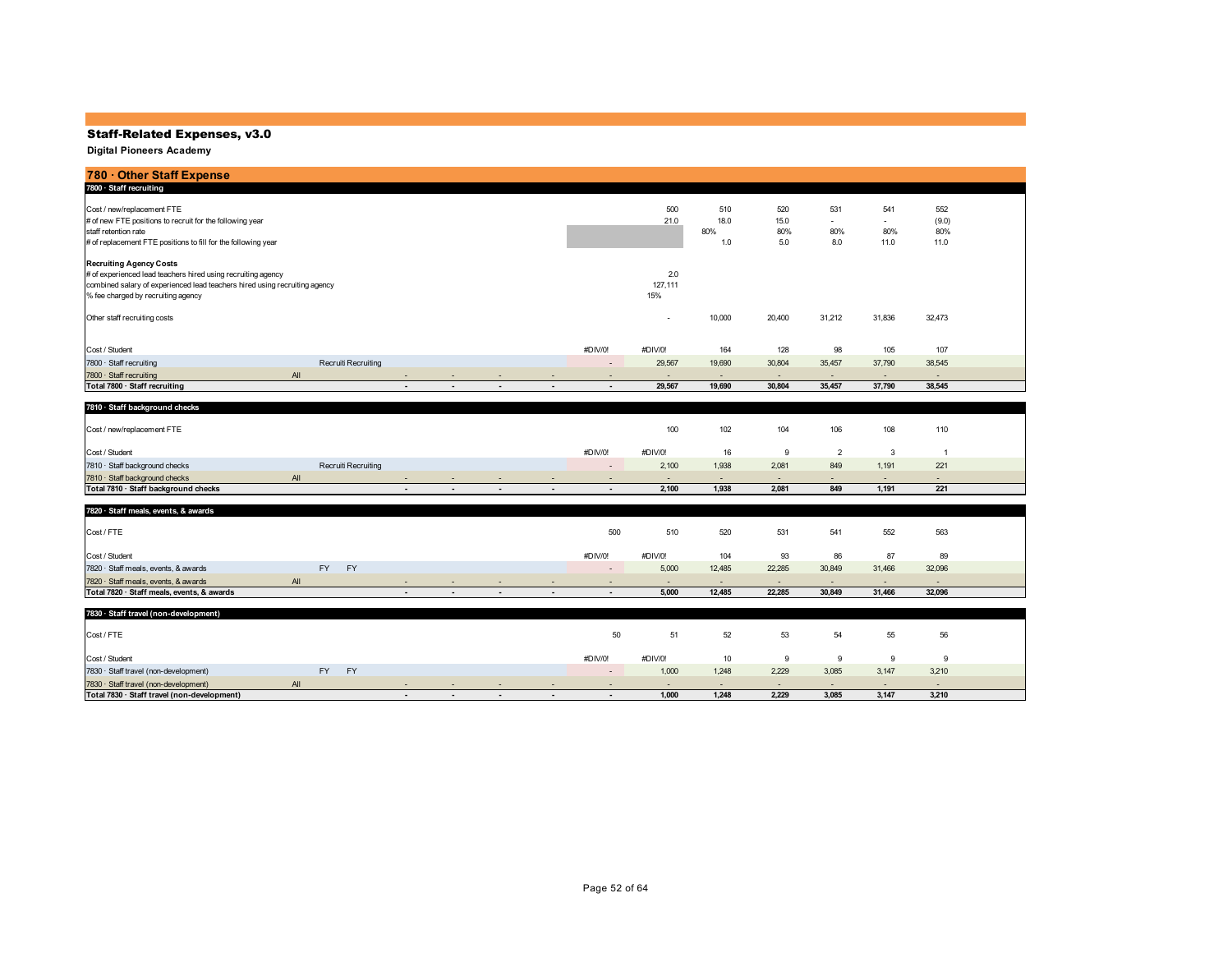## Staff-Related Expenses, v3.0

**Digital Pioneers Academy**

### 780 · Other Staff Expense

#### 7800 · Staff recruiting

| | | | | | | | | | | | | | |
|---|---|---|---|---|---|---|---|---|---|---|---|---|---|
| Cost / new/replacement FTE | | | | | | | | 500 | 510 | 520 | 531 | 541 | 552 |
| # of new FTE positions to recruit for the following year | | | | | | | | 21.0 | 18.0 | 15.0 | - | - | (9.0) |
| staff retention rate | | | | | | | | | 80% | 80% | 80% | 80% | 80% |
| # of replacement FTE positions to fill for the following year | | | | | | | | | 1.0 | 5.0 | 8.0 | 11.0 | 11.0 |
| **Recruiting Agency Costs** | | | | | | | | | | | | | |
| # of experienced lead teachers hired using recruiting agency | | | | | | | | 2.0 | | | | | |
| combined salary of experienced lead teachers hired using recruiting agency | | | | | | | | 127,111 | | | | | |
| % fee charged by recruiting agency | | | | | | | | 15% | | | | | |
| Other staff recruiting costs | | | | | | | | - | 10,000 | 20,400 | 31,212 | 31,836 | 32,473 |
| Cost / Student | | | | | | | #DIV/0! | #DIV/0! | 164 | 128 | 98 | 105 | 107 |
| 7800 · Staff recruiting | Recruiti | Recruiting | | | | | - | 29,567 | 19,690 | 30,804 | 35,457 | 37,790 | 38,545 |
| 7800 · Staff recruiting | All | | - | - | - | - | - | - | - | - | - | - | - |
| **Total 7800 · Staff recruiting** | | | **-** | **-** | **-** | **-** | **-** | **29,567** | **19,690** | **30,804** | **35,457** | **37,790** | **38,545** |

#### 7810 · Staff background checks

| | | | | | | | | | | | | | |
|---|---|---|---|---|---|---|---|---|---|---|---|---|---|
| Cost / new/replacement FTE | | | | | | | | 100 | 102 | 104 | 106 | 108 | 110 |
| Cost / Student | | | | | | | #DIV/0! | #DIV/0! | 16 | 9 | 2 | 3 | 1 |
| 7810 · Staff background checks | Recruiti | Recruiting | | | | | - | 2,100 | 1,938 | 2,081 | 849 | 1,191 | 221 |
| 7810 · Staff background checks | All | | - | - | - | - | - | - | - | - | - | - | - |
| **Total 7810 · Staff background checks** | | | **-** | **-** | **-** | **-** | **-** | **2,100** | **1,938** | **2,081** | **849** | **1,191** | **221** |

#### 7820 · Staff meals, events, & awards

| | | | | | | | | | | | | | |
|---|---|---|---|---|---|---|---|---|---|---|---|---|---|
| Cost / FTE | | | | | | | 500 | 510 | 520 | 531 | 541 | 552 | 563 |
| Cost / Student | | | | | | | #DIV/0! | #DIV/0! | 104 | 93 | 86 | 87 | 89 |
| 7820 · Staff meals, events, & awards | FY | FY | | | | | - | 5,000 | 12,485 | 22,285 | 30,849 | 31,466 | 32,096 |
| 7820 · Staff meals, events, & awards | All | | - | - | - | - | - | - | - | - | - | - | - |
| **Total 7820 · Staff meals, events, & awards** | | | **-** | **-** | **-** | **-** | **-** | **5,000** | **12,485** | **22,285** | **30,849** | **31,466** | **32,096** |

#### 7830 · Staff travel (non-development)

| | | | | | | | | | | | | | |
|---|---|---|---|---|---|---|---|---|---|---|---|---|---|
| Cost / FTE | | | | | | | 50 | 51 | 52 | 53 | 54 | 55 | 56 |
| Cost / Student | | | | | | | #DIV/0! | #DIV/0! | 10 | 9 | 9 | 9 | 9 |
| 7830 · Staff travel (non-development) | FY | FY | | | | | - | 1,000 | 1,248 | 2,229 | 3,085 | 3,147 | 3,210 |
| 7830 · Staff travel (non-development) | All | | - | - | - | - | - | - | - | - | - | - | - |
| **Total 7830 · Staff travel (non-development)** | | | **-** | **-** | **-** | **-** | **-** | **1,000** | **1,248** | **2,229** | **3,085** | **3,147** | **3,210** |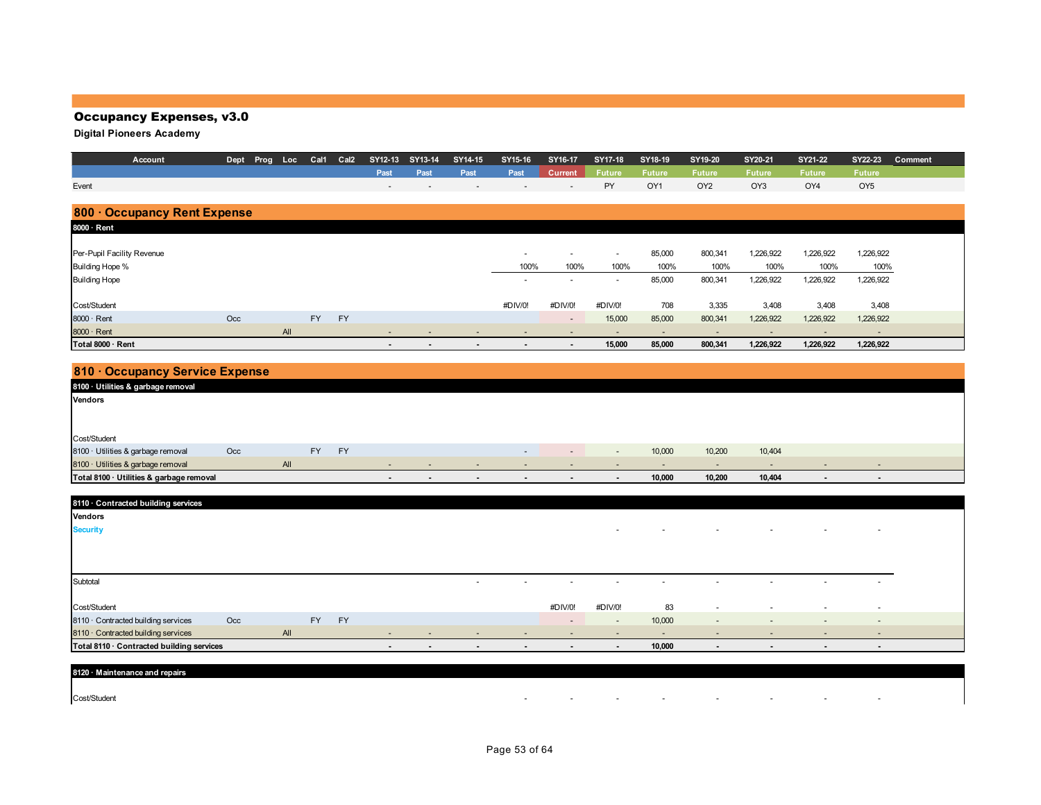# Occupancy Expenses, v3.0

**Digital Pioneers Academy**

| Account | Dept | Prog | Loc | Cal1 | Cal2 | SY12-13 | SY13-14 | SY14-15 | SY15-16 | SY16-17 | SY17-18 | SY18-19 | SY19-20 | SY20-21 | SY21-22 | SY22-23 | Comment |
|---|---|---|---|---|---|---|---|---|---|---|---|---|---|---|---|---|---|
| | | | | | | Past | Past | Past | Past | Current | Future | Future | Future | Future | Future | Future | |
| Event | | | | | | - | - | - | - | - | PY | OY1 | OY2 | OY3 | OY4 | OY5 | |
| **800 · Occupancy Rent Expense** | | | | | | | | | | | | | | | | | |
| **8000 · Rent** | | | | | | | | | | | | | | | | | |
| Per-Pupil Facility Revenue | | | | | | | | | - | - | - | 85,000 | 800,341 | 1,226,922 | 1,226,922 | 1,226,922 | |
| Building Hope % | | | | | | | | | 100% | 100% | 100% | 100% | 100% | 100% | 100% | 100% | |
| Building Hope | | | | | | | | | - | - | - | 85,000 | 800,341 | 1,226,922 | 1,226,922 | 1,226,922 | |
| Cost/Student | | | | | | | | | #DIV/0! | #DIV/0! | #DIV/0! | 708 | 3,335 | 3,408 | 3,408 | 3,408 | |
| 8000 · Rent | Occ | | | FY | FY | | | | | - | 15,000 | 85,000 | 800,341 | 1,226,922 | 1,226,922 | 1,226,922 | |
| 8000 · Rent | | | All | | | - | - | - | - | - | - | - | - | - | - | - | |
| **Total 8000 · Rent** | | | | | | **-** | **-** | **-** | **-** | **-** | **15,000** | **85,000** | **800,341** | **1,226,922** | **1,226,922** | **1,226,922** | |
| **810 · Occupancy Service Expense** | | | | | | | | | | | | | | | | | |
| **8100 · Utilities & garbage removal** | | | | | | | | | | | | | | | | | |
| **Vendors** | | | | | | | | | | | | | | | | | |
| Cost/Student | | | | | | | | | | | | | | | | | |
| 8100 · Utilities & garbage removal | Occ | | | FY | FY | | | | - | - | - | 10,000 | 10,200 | 10,404 | | | |
| 8100 · Utilities & garbage removal | | | All | | | - | - | - | - | - | - | - | - | - | - | - | |
| **Total 8100 · Utilities & garbage removal** | | | | | | **-** | **-** | **-** | **-** | **-** | **-** | **10,000** | **10,200** | **10,404** | **-** | **-** | |
| **8110 · Contracted building services** | | | | | | | | | | | | | | | | | |
| **Vendors** | | | | | | | | | | | | | | | | | |
| Security | | | | | | | | | | | - | - | - | - | - | - | |
| Subtotal | | | | | | | | - | - | - | - | - | - | - | - | - | |
| Cost/Student | | | | | | | | | | #DIV/0! | #DIV/0! | 83 | - | - | - | - | |
| 8110 · Contracted building services | Occ | | | FY | FY | | | | | - | - | 10,000 | - | - | - | - | |
| 8110 · Contracted building services | | | All | | | - | - | - | - | - | - | - | - | - | - | - | |
| **Total 8110 · Contracted building services** | | | | | | **-** | **-** | **-** | **-** | **-** | **-** | **10,000** | **-** | **-** | **-** | **-** | |
| **8120 · Maintenance and repairs** | | | | | | | | | | | | | | | | | |
| Cost/Student | | | | | | | | | - | - | - | - | - | - | - | - | |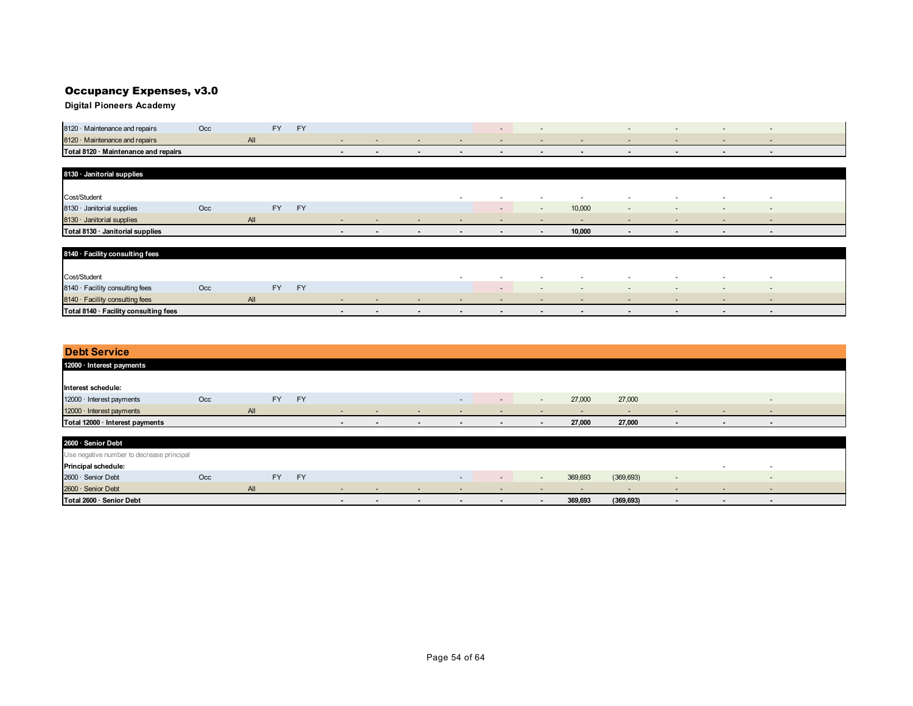## Occupancy Expenses, v3.0

**Digital Pioneers Academy**

| | | | | | | | | | | | | | | | |
|---|---|---|---|---|---|---|---|---|---|---|---|---|---|---|---|
| 8120 · Maintenance and repairs | Occ | | FY | FY | | | | | - | - | | - | - | - | - |
| 8120 · Maintenance and repairs | | All | | | - | - | - | - | - | - | - | - | - | - | - |
| **Total 8120 · Maintenance and repairs** | | | | | - | - | - | - | - | - | - | - | - | - | - |

| **8130 · Janitorial supplies** | | | | | | | | | | | | | | | |
|---|---|---|---|---|---|---|---|---|---|---|---|---|---|---|---|
| Cost/Student | | | | | | | | - | - | - | - | - | - | - | - |
| 8130 · Janitorial supplies | Occ | | FY | FY | | | | | - | - | 10,000 | - | - | - | - |
| 8130 · Janitorial supplies | | All | | | - | - | - | - | - | - | - | - | - | - | - |
| **Total 8130 · Janitorial supplies** | | | | | - | - | - | - | - | - | 10,000 | - | - | - | - |

| **8140 · Facility consulting fees** | | | | | | | | | | | | | | | |
|---|---|---|---|---|---|---|---|---|---|---|---|---|---|---|---|
| Cost/Student | | | | | | | | - | - | - | - | - | - | - | - |
| 8140 · Facility consulting fees | Occ | | FY | FY | | | | | - | - | - | - | - | - | - |
| 8140 · Facility consulting fees | | All | | | - | - | - | - | - | - | - | - | - | - | - |
| **Total 8140 · Facility consulting fees** | | | | | - | - | - | - | - | - | - | - | - | - | - |

## Debt Service

| **12000 · Interest payments** | | | | | | | | | | | | | | | |
|---|---|---|---|---|---|---|---|---|---|---|---|---|---|---|---|
| **Interest schedule:** | | | | | | | | | | | | | | | |
| 12000 · Interest payments | Occ | | FY | FY | | | | - | - | - | 27,000 | 27,000 | | | - |
| 12000 · Interest payments | | All | | | - | - | - | - | - | - | - | - | - | - | - |
| **Total 12000 · Interest payments** | | | | | - | - | - | - | - | - | 27,000 | 27,000 | - | - | - |

| **2600 · Senior Debt** | | | | | | | | | | | | | | | |
|---|---|---|---|---|---|---|---|---|---|---|---|---|---|---|---|
| Use negative number to decrease principal | | | | | | | | | | | | | | | |
| **Principal schedule:** | | | | | | | | | | | | | | - | - |
| 2600 · Senior Debt | Occ | | FY | FY | | | | - | - | - | 369,693 | (369,693) | - | | - |
| 2600 · Senior Debt | | All | | | - | - | - | - | - | - | - | - | - | - | - |
| **Total 2600 · Senior Debt** | | | | | - | - | - | - | - | - | 369,693 | (369,693) | - | - | - |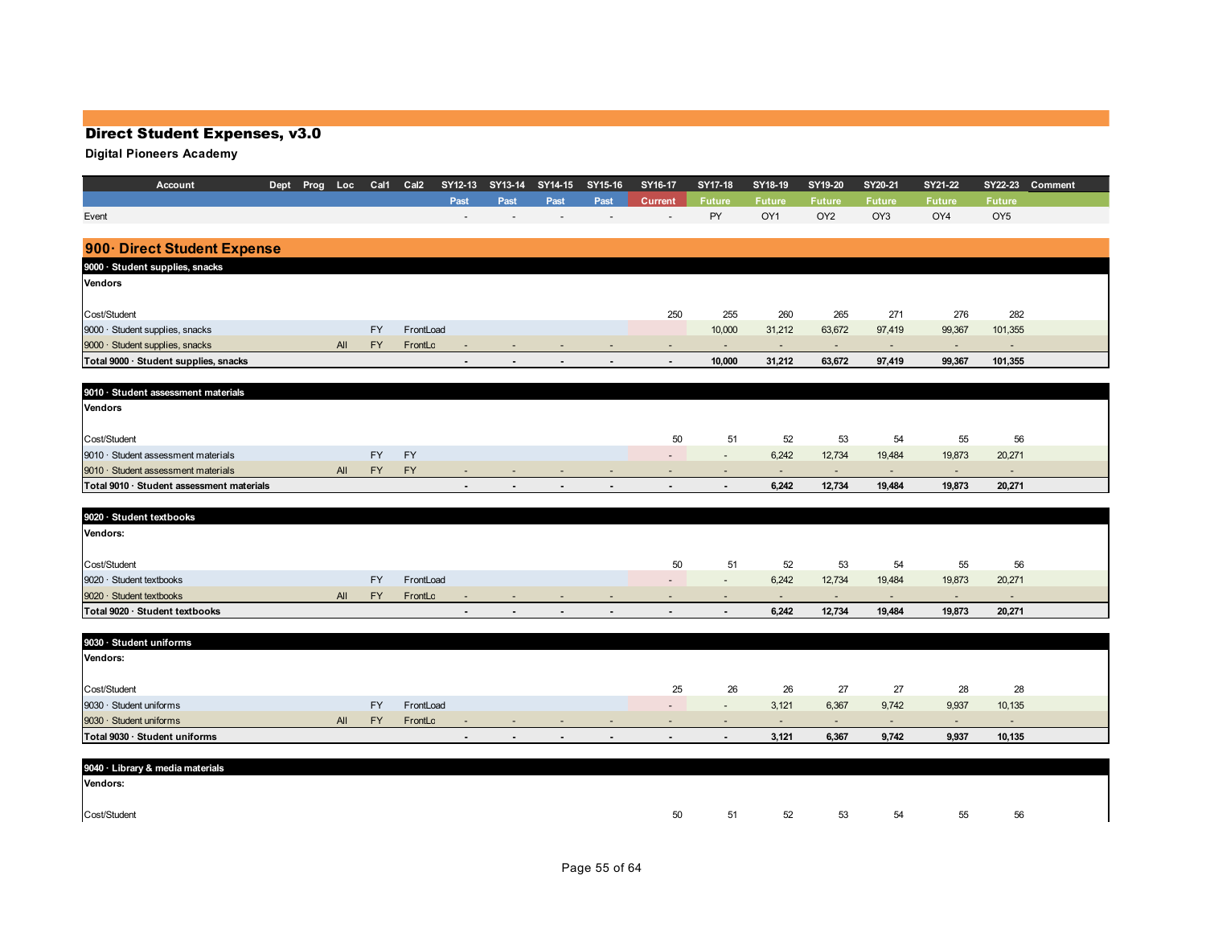# Direct Student Expenses, v3.0

**Digital Pioneers Academy**

| Account | Dept | Prog | Loc | Cal1 | Cal2 | SY12-13 | SY13-14 | SY14-15 | SY15-16 | SY16-17 | SY17-18 | SY18-19 | SY19-20 | SY20-21 | SY21-22 | SY22-23 | Comment |
|---|---|---|---|---|---|---|---|---|---|---|---|---|---|---|---|---|---|
| | | | | | | Past | Past | Past | Past | Current | Future | Future | Future | Future | Future | Future | |
| Event | | | | | | - | - | - | - | - | PY | OY1 | OY2 | OY3 | OY4 | OY5 | |
| **900· Direct Student Expense** | | | | | | | | | | | | | | | | | |
| **9000 · Student supplies, snacks** | | | | | | | | | | | | | | | | | |
| **Vendors** | | | | | | | | | | | | | | | | | |
| Cost/Student | | | | | | | | | | 250 | 255 | 260 | 265 | 271 | 276 | 282 | |
| 9000 · Student supplies, snacks | | | | FY | FrontLoad | | | | | | 10,000 | 31,212 | 63,672 | 97,419 | 99,367 | 101,355 | |
| 9000 · Student supplies, snacks | | | All | FY | FrontLo | - | - | - | - | - | - | - | - | - | - | - | |
| **Total 9000 · Student supplies, snacks** | | | | | | **-** | **-** | **-** | **-** | **-** | **10,000** | **31,212** | **63,672** | **97,419** | **99,367** | **101,355** | |
| **9010 · Student assessment materials** | | | | | | | | | | | | | | | | | |
| **Vendors** | | | | | | | | | | | | | | | | | |
| Cost/Student | | | | | | | | | | 50 | 51 | 52 | 53 | 54 | 55 | 56 | |
| 9010 · Student assessment materials | | | | FY | FY | | | | | - | - | 6,242 | 12,734 | 19,484 | 19,873 | 20,271 | |
| 9010 · Student assessment materials | | | All | FY | FY | - | - | - | - | - | - | - | - | - | - | - | |
| **Total 9010 · Student assessment materials** | | | | | | **-** | **-** | **-** | **-** | **-** | **-** | **6,242** | **12,734** | **19,484** | **19,873** | **20,271** | |
| **9020 · Student textbooks** | | | | | | | | | | | | | | | | | |
| **Vendors:** | | | | | | | | | | | | | | | | | |
| Cost/Student | | | | | | | | | | 50 | 51 | 52 | 53 | 54 | 55 | 56 | |
| 9020 · Student textbooks | | | | FY | FrontLoad | | | | | - | - | 6,242 | 12,734 | 19,484 | 19,873 | 20,271 | |
| 9020 · Student textbooks | | | All | FY | FrontLo | - | - | - | - | - | - | - | - | - | - | - | |
| **Total 9020 · Student textbooks** | | | | | | **-** | **-** | **-** | **-** | **-** | **-** | **6,242** | **12,734** | **19,484** | **19,873** | **20,271** | |
| **9030 · Student uniforms** | | | | | | | | | | | | | | | | | |
| **Vendors:** | | | | | | | | | | | | | | | | | |
| Cost/Student | | | | | | | | | | 25 | 26 | 26 | 27 | 27 | 28 | 28 | |
| 9030 · Student uniforms | | | | FY | FrontLoad | | | | | - | - | 3,121 | 6,367 | 9,742 | 9,937 | 10,135 | |
| 9030 · Student uniforms | | | All | FY | FrontLo | - | - | - | - | - | - | - | - | - | - | - | |
| **Total 9030 · Student uniforms** | | | | | | **-** | **-** | **-** | **-** | **-** | **-** | **3,121** | **6,367** | **9,742** | **9,937** | **10,135** | |
| **9040 · Library & media materials** | | | | | | | | | | | | | | | | | |
| **Vendors:** | | | | | | | | | | | | | | | | | |
| Cost/Student | | | | | | | | | | 50 | 51 | 52 | 53 | 54 | 55 | 56 | |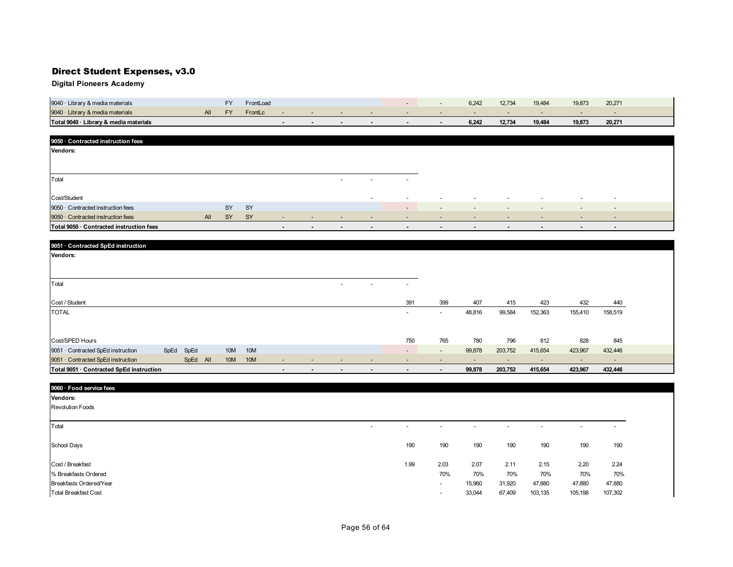# Direct Student Expenses, v3.0

**Digital Pioneers Academy**

| | | | | | | | | | | | | | | | | | |
|---|---|---|---|---|---|---|---|---|---|---|---|---|---|---|---|---|---|
| 9040 · Library & media materials | | | FY | FrontLoad | | | | | - | - | 6,242 | 12,734 | 19,484 | 19,873 | 20,271 |
| 9040 · Library & media materials | | All | FY | FrontLo | - | - | - | - | - | - | - | - | - | - | - |
| **Total 9040 · Library & media materials** | | | | | **-** | **-** | **-** | **-** | **-** | **-** | **6,242** | **12,734** | **19,484** | **19,873** | **20,271** |

| | | | | | | | | | | | | | | | |
|---|---|---|---|---|---|---|---|---|---|---|---|---|---|---|---|
| **9050 · Contracted instruction fees** | | | | | | | | | | | | | | | |
| **Vendors:** | | | | | | | | | | | | | | | |
| Total | | | | | | | - | - | - | | | | | | |
| Cost/Student | | | | | | | | - | - | - | - | - | - | - | - |
| 9050 · Contracted instruction fees | | | SY | SY | | | | | - | - | - | - | - | - | - |
| 9050 · Contracted instruction fees | | All | SY | SY | - | - | - | - | - | - | - | - | - | - | - |
| **Total 9050 · Contracted instruction fees** | | | | | **-** | **-** | **-** | **-** | **-** | **-** | **-** | **-** | **-** | **-** | **-** |

| | | | | | | | | | | | | | | | | |
|---|---|---|---|---|---|---|---|---|---|---|---|---|---|---|---|---|
| **9051 · Contracted SpEd instruction** | | | | | | | | | | | | | | | | |
| **Vendors:** | | | | | | | | | | | | | | | | |
| Total | | | | | | | | - | - | - | | | | | | |
| Cost / Student | | | | | | | | | | 391 | 399 | 407 | 415 | 423 | 432 | 440 |
| TOTAL | | | | | | | | | | - | - | 48,816 | 99,584 | 152,363 | 155,410 | 158,519 |
| Cost/SPED Hours | | | | | | | | | | 750 | 765 | 780 | 796 | 812 | 828 | 845 |
| 9051 · Contracted SpEd instruction | SpEd | SpEd | | 10M | 10M | | | | | - | - | 99,878 | 203,752 | 415,654 | 423,967 | 432,446 |
| 9051 · Contracted SpEd instruction | | SpEd | All | 10M | 10M | - | - | - | - | - | - | - | - | - | - | - |
| **Total 9051 · Contracted SpEd instruction** | | | | | | **-** | **-** | **-** | **-** | **-** | **-** | **99,878** | **203,752** | **415,654** | **423,967** | **432,446** |

| | | | | | | | | |
|---|---|---|---|---|---|---|---|---|
| **9060 · Food service fees** | | | | | | | | |
| **Vendors:** | | | | | | | | |
| Revolution Foods | | | | | | | | |
| Total | - | - | - | - | - | - | - | - |
| School Days | | 190 | 190 | 190 | 190 | 190 | 190 | 190 |
| Cost / Breakfast | | 1.99 | 2.03 | 2.07 | 2.11 | 2.15 | 2.20 | 2.24 |
| % Breakfasts Ordered | | | 70% | 70% | 70% | 70% | 70% | 70% |
| Breakfasts Ordered/Year | | | - | 15,960 | 31,920 | 47,880 | 47,880 | 47,880 |
| Total Breakfast Cost | | | - | 33,044 | 67,409 | 103,135 | 105,198 | 107,302 |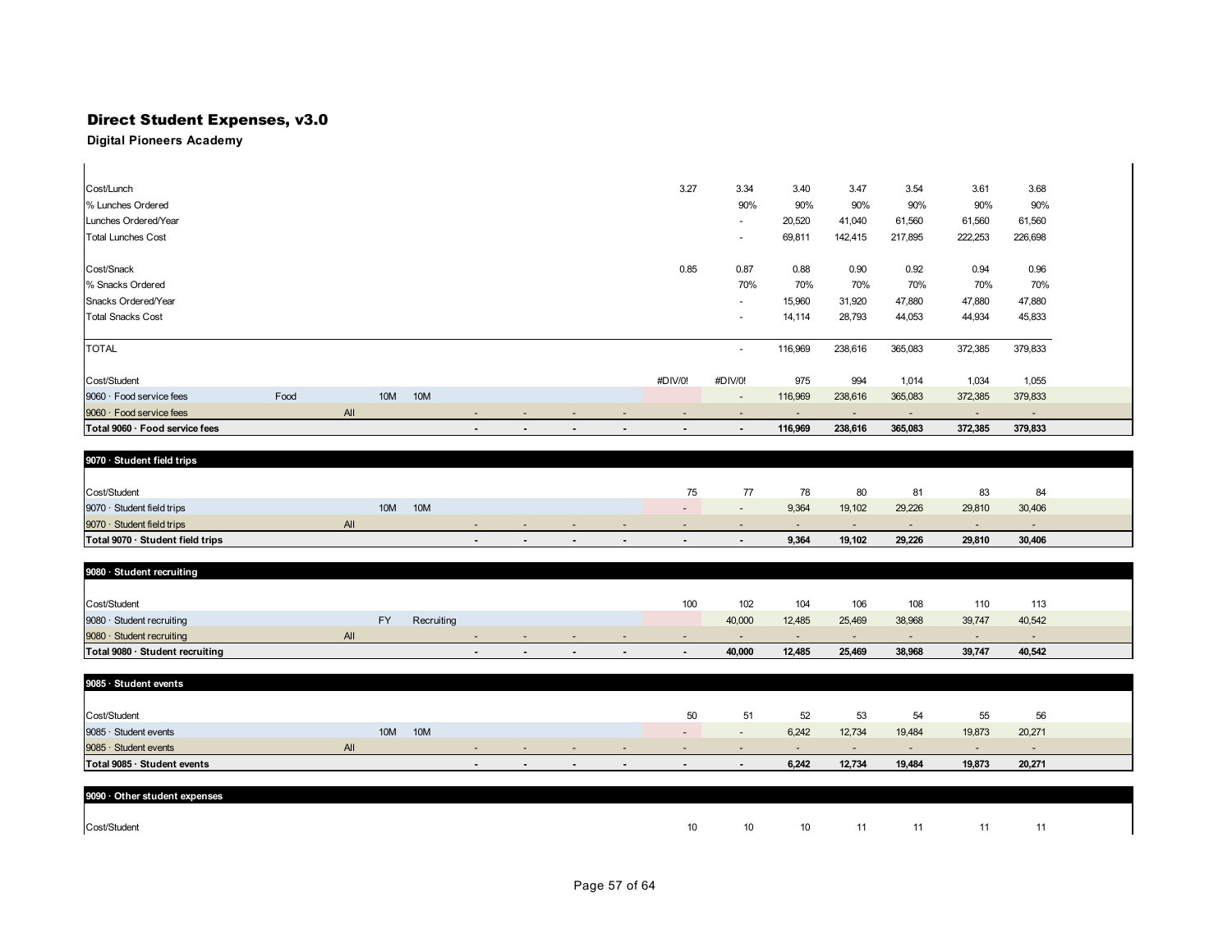# Direct Student Expenses, v3.0

**Digital Pioneers Academy**

| | | | | | | | | | | | | | | |
|---|---|---|---|---|---|---|---|---|---|---|---|---|---|---|
| Cost/Lunch | | | | | | | | 3.27 | 3.34 | 3.40 | 3.47 | 3.54 | 3.61 | 3.68 |
| % Lunches Ordered | | | | | | | | | 90% | 90% | 90% | 90% | 90% | 90% |
| Lunches Ordered/Year | | | | | | | | | - | 20,520 | 41,040 | 61,560 | 61,560 | 61,560 |
| Total Lunches Cost | | | | | | | | | - | 69,811 | 142,415 | 217,895 | 222,253 | 226,698 |
| | | | | | | | | | | | | | | |
| Cost/Snack | | | | | | | | 0.85 | 0.87 | 0.88 | 0.90 | 0.92 | 0.94 | 0.96 |
| % Snacks Ordered | | | | | | | | | 70% | 70% | 70% | 70% | 70% | 70% |
| Snacks Ordered/Year | | | | | | | | | - | 15,960 | 31,920 | 47,880 | 47,880 | 47,880 |
| Total Snacks Cost | | | | | | | | | - | 14,114 | 28,793 | 44,053 | 44,934 | 45,833 |
| | | | | | | | | | | | | | | |
| TOTAL | | | | | | | | | - | 116,969 | 238,616 | 365,083 | 372,385 | 379,833 |
| | | | | | | | | | | | | | | |
| Cost/Student | | | | | | | | #DIV/0! | #DIV/0! | 975 | 994 | 1,014 | 1,034 | 1,055 |
| 9060 · Food service fees | Food | 10M | 10M | | | | | | - | 116,969 | 238,616 | 365,083 | 372,385 | 379,833 |
| 9060 · Food service fees | All | | | - | - | - | - | - | - | - | - | - | - | - |
| **Total 9060 · Food service fees** | | | | **-** | **-** | **-** | **-** | **-** | **-** | **116,969** | **238,616** | **365,083** | **372,385** | **379,833** |

| **9070 · Student field trips** | | | | | | | | | | | | | | |
|---|---|---|---|---|---|---|---|---|---|---|---|---|---|---|
| Cost/Student | | | | | | | | 75 | 77 | 78 | 80 | 81 | 83 | 84 |
| 9070 · Student field trips | | 10M | 10M | | | | | - | - | 9,364 | 19,102 | 29,226 | 29,810 | 30,406 |
| 9070 · Student field trips | All | | | - | - | - | - | - | - | - | - | - | - | - |
| **Total 9070 · Student field trips** | | | | **-** | **-** | **-** | **-** | **-** | **-** | **9,364** | **19,102** | **29,226** | **29,810** | **30,406** |

| **9080 · Student recruiting** | | | | | | | | | | | | | | |
|---|---|---|---|---|---|---|---|---|---|---|---|---|---|---|
| Cost/Student | | | | | | | | 100 | 102 | 104 | 106 | 108 | 110 | 113 |
| 9080 · Student recruiting | | FY | Recruiting | | | | | | 40,000 | 12,485 | 25,469 | 38,968 | 39,747 | 40,542 |
| 9080 · Student recruiting | All | | | - | - | - | - | - | - | - | - | - | - | - |
| **Total 9080 · Student recruiting** | | | | **-** | **-** | **-** | **-** | **-** | **40,000** | **12,485** | **25,469** | **38,968** | **39,747** | **40,542** |

| **9085 · Student events** | | | | | | | | | | | | | | |
|---|---|---|---|---|---|---|---|---|---|---|---|---|---|---|
| Cost/Student | | | | | | | | 50 | 51 | 52 | 53 | 54 | 55 | 56 |
| 9085 · Student events | | 10M | 10M | | | | | - | - | 6,242 | 12,734 | 19,484 | 19,873 | 20,271 |
| 9085 · Student events | All | | | - | - | - | - | - | - | - | - | - | - | - |
| **Total 9085 · Student events** | | | | **-** | **-** | **-** | **-** | **-** | **-** | **6,242** | **12,734** | **19,484** | **19,873** | **20,271** |

| **9090 · Other student expenses** | | | | | | | | | | | | | | |
|---|---|---|---|---|---|---|---|---|---|---|---|---|---|---|
| Cost/Student | | | | | | | | 10 | 10 | 10 | 11 | 11 | 11 | 11 |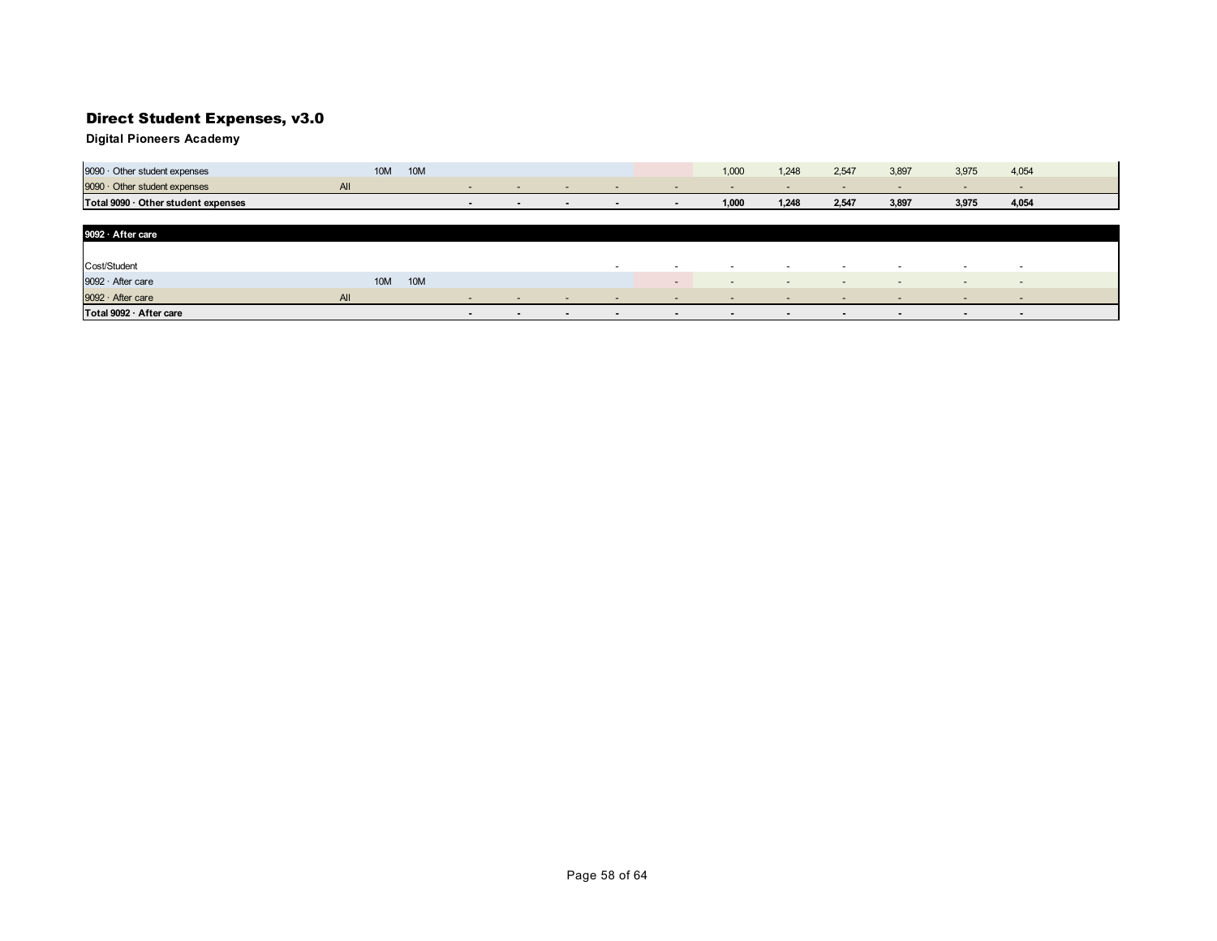# Direct Student Expenses, v3.0

**Digital Pioneers Academy**

| | | | | | | | | | | | | | | | |
|---|---|---|---|---|---|---|---|---|---|---|---|---|---|---|---|
| 9090 · Other student expenses | | 10M | 10M | | | | | | 1,000 | 1,248 | 2,547 | 3,897 | 3,975 | 4,054 | |
| 9090 · Other student expenses | All | | | - | - | - | - | - | - | - | - | - | - | - | |
| **Total 9090 · Other student expenses** | | | | **-** | **-** | **-** | **-** | **-** | **1,000** | **1,248** | **2,547** | **3,897** | **3,975** | **4,054** | |

| | | | | | | | | | | | | | | | |
|---|---|---|---|---|---|---|---|---|---|---|---|---|---|---|---|
| **9092 · After care** | | | | | | | | | | | | | | | |
| Cost/Student | | | | | | | - | - | - | - | - | - | - | - | |
| 9092 · After care | | 10M | 10M | | | | | - | - | - | - | - | - | - | |
| 9092 · After care | All | | | - | - | - | - | - | - | - | - | - | - | - | |
| **Total 9092 · After care** | | | | **-** | **-** | **-** | **-** | **-** | **-** | **-** | **-** | **-** | **-** | **-** | |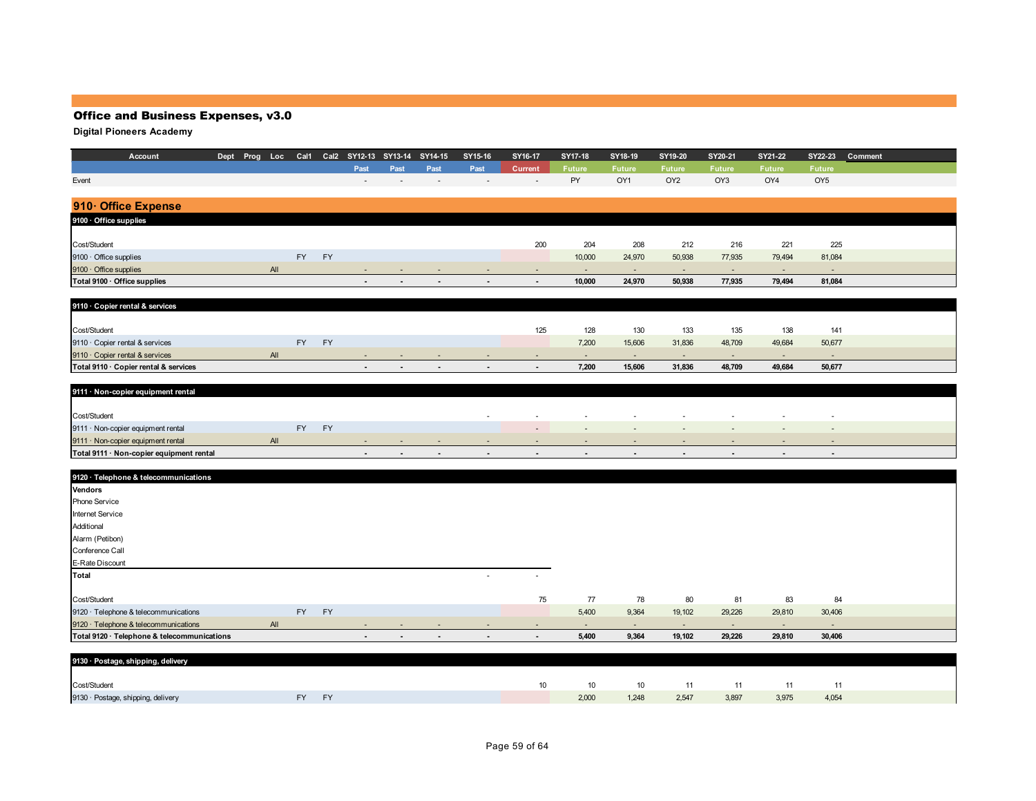# Office and Business Expenses, v3.0

**Digital Pioneers Academy**

| Account | Dept | Prog | Loc | Cal1 | Cal2 | SY12-13 | SY13-14 | SY14-15 | SY15-16 | SY16-17 | SY17-18 | SY18-19 | SY19-20 | SY20-21 | SY21-22 | SY22-23 | Comment |
|---|---|---|---|---|---|---|---|---|---|---|---|---|---|---|---|---|---|
| | | | | | | Past | Past | Past | Past | Current | Future | Future | Future | Future | Future | Future | |
| Event | | | | | | - | - | - | - | - | PY | OY1 | OY2 | OY3 | OY4 | OY5 | |
| **910· Office Expense** | | | | | | | | | | | | | | | | | |
| **9100 · Office supplies** | | | | | | | | | | | | | | | | | |
| Cost/Student | | | | | | | | | | 200 | 204 | 208 | 212 | 216 | 221 | 225 | |
| 9100 · Office supplies | | | | FY | FY | | | | | | 10,000 | 24,970 | 50,938 | 77,935 | 79,494 | 81,084 | |
| 9100 · Office supplies | | | All | | | - | - | - | - | - | - | - | - | - | - | - | |
| **Total 9100 · Office supplies** | | | | | | **-** | **-** | **-** | **-** | **-** | **10,000** | **24,970** | **50,938** | **77,935** | **79,494** | **81,084** | |
| **9110 · Copier rental & services** | | | | | | | | | | | | | | | | | |
| Cost/Student | | | | | | | | | | 125 | 128 | 130 | 133 | 135 | 138 | 141 | |
| 9110 · Copier rental & services | | | | FY | FY | | | | | | 7,200 | 15,606 | 31,836 | 48,709 | 49,684 | 50,677 | |
| 9110 · Copier rental & services | | | All | | | - | - | - | - | - | - | - | - | - | - | - | |
| **Total 9110 · Copier rental & services** | | | | | | **-** | **-** | **-** | **-** | **-** | **7,200** | **15,606** | **31,836** | **48,709** | **49,684** | **50,677** | |
| **9111 · Non-copier equipment rental** | | | | | | | | | | | | | | | | | |
| Cost/Student | | | | | | | | | - | - | - | - | - | - | - | - | |
| 9111 · Non-copier equipment rental | | | | FY | FY | | | | | - | - | - | - | - | - | - | |
| 9111 · Non-copier equipment rental | | | All | | | - | - | - | - | - | - | - | - | - | - | - | |
| **Total 9111 · Non-copier equipment rental** | | | | | | **-** | **-** | **-** | **-** | **-** | **-** | **-** | **-** | **-** | **-** | **-** | |
| **9120 · Telephone & telecommunications** | | | | | | | | | | | | | | | | | |
| **Vendors** | | | | | | | | | | | | | | | | | |
| Phone Service | | | | | | | | | | | | | | | | | |
| Internet Service | | | | | | | | | | | | | | | | | |
| Additional | | | | | | | | | | | | | | | | | |
| Alarm (Petibon) | | | | | | | | | | | | | | | | | |
| Conference Call | | | | | | | | | | | | | | | | | |
| E-Rate Discount | | | | | | | | | | | | | | | | | |
| **Total** | | | | | | | | | - | - | | | | | | | |
| Cost/Student | | | | | | | | | | 75 | 77 | 78 | 80 | 81 | 83 | 84 | |
| 9120 · Telephone & telecommunications | | | | FY | FY | | | | | | 5,400 | 9,364 | 19,102 | 29,226 | 29,810 | 30,406 | |
| 9120 · Telephone & telecommunications | | | All | | | - | - | - | - | - | - | - | - | - | - | - | |
| **Total 9120 · Telephone & telecommunications** | | | | | | **-** | **-** | **-** | **-** | **-** | **5,400** | **9,364** | **19,102** | **29,226** | **29,810** | **30,406** | |
| **9130 · Postage, shipping, delivery** | | | | | | | | | | | | | | | | | |
| Cost/Student | | | | | | | | | | 10 | 10 | 10 | 11 | 11 | 11 | 11 | |
| 9130 · Postage, shipping, delivery | | | | FY | FY | | | | | | 2,000 | 1,248 | 2,547 | 3,897 | 3,975 | 4,054 | |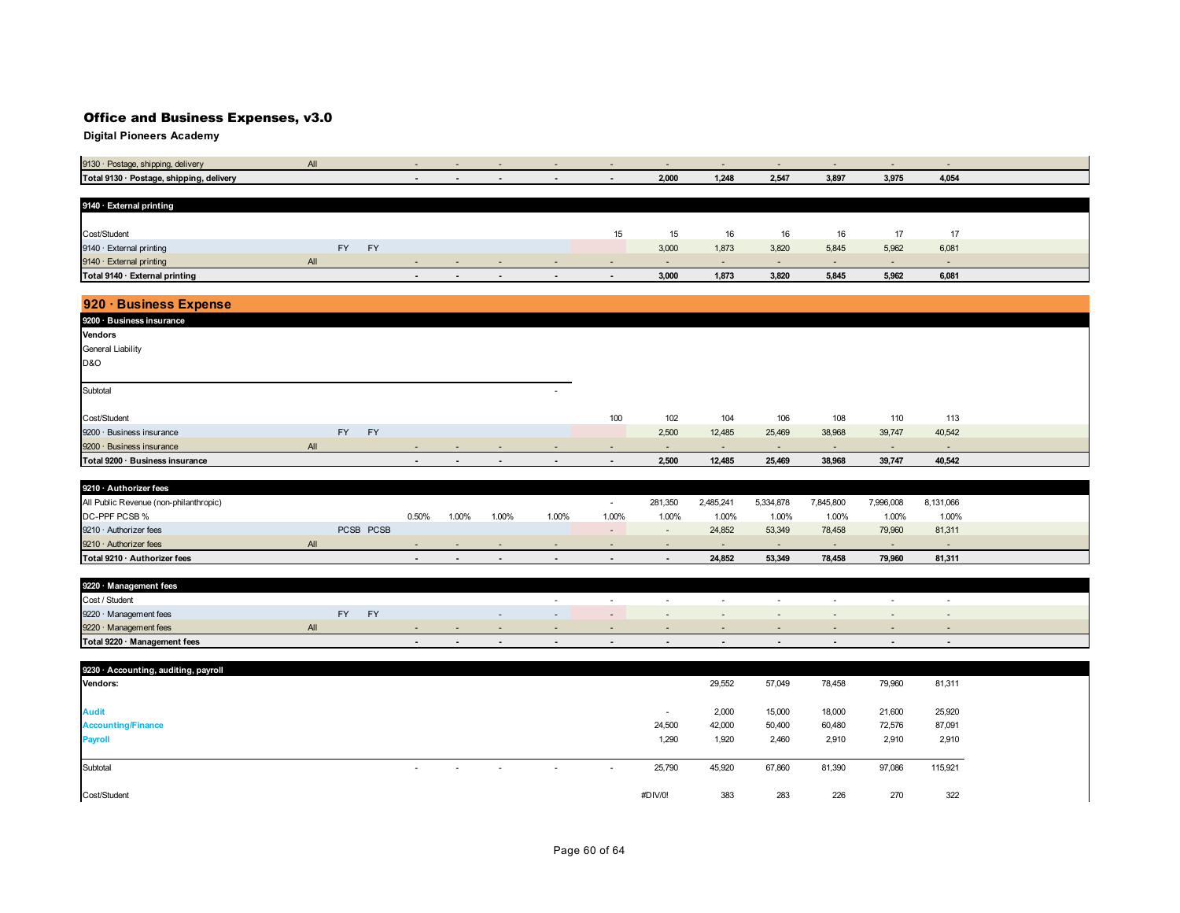# Office and Business Expenses, v3.0

**Digital Pioneers Academy**

| | | | | | | | | | | | | | | | |
|---|---|---|---|---|---|---|---|---|---|---|---|---|---|---|---|
| 9130 · Postage, shipping, delivery | All | | | - | - | - | - | - | - | - | - | - | - | - | |
| **Total 9130 · Postage, shipping, delivery** | | | | **-** | **-** | **-** | **-** | **-** | **2,000** | **1,248** | **2,547** | **3,897** | **3,975** | **4,054** | |

| **9140 · External printing** | | | | | | | | | | | | | | | |
|---|---|---|---|---|---|---|---|---|---|---|---|---|---|---|---|
| Cost/Student | | | | | | | | 15 | 15 | 16 | 16 | 16 | 17 | 17 | |
| 9140 · External printing | | FY | FY | | | | | | 3,000 | 1,873 | 3,820 | 5,845 | 5,962 | 6,081 | |
| 9140 · External printing | All | | | - | - | - | - | - | - | - | - | - | - | - | |
| **Total 9140 · External printing** | | | | **-** | **-** | **-** | **-** | **-** | **3,000** | **1,873** | **3,820** | **5,845** | **5,962** | **6,081** | |

## 920 · Business Expense

| **9200 · Business insurance** | | | | | | | | | | | | | | | |
|---|---|---|---|---|---|---|---|---|---|---|---|---|---|---|---|
| **Vendors** | | | | | | | | | | | | | | | |
| General Liability | | | | | | | | | | | | | | | |
| D&O | | | | | | | | | | | | | | | |
| Subtotal | | | | | | | - | | | | | | | | |
| Cost/Student | | | | | | | | 100 | 102 | 104 | 106 | 108 | 110 | 113 | |
| 9200 · Business insurance | | FY | FY | | | | | | 2,500 | 12,485 | 25,469 | 38,968 | 39,747 | 40,542 | |
| 9200 · Business insurance | All | | | - | - | - | - | - | - | - | - | - | - | - | |
| **Total 9200 · Business insurance** | | | | **-** | **-** | **-** | **-** | **-** | **2,500** | **12,485** | **25,469** | **38,968** | **39,747** | **40,542** | |

| **9210 · Authorizer fees** | | | | | | | | | | | | | | | |
|---|---|---|---|---|---|---|---|---|---|---|---|---|---|---|---|
| All Public Revenue (non-philanthropic) | | | | | | | | - | 281,350 | 2,485,241 | 5,334,878 | 7,845,800 | 7,996,008 | 8,131,066 | |
| DC-PPF PCSB % | | | | 0.50% | 1.00% | 1.00% | 1.00% | 1.00% | 1.00% | 1.00% | 1.00% | 1.00% | 1.00% | 1.00% | |
| 9210 · Authorizer fees | | PCSB | PCSB | | | | | - | - | 24,852 | 53,349 | 78,458 | 79,960 | 81,311 | |
| 9210 · Authorizer fees | All | | | - | - | - | - | - | - | - | - | - | - | - | |
| **Total 9210 · Authorizer fees** | | | | **-** | **-** | **-** | **-** | **-** | **-** | **24,852** | **53,349** | **78,458** | **79,960** | **81,311** | |

| **9220 · Management fees** | | | | | | | | | | | | | | | |
|---|---|---|---|---|---|---|---|---|---|---|---|---|---|---|---|
| Cost / Student | | | | | | | - | - | - | - | - | - | - | - | |
| 9220 · Management fees | | FY | FY | | | - | - | - | - | - | - | - | - | - | |
| 9220 · Management fees | All | | | - | - | - | - | - | - | - | - | - | - | - | |
| **Total 9220 · Management fees** | | | | **-** | **-** | **-** | **-** | **-** | **-** | **-** | **-** | **-** | **-** | **-** | |

| **9230 · Accounting, auditing, payroll** | | | | | | | | | | | | | | | |
|---|---|---|---|---|---|---|---|---|---|---|---|---|---|---|---|
| **Vendors:** | | | | | | | | | | 29,552 | 57,049 | 78,458 | 79,960 | 81,311 | |
| **Audit** | | | | | | | | | - | 2,000 | 15,000 | 18,000 | 21,600 | 25,920 | |
| **Accounting/Finance** | | | | | | | | | 24,500 | 42,000 | 50,400 | 60,480 | 72,576 | 87,091 | |
| **Payroll** | | | | | | | | | 1,290 | 1,920 | 2,460 | 2,910 | 2,910 | 2,910 | |
| Subtotal | | | | - | - | - | - | - | 25,790 | 45,920 | 67,860 | 81,390 | 97,086 | 115,921 | |
| Cost/Student | | | | | | | | | #DIV/0! | 383 | 283 | 226 | 270 | 322 | |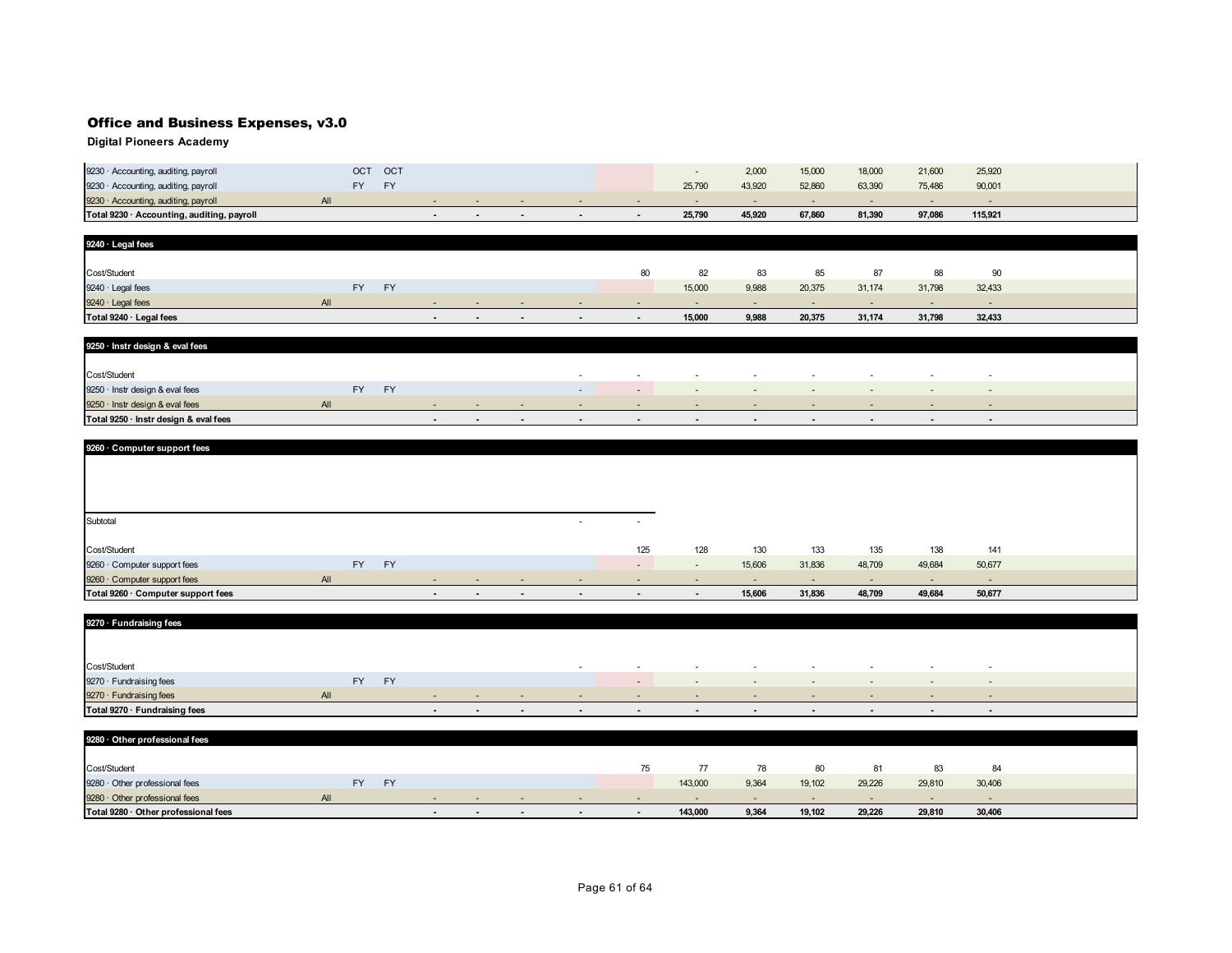# Office and Business Expenses, v3.0

**Digital Pioneers Academy**

| | | | | | | | | | | | | | | | | |
|---|---|---|---|---|---|---|---|---|---|---|---|---|---|---|---|---|
| 9230 · Accounting, auditing, payroll | | OCT | OCT | | | | | | | - | 2,000 | 15,000 | 18,000 | 21,600 | 25,920 | |
| 9230 · Accounting, auditing, payroll | | FY | FY | | | | | | | 25,790 | 43,920 | 52,860 | 63,390 | 75,486 | 90,001 | |
| 9230 · Accounting, auditing, payroll | All | | | | - | - | - | - | - | - | - | - | - | - | - | |
| **Total 9230 · Accounting, auditing, payroll** | | | | | **-** | **-** | **-** | **-** | **-** | **25,790** | **45,920** | **67,860** | **81,390** | **97,086** | **115,921** | |

| **9240 · Legal fees** | | | | | | | | | | | | | | | | |
|---|---|---|---|---|---|---|---|---|---|---|---|---|---|---|---|---|
| Cost/Student | | | | | | | | | 80 | 82 | 83 | 85 | 87 | 88 | 90 | |
| 9240 · Legal fees | | FY | FY | | | | | | | 15,000 | 9,988 | 20,375 | 31,174 | 31,798 | 32,433 | |
| 9240 · Legal fees | All | | | | - | - | - | - | - | - | - | - | - | - | - | |
| **Total 9240 · Legal fees** | | | | | **-** | **-** | **-** | **-** | **-** | **15,000** | **9,988** | **20,375** | **31,174** | **31,798** | **32,433** | |

| **9250 · Instr design & eval fees** | | | | | | | | | | | | | | | | |
|---|---|---|---|---|---|---|---|---|---|---|---|---|---|---|---|---|
| Cost/Student | | | | | | | | - | - | - | - | - | - | - | - | |
| 9250 · Instr design & eval fees | | FY | FY | | | | | - | - | - | - | - | - | - | - | |
| 9250 · Instr design & eval fees | All | | | | - | - | - | - | - | - | - | - | - | - | - | |
| **Total 9250 · Instr design & eval fees** | | | | | **-** | **-** | **-** | **-** | **-** | **-** | **-** | **-** | **-** | **-** | **-** | |

| **9260 · Computer support fees** | | | | | | | | | | | | | | | | |
|---|---|---|---|---|---|---|---|---|---|---|---|---|---|---|---|---|
| Subtotal | | | | | | | | - | - | | | | | | | |
| Cost/Student | | | | | | | | | 125 | 128 | 130 | 133 | 135 | 138 | 141 | |
| 9260 · Computer support fees | | FY | FY | | | | | | - | - | 15,606 | 31,836 | 48,709 | 49,684 | 50,677 | |
| 9260 · Computer support fees | All | | | | - | - | - | - | - | - | - | - | - | - | - | |
| **Total 9260 · Computer support fees** | | | | | **-** | **-** | **-** | **-** | **-** | **-** | **15,606** | **31,836** | **48,709** | **49,684** | **50,677** | |

| **9270 · Fundraising fees** | | | | | | | | | | | | | | | | |
|---|---|---|---|---|---|---|---|---|---|---|---|---|---|---|---|---|
| Cost/Student | | | | | | | | - | - | - | - | - | - | - | - | |
| 9270 · Fundraising fees | | FY | FY | | | | | | - | - | - | - | - | - | - | |
| 9270 · Fundraising fees | All | | | | - | - | - | - | - | - | - | - | - | - | - | |
| **Total 9270 · Fundraising fees** | | | | | **-** | **-** | **-** | **-** | **-** | **-** | **-** | **-** | **-** | **-** | **-** | |

| **9280 · Other professional fees** | | | | | | | | | | | | | | | | |
|---|---|---|---|---|---|---|---|---|---|---|---|---|---|---|---|---|
| Cost/Student | | | | | | | | | 75 | 77 | 78 | 80 | 81 | 83 | 84 | |
| 9280 · Other professional fees | | FY | FY | | | | | | | 143,000 | 9,364 | 19,102 | 29,226 | 29,810 | 30,406 | |
| 9280 · Other professional fees | All | | | | - | - | - | - | - | - | - | - | - | - | - | |
| **Total 9280 · Other professional fees** | | | | | **-** | **-** | **-** | **-** | **-** | **143,000** | **9,364** | **19,102** | **29,226** | **29,810** | **30,406** | |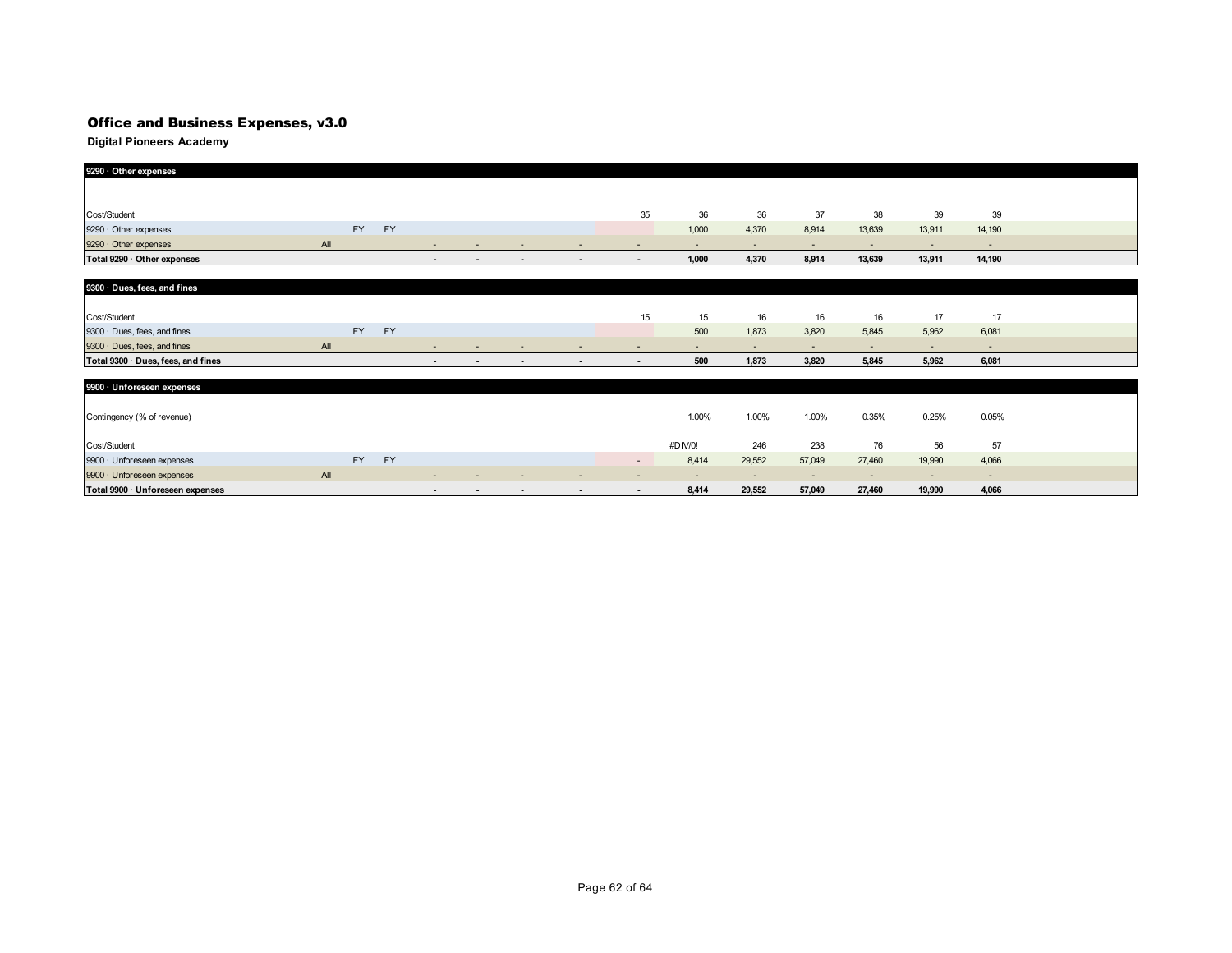## Office and Business Expenses, v3.0

**Digital Pioneers Academy**

| 9290 · Other expenses | | | | | | | | | | | | | | | | |
|---|---|---|---|---|---|---|---|---|---|---|---|---|---|---|---|---|
| | | | | | | | | | | | | | | | | |
| Cost/Student | | | | | | | | 35 | 36 | 36 | 37 | 38 | 39 | 39 | | |
| 9290 · Other expenses | | FY | FY | | | | | | 1,000 | 4,370 | 8,914 | 13,639 | 13,911 | 14,190 | | |
| 9290 · Other expenses | All | | | - | - | - | - | - | - | - | - | - | - | - | | |
| **Total 9290 · Other expenses** | | | | **-** | **-** | **-** | **-** | **-** | **1,000** | **4,370** | **8,914** | **13,639** | **13,911** | **14,190** | | |

| 9300 · Dues, fees, and fines | | | | | | | | | | | | | | | | |
|---|---|---|---|---|---|---|---|---|---|---|---|---|---|---|---|---|
| | | | | | | | | | | | | | | | | |
| Cost/Student | | | | | | | | 15 | 15 | 16 | 16 | 16 | 17 | 17 | | |
| 9300 · Dues, fees, and fines | | FY | FY | | | | | | 500 | 1,873 | 3,820 | 5,845 | 5,962 | 6,081 | | |
| 9300 · Dues, fees, and fines | All | | | - | - | - | - | - | - | - | - | - | - | - | | |
| **Total 9300 · Dues, fees, and fines** | | | | **-** | **-** | **-** | **-** | **-** | **500** | **1,873** | **3,820** | **5,845** | **5,962** | **6,081** | | |

| 9900 · Unforeseen expenses | | | | | | | | | | | | | | | | |
|---|---|---|---|---|---|---|---|---|---|---|---|---|---|---|---|---|
| | | | | | | | | | | | | | | | | |
| Contingency (% of revenue) | | | | | | | | | 1.00% | 1.00% | 1.00% | 0.35% | 0.25% | 0.05% | | |
| | | | | | | | | | | | | | | | | |
| Cost/Student | | | | | | | | | #DIV/0! | 246 | 238 | 76 | 56 | 57 | | |
| 9900 · Unforeseen expenses | | FY | FY | | | | | - | 8,414 | 29,552 | 57,049 | 27,460 | 19,990 | 4,066 | | |
| 9900 · Unforeseen expenses | All | | | - | - | - | - | - | - | - | - | - | - | - | | |
| **Total 9900 · Unforeseen expenses** | | | | **-** | **-** | **-** | **-** | **-** | **8,414** | **29,552** | **57,049** | **27,460** | **19,990** | **4,066** | | |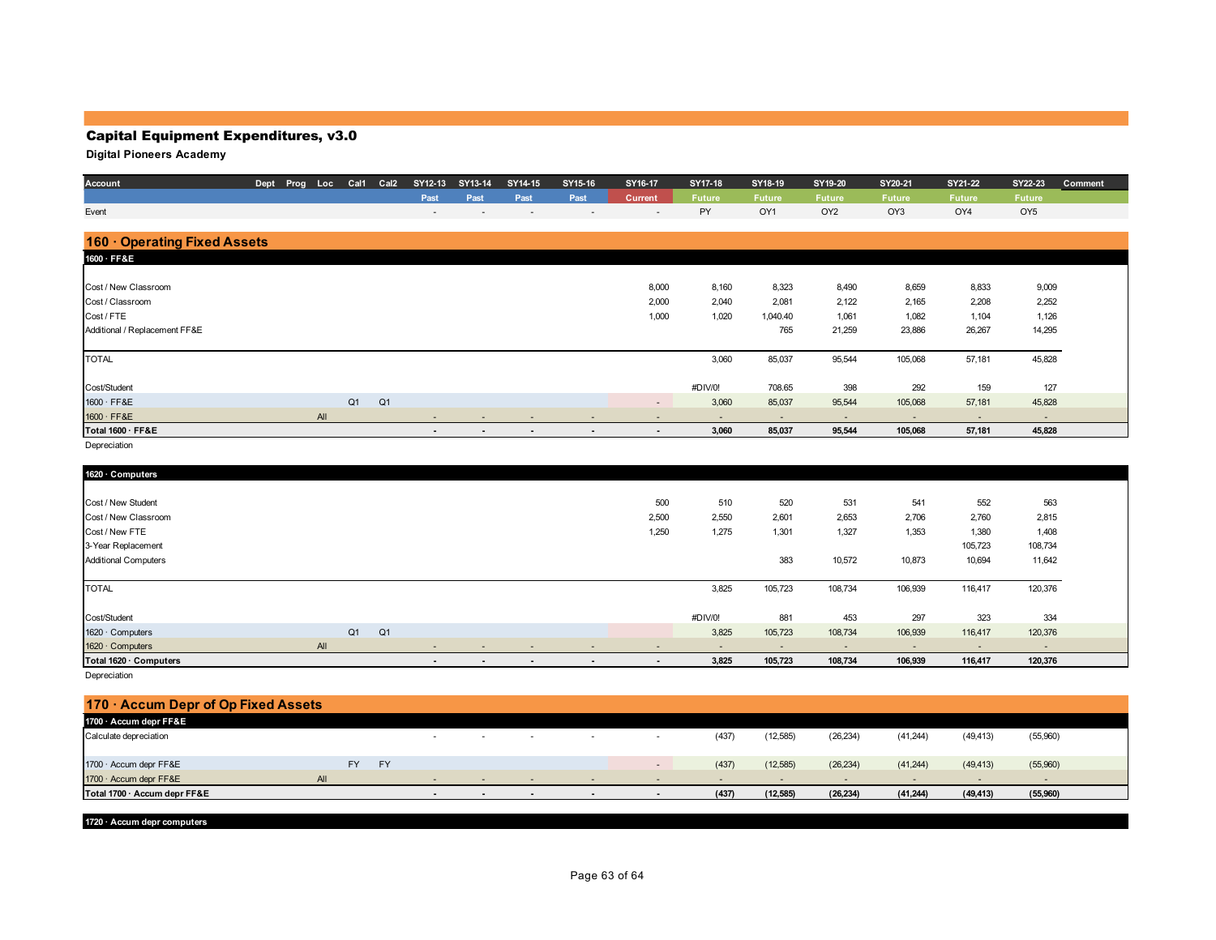# Capital Equipment Expenditures, v3.0

**Digital Pioneers Academy**

| Account | Dept | Prog | Loc | Cal1 | Cal2 | SY12-13 | SY13-14 | SY14-15 | SY15-16 | SY16-17 | SY17-18 | SY18-19 | SY19-20 | SY20-21 | SY21-22 | SY22-23 | Comment |
|---|---|---|---|---|---|---|---|---|---|---|---|---|---|---|---|---|---|
| | | | | | | Past | Past | Past | Past | Current | Future | Future | Future | Future | Future | Future | |
| Event | | | | | | - | - | - | - | - | PY | OY1 | OY2 | OY3 | OY4 | OY5 | |

## 160 · Operating Fixed Assets

| 1600 · FF&E | Dept | Prog | Loc | Cal1 | Cal2 | SY12-13 | SY13-14 | SY14-15 | SY15-16 | SY16-17 | SY17-18 | SY18-19 | SY19-20 | SY20-21 | SY21-22 | SY22-23 | Comment |
|---|---|---|---|---|---|---|---|---|---|---|---|---|---|---|---|---|---|
| Cost / New Classroom | | | | | | | | | | 8,000 | 8,160 | 8,323 | 8,490 | 8,659 | 8,833 | 9,009 | |
| Cost / Classroom | | | | | | | | | | 2,000 | 2,040 | 2,081 | 2,122 | 2,165 | 2,208 | 2,252 | |
| Cost / FTE | | | | | | | | | | 1,000 | 1,020 | 1,040.40 | 1,061 | 1,082 | 1,104 | 1,126 | |
| Additional / Replacement FF&E | | | | | | | | | | | | 765 | 21,259 | 23,886 | 26,267 | 14,295 | |
| TOTAL | | | | | | | | | | | 3,060 | 85,037 | 95,544 | 105,068 | 57,181 | 45,828 | |
| Cost/Student | | | | | | | | | | | #DIV/0! | 708.65 | 398 | 292 | 159 | 127 | |
| 1600 · FF&E | | | | Q1 | Q1 | | | | | - | 3,060 | 85,037 | 95,544 | 105,068 | 57,181 | 45,828 | |
| 1600 · FF&E | | | All | | | - | - | - | - | - | - | - | - | - | - | - | |
| **Total 1600 · FF&E** | | | | | | **-** | **-** | **-** | **-** | **-** | **3,060** | **85,037** | **95,544** | **105,068** | **57,181** | **45,828** | |

Depreciation

| 1620 · Computers | Dept | Prog | Loc | Cal1 | Cal2 | SY12-13 | SY13-14 | SY14-15 | SY15-16 | SY16-17 | SY17-18 | SY18-19 | SY19-20 | SY20-21 | SY21-22 | SY22-23 | Comment |
|---|---|---|---|---|---|---|---|---|---|---|---|---|---|---|---|---|---|
| Cost / New Student | | | | | | | | | | 500 | 510 | 520 | 531 | 541 | 552 | 563 | |
| Cost / New Classroom | | | | | | | | | | 2,500 | 2,550 | 2,601 | 2,653 | 2,706 | 2,760 | 2,815 | |
| Cost / New FTE | | | | | | | | | | 1,250 | 1,275 | 1,301 | 1,327 | 1,353 | 1,380 | 1,408 | |
| 3-Year Replacement | | | | | | | | | | | | | | | 105,723 | 108,734 | |
| Additional Computers | | | | | | | | | | | | 383 | 10,572 | 10,873 | 10,694 | 11,642 | |
| TOTAL | | | | | | | | | | | 3,825 | 105,723 | 108,734 | 106,939 | 116,417 | 120,376 | |
| Cost/Student | | | | | | | | | | | #DIV/0! | 881 | 453 | 297 | 323 | 334 | |
| 1620 · Computers | | | | Q1 | Q1 | | | | | | 3,825 | 105,723 | 108,734 | 106,939 | 116,417 | 120,376 | |
| 1620 · Computers | | | All | | | - | - | - | - | - | - | - | - | - | - | - | |
| **Total 1620 · Computers** | | | | | | **-** | **-** | **-** | **-** | **-** | **3,825** | **105,723** | **108,734** | **106,939** | **116,417** | **120,376** | |

Depreciation

## 170 · Accum Depr of Op Fixed Assets

| 1700 · Accum depr FF&E | Dept | Prog | Loc | Cal1 | Cal2 | SY12-13 | SY13-14 | SY14-15 | SY15-16 | SY16-17 | SY17-18 | SY18-19 | SY19-20 | SY20-21 | SY21-22 | SY22-23 | Comment |
|---|---|---|---|---|---|---|---|---|---|---|---|---|---|---|---|---|---|
| Calculate depreciation | | | | | | - | - | - | - | - | (437) | (12,585) | (26,234) | (41,244) | (49,413) | (55,960) | |
| 1700 · Accum depr FF&E | | | | FY | FY | | | | | - | (437) | (12,585) | (26,234) | (41,244) | (49,413) | (55,960) | |
| 1700 · Accum depr FF&E | | | All | | | - | - | - | - | - | - | - | - | - | - | - | |
| **Total 1700 · Accum depr FF&E** | | | | | | **-** | **-** | **-** | **-** | **-** | **(437)** | **(12,585)** | **(26,234)** | **(41,244)** | **(49,413)** | **(55,960)** | |

**1720 · Accum depr computers**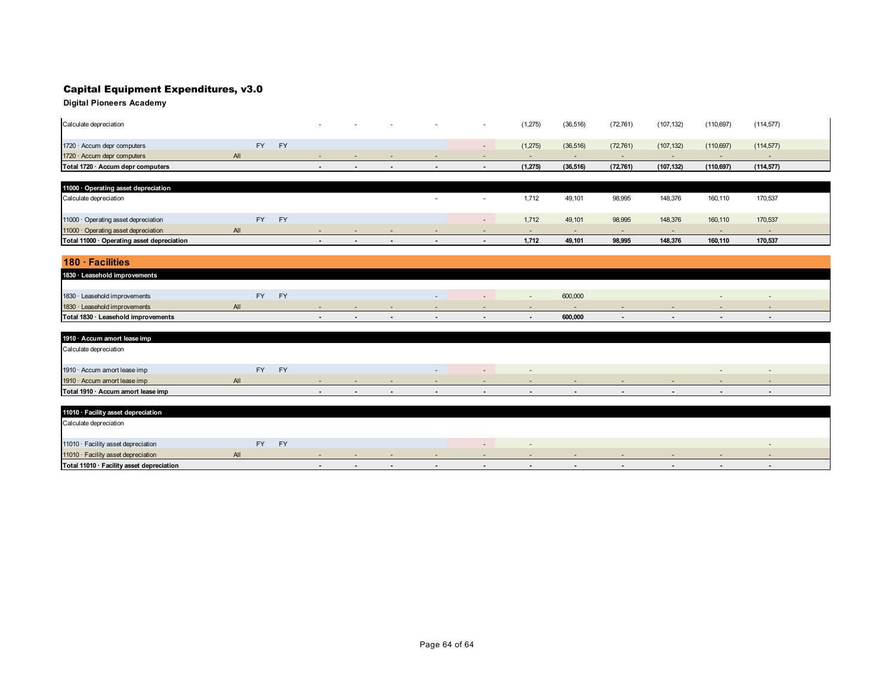## Capital Equipment Expenditures, v3.0

**Digital Pioneers Academy**

| | | | | | | | | | | | | | | |
|---|---|---|---|---|---|---|---|---|---|---|---|---|---|---|
| Calculate depreciation | | | | - | - | - | - | - | (1,275) | (36,516) | (72,761) | (107,132) | (110,697) | (114,577) |
| 1720 · Accum depr computers | | FY | FY | | | | | - | (1,275) | (36,516) | (72,761) | (107,132) | (110,697) | (114,577) |
| 1720 · Accum depr computers | All | | | - | - | - | - | - | - | - | - | - | - | - |
| **Total 1720 · Accum depr computers** | | | | **-** | **-** | **-** | **-** | **-** | **(1,275)** | **(36,516)** | **(72,761)** | **(107,132)** | **(110,697)** | **(114,577)** |

| **11000 · Operating asset depreciation** | | | | | | | | | | | | | | |
|---|---|---|---|---|---|---|---|---|---|---|---|---|---|---|
| Calculate depreciation | | | | | | | - | - | 1,712 | 49,101 | 98,995 | 148,376 | 160,110 | 170,537 |
| 11000 · Operating asset depreciation | | FY | FY | | | | | - | 1,712 | 49,101 | 98,995 | 148,376 | 160,110 | 170,537 |
| 11000 · Operating asset depreciation | All | | | - | - | - | - | - | - | - | - | - | - | - |
| **Total 11000 · Operating asset depreciation** | | | | **-** | **-** | **-** | **-** | **-** | **1,712** | **49,101** | **98,995** | **148,376** | **160,110** | **170,537** |

## 180 · Facilities

| **1830 · Leasehold improvements** | | | | | | | | | | | | | | |
|---|---|---|---|---|---|---|---|---|---|---|---|---|---|---|
| 1830 · Leasehold improvements | | FY | FY | | | | - | - | - | 600,000 | | | - | - |
| 1830 · Leasehold improvements | All | | | - | - | - | - | - | - | - | - | - | - | - |
| **Total 1830 · Leasehold improvements** | | | | **-** | **-** | **-** | **-** | **-** | **-** | **600,000** | **-** | **-** | **-** | **-** |

| **1910 · Accum amort lease imp** | | | | | | | | | | | | | | |
|---|---|---|---|---|---|---|---|---|---|---|---|---|---|---|
| Calculate depreciation | | | | | | | | | | | | | | |
| 1910 · Accum amort lease imp | | FY | FY | | | | - | - | - | | | | - | - |
| 1910 · Accum amort lease imp | All | | | - | - | - | - | - | - | - | - | - | - | - |
| **Total 1910 · Accum amort lease imp** | | | | **-** | **-** | **-** | **-** | **-** | **-** | **-** | **-** | **-** | **-** | **-** |

| **11010 · Facility asset depreciation** | | | | | | | | | | | | | | |
|---|---|---|---|---|---|---|---|---|---|---|---|---|---|---|
| Calculate depreciation | | | | | | | | | | | | | | |
| 11010 · Facility asset depreciation | | FY | FY | | | | | - | - | | | | | - |
| 11010 · Facility asset depreciation | All | | | - | - | - | - | - | - | - | - | - | - | - |
| **Total 11010 · Facility asset depreciation** | | | | **-** | **-** | **-** | **-** | **-** | **-** | **-** | **-** | **-** | **-** | **-** |